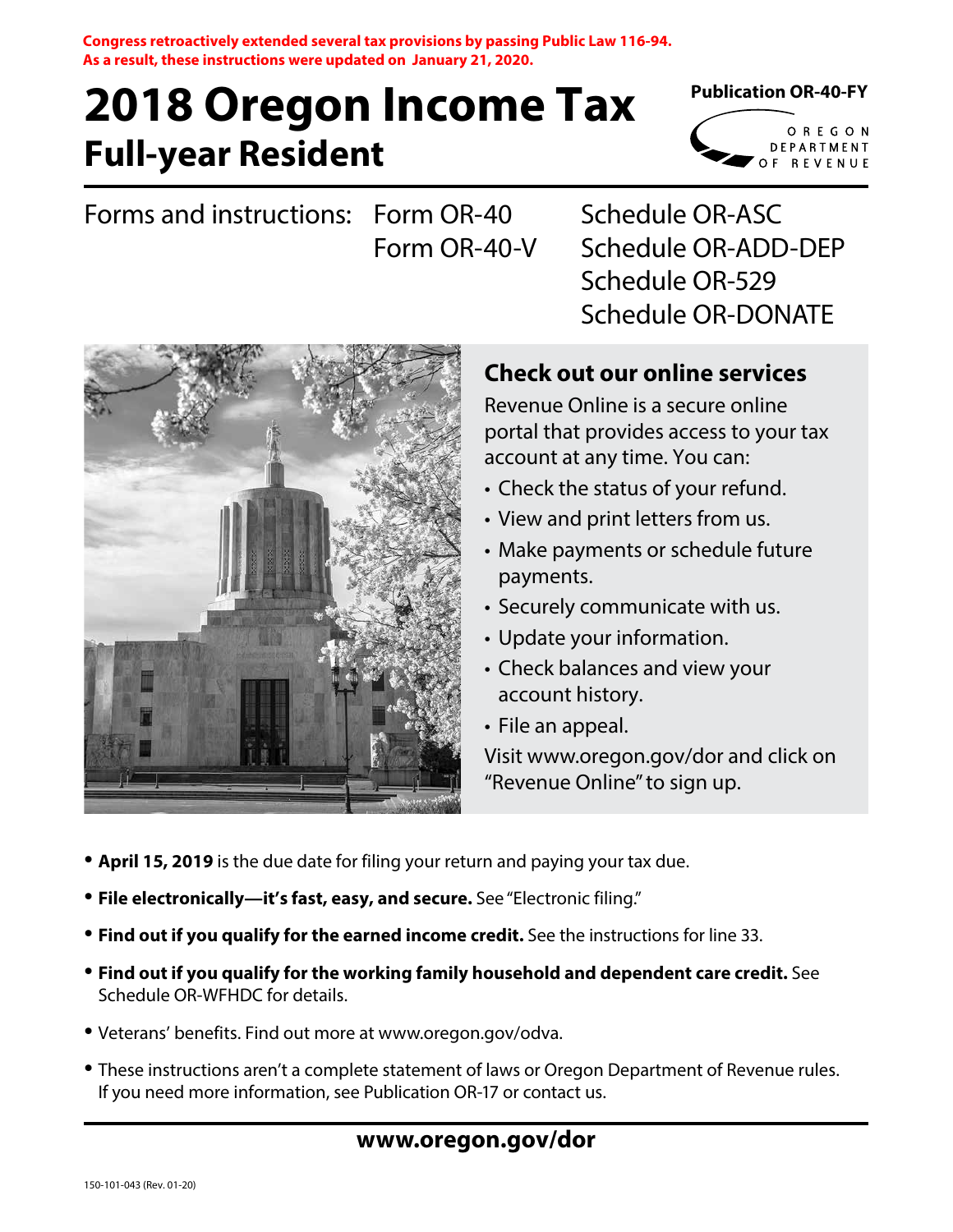**Congress retroactively extended several tax provisions by passing Public Law 116-94. As a result, these instructions were updated on January 21, 2020.**

# 2018 Oregon Income Tax
## Full-year Resident

**Publication OR-40-FY**

OREGON DEPARTMENT OF REVENUE

Forms and instructions: Form OR-40, Form OR-40-V, Schedule OR-ASC, Schedule OR-ADD-DEP, Schedule OR-529, Schedule OR-DONATE

### Check out our online services

Revenue Online is a secure online portal that provides access to your tax account at any time. You can:

- Check the status of your refund.
- View and print letters from us.
- Make payments or schedule future payments.
- Securely communicate with us.
- Update your information.
- Check balances and view your account history.
- File an appeal.

Visit www.oregon.gov/dor and click on "Revenue Online" to sign up.

- **April 15, 2019** is the due date for filing your return and paying your tax due.
- **File electronically—it's fast, easy, and secure.** See "Electronic filing."
- **Find out if you qualify for the earned income credit.** See the instructions for line 33.
- **Find out if you qualify for the working family household and dependent care credit.** See Schedule OR-WFHDC for details.
- Veterans' benefits. Find out more at www.oregon.gov/odva.
- These instructions aren't a complete statement of laws or Oregon Department of Revenue rules. If you need more information, see Publication OR-17 or contact us.

**www.oregon.gov/dor**

150-101-043 (Rev. 01-20)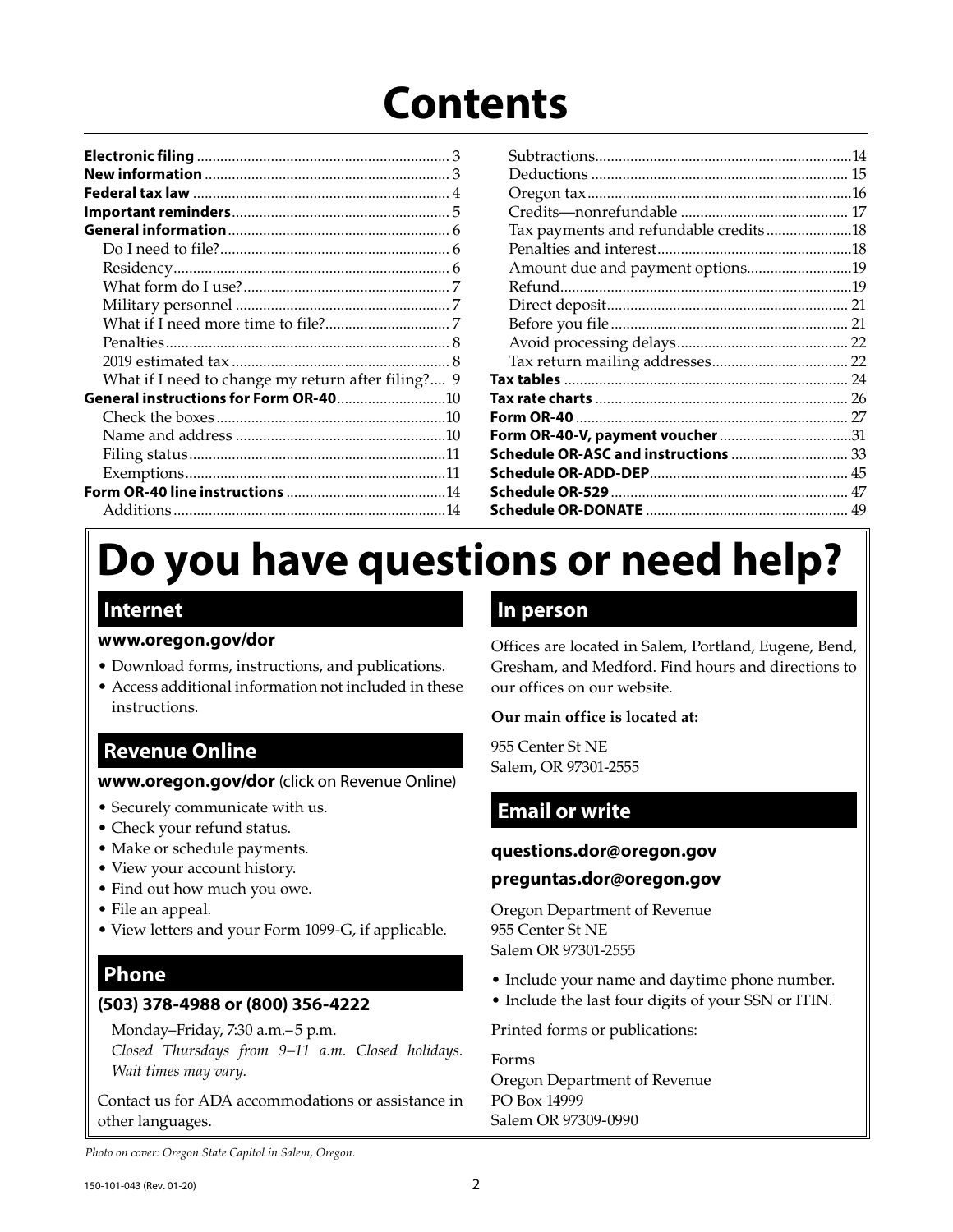# Contents

| | |
|---|---|
| **Electronic filing** | 3 |
| **New information** | 3 |
| **Federal tax law** | 4 |
| **Important reminders** | 5 |
| **General information** | 6 |
| Do I need to file? | 6 |
| Residency | 6 |
| What form do I use? | 7 |
| Military personnel | 7 |
| What if I need more time to file? | 7 |
| Penalties | 8 |
| 2019 estimated tax | 8 |
| What if I need to change my return after filing? | 9 |
| **General instructions for Form OR-40** | 10 |
| Check the boxes | 10 |
| Name and address | 10 |
| Filing status | 11 |
| Exemptions | 11 |
| **Form OR-40 line instructions** | 14 |
| Additions | 14 |
| Subtractions | 14 |
| Deductions | 15 |
| Oregon tax | 16 |
| Credits—nonrefundable | 17 |
| Tax payments and refundable credits | 18 |
| Penalties and interest | 18 |
| Amount due and payment options | 19 |
| Refund | 19 |
| Direct deposit | 21 |
| Before you file | 21 |
| Avoid processing delays | 22 |
| Tax return mailing addresses | 22 |
| **Tax tables** | 24 |
| **Tax rate charts** | 26 |
| **Form OR-40** | 27 |
| **Form OR-40-V, payment voucher** | 31 |
| **Schedule OR-ASC and instructions** | 33 |
| **Schedule OR-ADD-DEP** | 45 |
| **Schedule OR-529** | 47 |
| **Schedule OR-DONATE** | 49 |

# Do you have questions or need help?

## Internet

**www.oregon.gov/dor**

- Download forms, instructions, and publications.
- Access additional information not included in these instructions.

## Revenue Online

**www.oregon.gov/dor** (click on Revenue Online)

- Securely communicate with us.
- Check your refund status.
- Make or schedule payments.
- View your account history.
- Find out how much you owe.
- File an appeal.
- View letters and your Form 1099-G, if applicable.

## Phone

**(503) 378-4988 or (800) 356-4222**

Monday–Friday, 7:30 a.m.–5 p.m.
*Closed Thursdays from 9–11 a.m. Closed holidays. Wait times may vary.*

Contact us for ADA accommodations or assistance in other languages.

## In person

Offices are located in Salem, Portland, Eugene, Bend, Gresham, and Medford. Find hours and directions to our offices on our website.

**Our main office is located at:**

955 Center St NE
Salem, OR 97301-2555

## Email or write

**questions.dor@oregon.gov**

**preguntas.dor@oregon.gov**

Oregon Department of Revenue
955 Center St NE
Salem OR 97301-2555

- Include your name and daytime phone number.
- Include the last four digits of your SSN or ITIN.

Printed forms or publications:

Forms
Oregon Department of Revenue
PO Box 14999
Salem OR 97309-0990

*Photo on cover: Oregon State Capitol in Salem, Oregon.*

150-101-043 (Rev. 01-20)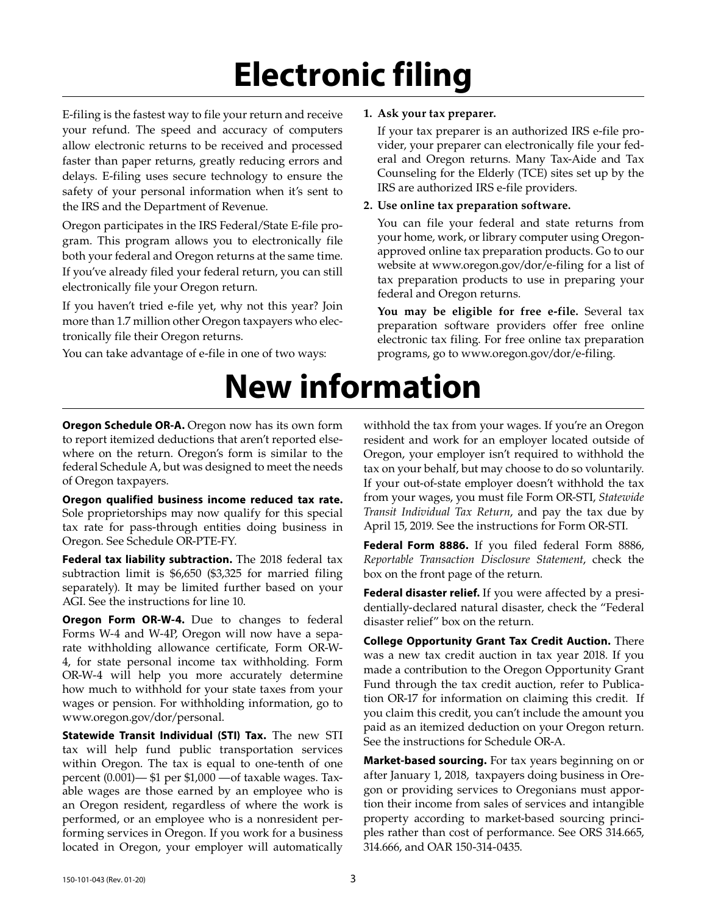# Electronic filing

E-filing is the fastest way to file your return and receive your refund. The speed and accuracy of computers allow electronic returns to be received and processed faster than paper returns, greatly reducing errors and delays. E-filing uses secure technology to ensure the safety of your personal information when it's sent to the IRS and the Department of Revenue.

Oregon participates in the IRS Federal/State E-file program. This program allows you to electronically file both your federal and Oregon returns at the same time. If you've already filed your federal return, you can still electronically file your Oregon return.

If you haven't tried e-file yet, why not this year? Join more than 1.7 million other Oregon taxpayers who electronically file their Oregon returns.

You can take advantage of e-file in one of two ways:

1. **Ask your tax preparer.**

   If your tax preparer is an authorized IRS e-file provider, your preparer can electronically file your federal and Oregon returns. Many Tax-Aide and Tax Counseling for the Elderly (TCE) sites set up by the IRS are authorized IRS e-file providers.

2. **Use online tax preparation software.**

   You can file your federal and state returns from your home, work, or library computer using Oregon-approved online tax preparation products. Go to our website at www.oregon.gov/dor/e-filing for a list of tax preparation products to use in preparing your federal and Oregon returns.

   **You may be eligible for free e-file.** Several tax preparation software providers offer free online electronic tax filing. For free online tax preparation programs, go to www.oregon.gov/dor/e-filing.

# New information

**Oregon Schedule OR-A.** Oregon now has its own form to report itemized deductions that aren't reported elsewhere on the return. Oregon's form is similar to the federal Schedule A, but was designed to meet the needs of Oregon taxpayers.

**Oregon qualified business income reduced tax rate.** Sole proprietorships may now qualify for this special tax rate for pass-through entities doing business in Oregon. See Schedule OR-PTE-FY.

**Federal tax liability subtraction.** The 2018 federal tax subtraction limit is $6,650 ($3,325 for married filing separately). It may be limited further based on your AGI. See the instructions for line 10.

**Oregon Form OR-W-4.** Due to changes to federal Forms W-4 and W-4P, Oregon will now have a separate withholding allowance certificate, Form OR-W-4, for state personal income tax withholding. Form OR-W-4 will help you more accurately determine how much to withhold for your state taxes from your wages or pension. For withholding information, go to www.oregon.gov/dor/personal.

**Statewide Transit Individual (STI) Tax.** The new STI tax will help fund public transportation services within Oregon. The tax is equal to one-tenth of one percent (0.001)— $1 per $1,000 —of taxable wages. Taxable wages are those earned by an employee who is an Oregon resident, regardless of where the work is performed, or an employee who is a nonresident performing services in Oregon. If you work for a business located in Oregon, your employer will automatically withhold the tax from your wages. If you're an Oregon resident and work for an employer located outside of Oregon, your employer isn't required to withhold the tax on your behalf, but may choose to do so voluntarily. If your out-of-state employer doesn't withhold the tax from your wages, you must file Form OR-STI, *Statewide Transit Individual Tax Return*, and pay the tax due by April 15, 2019. See the instructions for Form OR-STI.

**Federal Form 8886.** If you filed federal Form 8886, *Reportable Transaction Disclosure Statement*, check the box on the front page of the return.

**Federal disaster relief.** If you were affected by a presidentially-declared natural disaster, check the "Federal disaster relief" box on the return.

**College Opportunity Grant Tax Credit Auction.** There was a new tax credit auction in tax year 2018. If you made a contribution to the Oregon Opportunity Grant Fund through the tax credit auction, refer to Publication OR-17 for information on claiming this credit. If you claim this credit, you can't include the amount you paid as an itemized deduction on your Oregon return. See the instructions for Schedule OR-A.

**Market-based sourcing.** For tax years beginning on or after January 1, 2018, taxpayers doing business in Oregon or providing services to Oregonians must apportion their income from sales of services and intangible property according to market-based sourcing principles rather than cost of performance. See ORS 314.665, 314.666, and OAR 150-314-0435.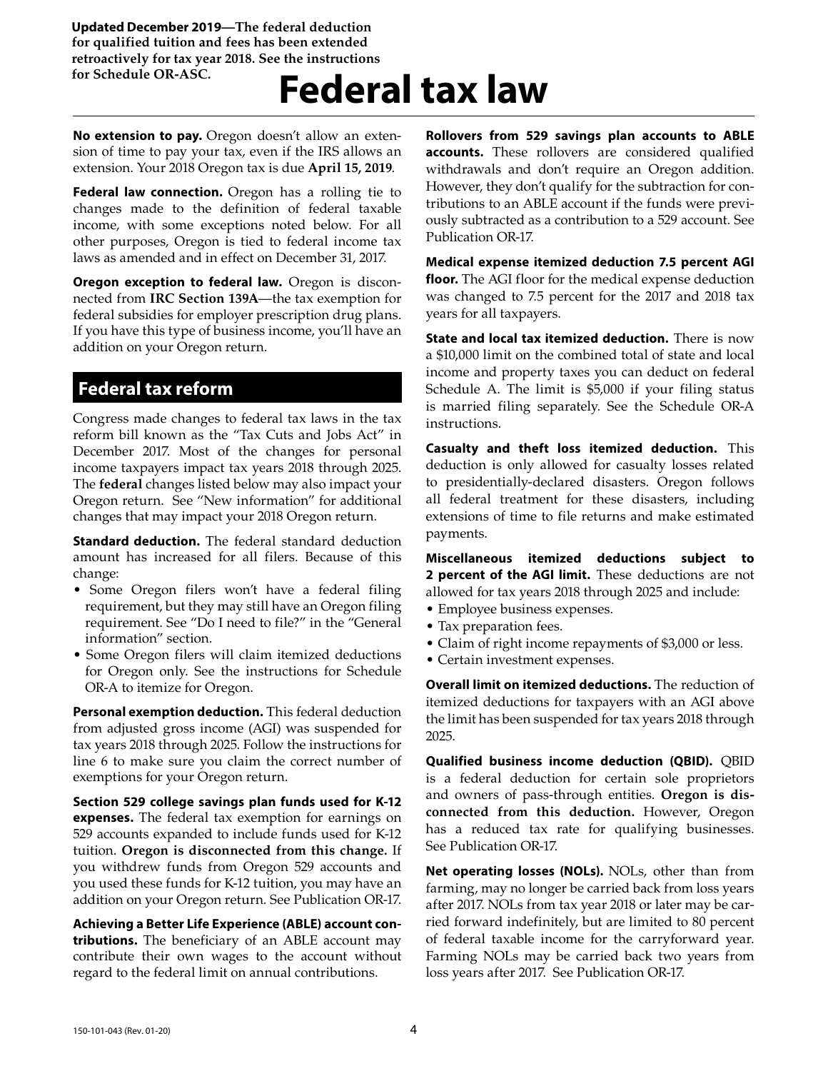**Updated December 2019—The federal deduction for qualified tuition and fees has been extended retroactively for tax year 2018. See the instructions for Schedule OR-ASC.**

# Federal tax law

**No extension to pay.** Oregon doesn't allow an extension of time to pay your tax, even if the IRS allows an extension. Your 2018 Oregon tax is due **April 15, 2019**.

**Federal law connection.** Oregon has a rolling tie to changes made to the definition of federal taxable income, with some exceptions noted below. For all other purposes, Oregon is tied to federal income tax laws as amended and in effect on December 31, 2017.

**Oregon exception to federal law.** Oregon is disconnected from **IRC Section 139A**—the tax exemption for federal subsidies for employer prescription drug plans. If you have this type of business income, you'll have an addition on your Oregon return.

## Federal tax reform

Congress made changes to federal tax laws in the tax reform bill known as the "Tax Cuts and Jobs Act" in December 2017. Most of the changes for personal income taxpayers impact tax years 2018 through 2025. The **federal** changes listed below may also impact your Oregon return. See "New information" for additional changes that may impact your 2018 Oregon return.

**Standard deduction.** The federal standard deduction amount has increased for all filers. Because of this change:

- Some Oregon filers won't have a federal filing requirement, but they may still have an Oregon filing requirement. See "Do I need to file?" in the "General information" section.
- Some Oregon filers will claim itemized deductions for Oregon only. See the instructions for Schedule OR-A to itemize for Oregon.

**Personal exemption deduction.** This federal deduction from adjusted gross income (AGI) was suspended for tax years 2018 through 2025. Follow the instructions for line 6 to make sure you claim the correct number of exemptions for your Oregon return.

**Section 529 college savings plan funds used for K-12 expenses.** The federal tax exemption for earnings on 529 accounts expanded to include funds used for K-12 tuition. **Oregon is disconnected from this change.** If you withdrew funds from Oregon 529 accounts and you used these funds for K-12 tuition, you may have an addition on your Oregon return. See Publication OR-17.

**Achieving a Better Life Experience (ABLE) account contributions.** The beneficiary of an ABLE account may contribute their own wages to the account without regard to the federal limit on annual contributions.

**Rollovers from 529 savings plan accounts to ABLE accounts.** These rollovers are considered qualified withdrawals and don't require an Oregon addition. However, they don't qualify for the subtraction for contributions to an ABLE account if the funds were previously subtracted as a contribution to a 529 account. See Publication OR-17.

**Medical expense itemized deduction 7.5 percent AGI floor.** The AGI floor for the medical expense deduction was changed to 7.5 percent for the 2017 and 2018 tax years for all taxpayers.

**State and local tax itemized deduction.** There is now a $10,000 limit on the combined total of state and local income and property taxes you can deduct on federal Schedule A. The limit is $5,000 if your filing status is married filing separately. See the Schedule OR-A instructions.

**Casualty and theft loss itemized deduction.** This deduction is only allowed for casualty losses related to presidentially-declared disasters. Oregon follows all federal treatment for these disasters, including extensions of time to file returns and make estimated payments.

**Miscellaneous itemized deductions subject to 2 percent of the AGI limit.** These deductions are not allowed for tax years 2018 through 2025 and include:

- Employee business expenses.
- Tax preparation fees.
- Claim of right income repayments of $3,000 or less.
- Certain investment expenses.

**Overall limit on itemized deductions.** The reduction of itemized deductions for taxpayers with an AGI above the limit has been suspended for tax years 2018 through 2025.

**Qualified business income deduction (QBID).** QBID is a federal deduction for certain sole proprietors and owners of pass-through entities. **Oregon is disconnected from this deduction.** However, Oregon has a reduced tax rate for qualifying businesses. See Publication OR-17.

**Net operating losses (NOLs).** NOLs, other than from farming, may no longer be carried back from loss years after 2017. NOLs from tax year 2018 or later may be carried forward indefinitely, but are limited to 80 percent of federal taxable income for the carryforward year. Farming NOLs may be carried back two years from loss years after 2017. See Publication OR-17.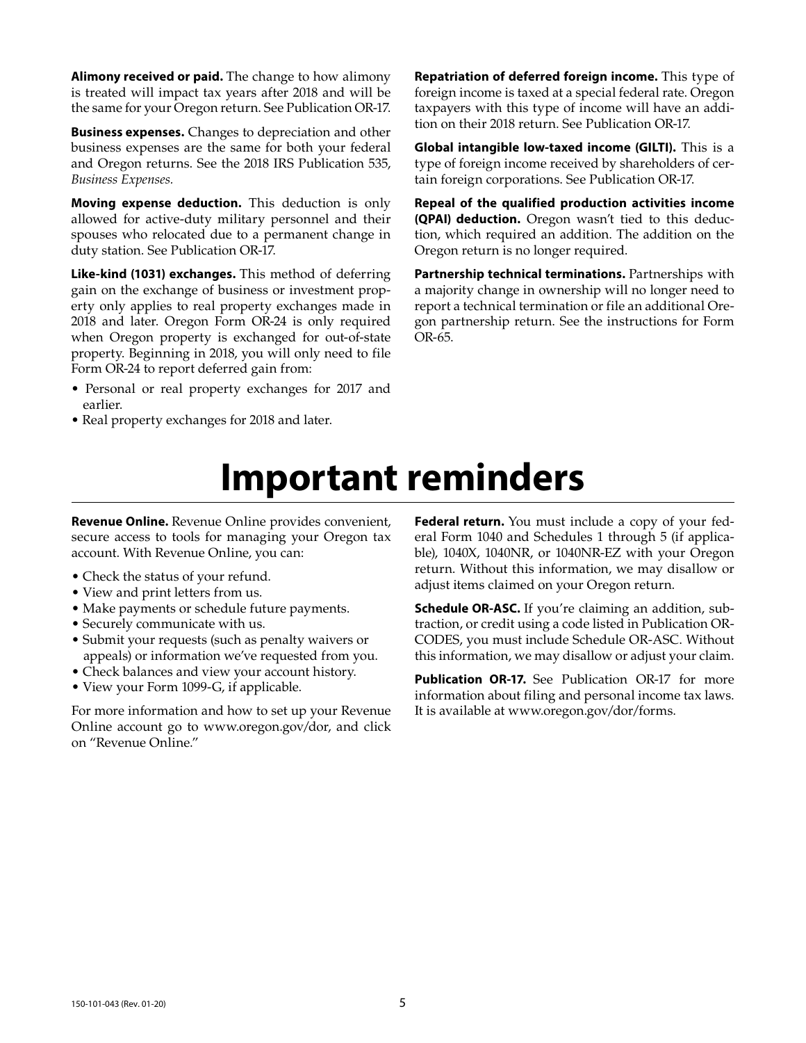**Alimony received or paid.** The change to how alimony is treated will impact tax years after 2018 and will be the same for your Oregon return. See Publication OR-17.

**Business expenses.** Changes to depreciation and other business expenses are the same for both your federal and Oregon returns. See the 2018 IRS Publication 535, *Business Expenses.*

**Moving expense deduction.** This deduction is only allowed for active-duty military personnel and their spouses who relocated due to a permanent change in duty station. See Publication OR-17.

**Like-kind (1031) exchanges.** This method of deferring gain on the exchange of business or investment property only applies to real property exchanges made in 2018 and later. Oregon Form OR-24 is only required when Oregon property is exchanged for out-of-state property. Beginning in 2018, you will only need to file Form OR-24 to report deferred gain from:

- Personal or real property exchanges for 2017 and earlier.
- Real property exchanges for 2018 and later.

**Repatriation of deferred foreign income.** This type of foreign income is taxed at a special federal rate. Oregon taxpayers with this type of income will have an addition on their 2018 return. See Publication OR-17.

**Global intangible low-taxed income (GILTI).** This is a type of foreign income received by shareholders of certain foreign corporations. See Publication OR-17.

**Repeal of the qualified production activities income (QPAI) deduction.** Oregon wasn't tied to this deduction, which required an addition. The addition on the Oregon return is no longer required.

**Partnership technical terminations.** Partnerships with a majority change in ownership will no longer need to report a technical termination or file an additional Oregon partnership return. See the instructions for Form OR-65.

# Important reminders

**Revenue Online.** Revenue Online provides convenient, secure access to tools for managing your Oregon tax account. With Revenue Online, you can:

- Check the status of your refund.
- View and print letters from us.
- Make payments or schedule future payments.
- Securely communicate with us.
- Submit your requests (such as penalty waivers or appeals) or information we've requested from you.
- Check balances and view your account history.
- View your Form 1099-G, if applicable.

For more information and how to set up your Revenue Online account go to www.oregon.gov/dor, and click on "Revenue Online."

**Federal return.** You must include a copy of your federal Form 1040 and Schedules 1 through 5 (if applicable), 1040X, 1040NR, or 1040NR-EZ with your Oregon return. Without this information, we may disallow or adjust items claimed on your Oregon return.

**Schedule OR-ASC.** If you're claiming an addition, subtraction, or credit using a code listed in Publication OR-CODES, you must include Schedule OR-ASC. Without this information, we may disallow or adjust your claim.

**Publication OR-17.** See Publication OR-17 for more information about filing and personal income tax laws. It is available at www.oregon.gov/dor/forms.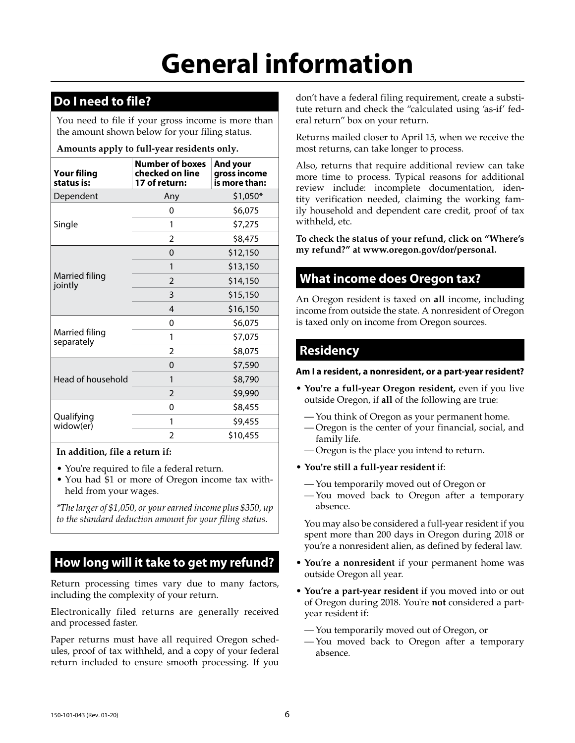# General information

## Do I need to file?

You need to file if your gross income is more than the amount shown below for your filing status.

**Amounts apply to full-year residents only.**

| Your filing status is: | Number of boxes checked on line 17 of return: | And your gross income is more than: |
|---|---|---|
| Dependent | Any | $1,050* |
| Single | 0 | $6,075 |
| | 1 | $7,275 |
| | 2 | $8,475 |
| Married filing jointly | 0 | $12,150 |
| | 1 | $13,150 |
| | 2 | $14,150 |
| | 3 | $15,150 |
| | 4 | $16,150 |
| Married filing separately | 0 | $6,075 |
| | 1 | $7,075 |
| | 2 | $8,075 |
| Head of household | 0 | $7,590 |
| | 1 | $8,790 |
| | 2 | $9,990 |
| Qualifying widow(er) | 0 | $8,455 |
| | 1 | $9,455 |
| | 2 | $10,455 |

**In addition, file a return if:**

- You're required to file a federal return.
- You had $1 or more of Oregon income tax withheld from your wages.

*\*The larger of $1,050, or your earned income plus $350, up to the standard deduction amount for your filing status.*

## How long will it take to get my refund?

Return processing times vary due to many factors, including the complexity of your return.

Electronically filed returns are generally received and processed faster.

Paper returns must have all required Oregon schedules, proof of tax withheld, and a copy of your federal return included to ensure smooth processing. If you don't have a federal filing requirement, create a substitute return and check the "calculated using 'as-if' federal return" box on your return.

Returns mailed closer to April 15, when we receive the most returns, can take longer to process.

Also, returns that require additional review can take more time to process. Typical reasons for additional review include: incomplete documentation, identity verification needed, claiming the working family household and dependent care credit, proof of tax withheld, etc.

**To check the status of your refund, click on "Where's my refund?" at www.oregon.gov/dor/personal.**

## What income does Oregon tax?

An Oregon resident is taxed on **all** income, including income from outside the state. A nonresident of Oregon is taxed only on income from Oregon sources.

## Residency

**Am I a resident, a nonresident, or a part-year resident?**

- **You're a full-year Oregon resident,** even if you live outside Oregon, if **all** of the following are true:
  - You think of Oregon as your permanent home.
  - Oregon is the center of your financial, social, and family life.
  - Oregon is the place you intend to return.
- **You're still a full-year resident** if:
  - You temporarily moved out of Oregon or
  - You moved back to Oregon after a temporary absence.

  You may also be considered a full-year resident if you spent more than 200 days in Oregon during 2018 or you're a nonresident alien, as defined by federal law.
- **You're a nonresident** if your permanent home was outside Oregon all year.
- **You're a part-year resident** if you moved into or out of Oregon during 2018. You're **not** considered a part-year resident if:
  - You temporarily moved out of Oregon, or
  - You moved back to Oregon after a temporary absence.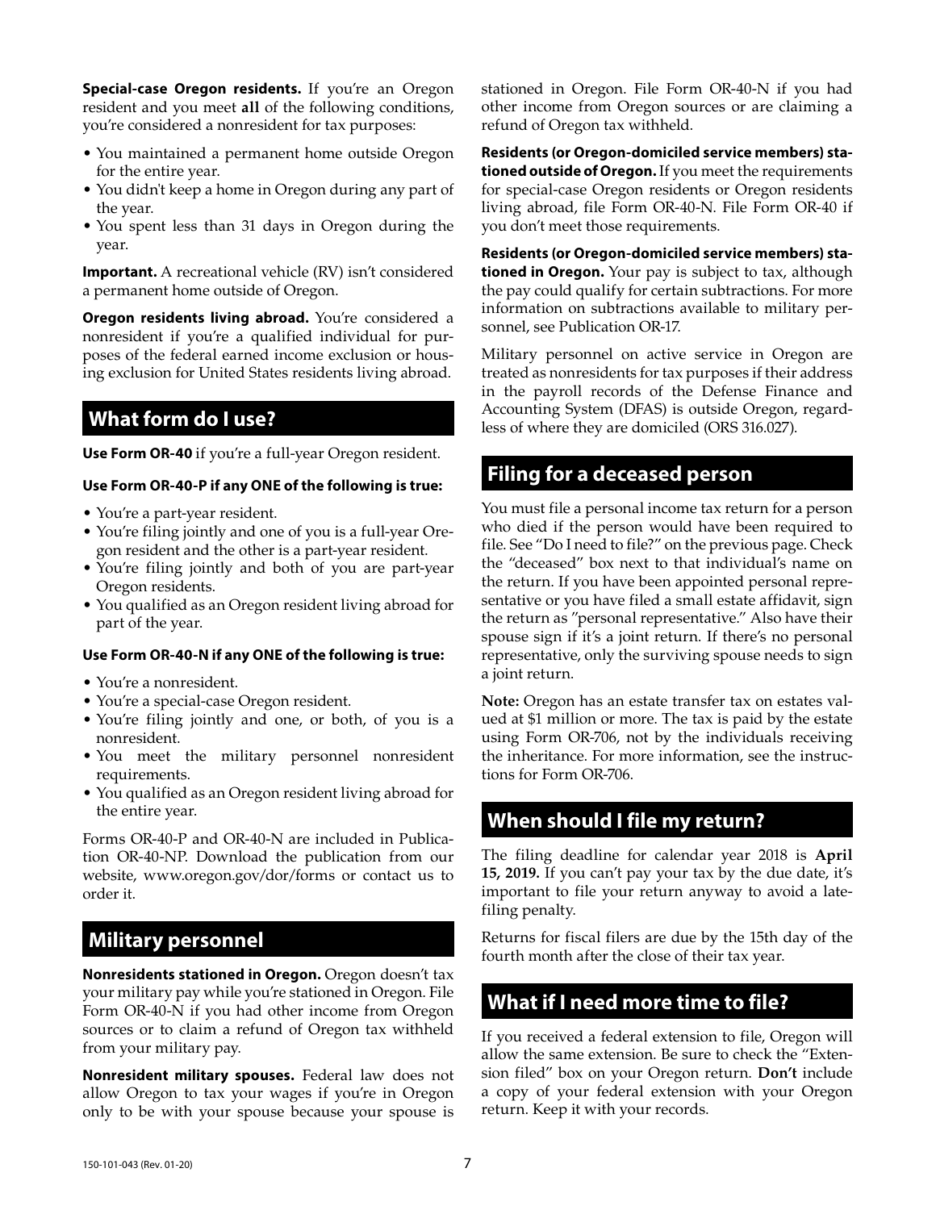**Special-case Oregon residents.** If you're an Oregon resident and you meet **all** of the following conditions, you're considered a nonresident for tax purposes:

- You maintained a permanent home outside Oregon for the entire year.
- You didn't keep a home in Oregon during any part of the year.
- You spent less than 31 days in Oregon during the year.

**Important.** A recreational vehicle (RV) isn't considered a permanent home outside of Oregon.

**Oregon residents living abroad.** You're considered a nonresident if you're a qualified individual for purposes of the federal earned income exclusion or housing exclusion for United States residents living abroad.

## What form do I use?

**Use Form OR-40** if you're a full-year Oregon resident.

**Use Form OR-40-P if any ONE of the following is true:**

- You're a part-year resident.
- You're filing jointly and one of you is a full-year Oregon resident and the other is a part-year resident.
- You're filing jointly and both of you are part-year Oregon residents.
- You qualified as an Oregon resident living abroad for part of the year.

**Use Form OR-40-N if any ONE of the following is true:**

- You're a nonresident.
- You're a special-case Oregon resident.
- You're filing jointly and one, or both, of you is a nonresident.
- You meet the military personnel nonresident requirements.
- You qualified as an Oregon resident living abroad for the entire year.

Forms OR-40-P and OR-40-N are included in Publication OR-40-NP. Download the publication from our website, www.oregon.gov/dor/forms or contact us to order it.

## Military personnel

**Nonresidents stationed in Oregon.** Oregon doesn't tax your military pay while you're stationed in Oregon. File Form OR-40-N if you had other income from Oregon sources or to claim a refund of Oregon tax withheld from your military pay.

**Nonresident military spouses.** Federal law does not allow Oregon to tax your wages if you're in Oregon only to be with your spouse because your spouse is stationed in Oregon. File Form OR-40-N if you had other income from Oregon sources or are claiming a refund of Oregon tax withheld.

**Residents (or Oregon-domiciled service members) stationed outside of Oregon.** If you meet the requirements for special-case Oregon residents or Oregon residents living abroad, file Form OR-40-N. File Form OR-40 if you don't meet those requirements.

**Residents (or Oregon-domiciled service members) stationed in Oregon.** Your pay is subject to tax, although the pay could qualify for certain subtractions. For more information on subtractions available to military personnel, see Publication OR-17.

Military personnel on active service in Oregon are treated as nonresidents for tax purposes if their address in the payroll records of the Defense Finance and Accounting System (DFAS) is outside Oregon, regardless of where they are domiciled (ORS 316.027).

## Filing for a deceased person

You must file a personal income tax return for a person who died if the person would have been required to file. See "Do I need to file?" on the previous page. Check the "deceased" box next to that individual's name on the return. If you have been appointed personal representative or you have filed a small estate affidavit, sign the return as "personal representative." Also have their spouse sign if it's a joint return. If there's no personal representative, only the surviving spouse needs to sign a joint return.

**Note:** Oregon has an estate transfer tax on estates valued at $1 million or more. The tax is paid by the estate using Form OR-706, not by the individuals receiving the inheritance. For more information, see the instructions for Form OR-706.

## When should I file my return?

The filing deadline for calendar year 2018 is **April 15, 2019.** If you can't pay your tax by the due date, it's important to file your return anyway to avoid a late-filing penalty.

Returns for fiscal filers are due by the 15th day of the fourth month after the close of their tax year.

## What if I need more time to file?

If you received a federal extension to file, Oregon will allow the same extension. Be sure to check the "Extension filed" box on your Oregon return. **Don't** include a copy of your federal extension with your Oregon return. Keep it with your records.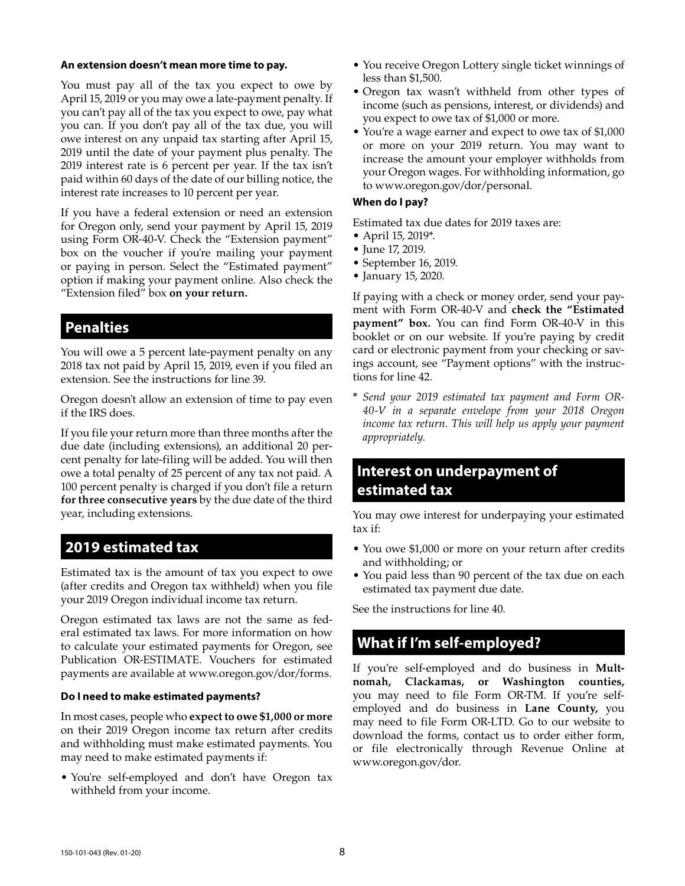**An extension doesn't mean more time to pay.**

You must pay all of the tax you expect to owe by April 15, 2019 or you may owe a late-payment penalty. If you can't pay all of the tax you expect to owe, pay what you can. If you don't pay all of the tax due, you will owe interest on any unpaid tax starting after April 15, 2019 until the date of your payment plus penalty. The 2019 interest rate is 6 percent per year. If the tax isn't paid within 60 days of the date of our billing notice, the interest rate increases to 10 percent per year.

If you have a federal extension or need an extension for Oregon only, send your payment by April 15, 2019 using Form OR-40-V. Check the "Extension payment" box on the voucher if you're mailing your payment or paying in person. Select the "Estimated payment" option if making your payment online. Also check the "Extension filed" box **on your return.**

## Penalties

You will owe a 5 percent late-payment penalty on any 2018 tax not paid by April 15, 2019, even if you filed an extension. See the instructions for line 39.

Oregon doesn't allow an extension of time to pay even if the IRS does.

If you file your return more than three months after the due date (including extensions), an additional 20 percent penalty for late-filing will be added. You will then owe a total penalty of 25 percent of any tax not paid. A 100 percent penalty is charged if you don't file a return **for three consecutive years** by the due date of the third year, including extensions.

## 2019 estimated tax

Estimated tax is the amount of tax you expect to owe (after credits and Oregon tax withheld) when you file your 2019 Oregon individual income tax return.

Oregon estimated tax laws are not the same as federal estimated tax laws. For more information on how to calculate your estimated payments for Oregon, see Publication OR-ESTIMATE. Vouchers for estimated payments are available at www.oregon.gov/dor/forms.

**Do I need to make estimated payments?**

In most cases, people who **expect to owe $1,000 or more** on their 2019 Oregon income tax return after credits and withholding must make estimated payments. You may need to make estimated payments if:

- You're self-employed and don't have Oregon tax withheld from your income.
- You receive Oregon Lottery single ticket winnings of less than $1,500.
- Oregon tax wasn't withheld from other types of income (such as pensions, interest, or dividends) and you expect to owe tax of $1,000 or more.
- You're a wage earner and expect to owe tax of $1,000 or more on your 2019 return. You may want to increase the amount your employer withholds from your Oregon wages. For withholding information, go to www.oregon.gov/dor/personal.

**When do I pay?**

Estimated tax due dates for 2019 taxes are:

- April 15, 2019*.
- June 17, 2019.
- September 16, 2019.
- January 15, 2020.

If paying with a check or money order, send your payment with Form OR-40-V and **check the "Estimated payment" box.** You can find Form OR-40-V in this booklet or on our website. If you're paying by credit card or electronic payment from your checking or savings account, see "Payment options" with the instructions for line 42.

\* *Send your 2019 estimated tax payment and Form OR-40-V in a separate envelope from your 2018 Oregon income tax return. This will help us apply your payment appropriately.*

## Interest on underpayment of estimated tax

You may owe interest for underpaying your estimated tax if:

- You owe $1,000 or more on your return after credits and withholding; or
- You paid less than 90 percent of the tax due on each estimated tax payment due date.

See the instructions for line 40.

## What if I'm self-employed?

If you're self-employed and do business in **Multnomah, Clackamas, or Washington counties,** you may need to file Form OR-TM. If you're self-employed and do business in **Lane County,** you may need to file Form OR-LTD. Go to our website to download the forms, contact us to order either form, or file electronically through Revenue Online at www.oregon.gov/dor.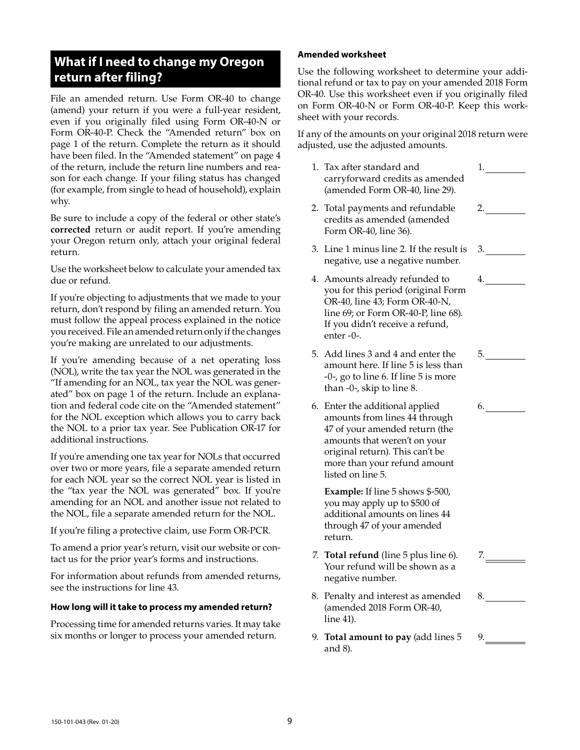## What if I need to change my Oregon return after filing?

File an amended return. Use Form OR-40 to change (amend) your return if you were a full-year resident, even if you originally filed using Form OR-40-N or Form OR-40-P. Check the "Amended return" box on page 1 of the return. Complete the return as it should have been filed. In the "Amended statement" on page 4 of the return, include the return line numbers and reason for each change. If your filing status has changed (for example, from single to head of household), explain why.

Be sure to include a copy of the federal or other state's **corrected** return or audit report. If you're amending your Oregon return only, attach your original federal return.

Use the worksheet below to calculate your amended tax due or refund.

If you're objecting to adjustments that we made to your return, don't respond by filing an amended return. You must follow the appeal process explained in the notice you received. File an amended return only if the changes you're making are unrelated to our adjustments.

If you're amending because of a net operating loss (NOL), write the tax year the NOL was generated in the "If amending for an NOL, tax year the NOL was generated" box on page 1 of the return. Include an explanation and federal code cite on the "Amended statement" for the NOL exception which allows you to carry back the NOL to a prior tax year. See Publication OR-17 for additional instructions.

If you're amending one tax year for NOLs that occurred over two or more years, file a separate amended return for each NOL year so the correct NOL year is listed in the "tax year the NOL was generated" box. If you're amending for an NOL and another issue not related to the NOL, file a separate amended return for the NOL.

If you're filing a protective claim, use Form OR-PCR.

To amend a prior year's return, visit our website or contact us for the prior year's forms and instructions.

For information about refunds from amended returns, see the instructions for line 43.

### How long will it take to process my amended return?

Processing time for amended returns varies. It may take six months or longer to process your amended return.

### Amended worksheet

Use the following worksheet to determine your additional refund or tax to pay on your amended 2018 Form OR-40. Use this worksheet even if you originally filed on Form OR-40-N or Form OR-40-P. Keep this worksheet with your records.

If any of the amounts on your original 2018 return were adjusted, use the adjusted amounts.

1. Tax after standard and carryforward credits as amended (amended Form OR-40, line 29). 1. ________
2. Total payments and refundable credits as amended (amended Form OR-40, line 36). 2. ________
3. Line 1 minus line 2. If the result is negative, use a negative number. 3. ________
4. Amounts already refunded to you for this period (original Form OR-40, line 43; Form OR-40-N, line 69; or Form OR-40-P, line 68). If you didn't receive a refund, enter -0-. 4. ________
5. Add lines 3 and 4 and enter the amount here. If line 5 is less than -0-, go to line 6. If line 5 is more than -0-, skip to line 8. 5. ________
6. Enter the additional applied amounts from lines 44 through 47 of your amended return (the amounts that weren't on your original return). This can't be more than your refund amount listed on line 5. 6. ________

   **Example:** If line 5 shows $-500, you may apply up to $500 of additional amounts on lines 44 through 47 of your amended return.

7. **Total refund** (line 5 plus line 6). Your refund will be shown as a negative number. 7. ________
8. Penalty and interest as amended (amended 2018 Form OR-40, line 41). 8. ________
9. **Total amount to pay** (add lines 5 and 8). 9. ________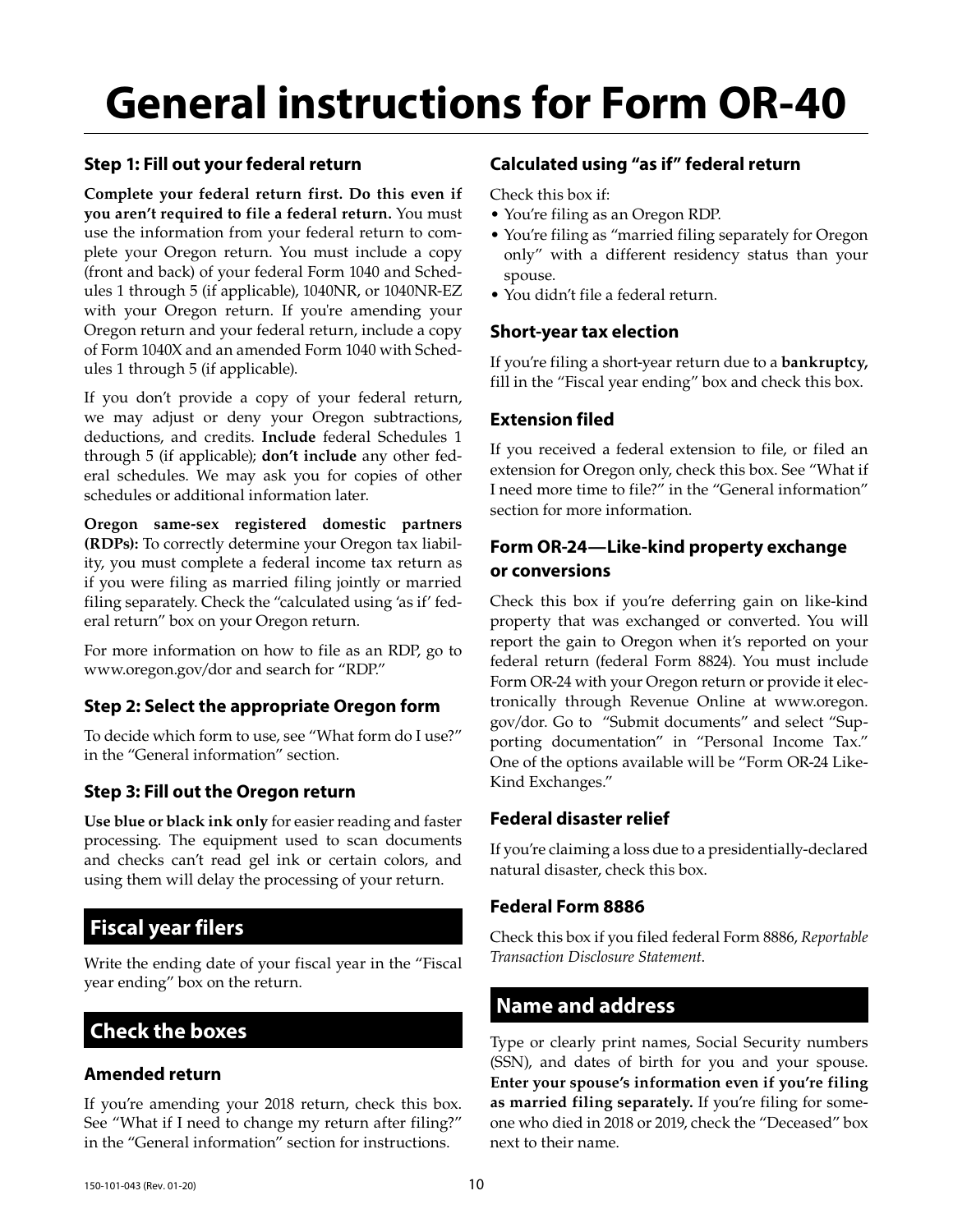# General instructions for Form OR-40

### Step 1: Fill out your federal return

**Complete your federal return first. Do this even if you aren't required to file a federal return.** You must use the information from your federal return to complete your Oregon return. You must include a copy (front and back) of your federal Form 1040 and Schedules 1 through 5 (if applicable), 1040NR, or 1040NR-EZ with your Oregon return. If you're amending your Oregon return and your federal return, include a copy of Form 1040X and an amended Form 1040 with Schedules 1 through 5 (if applicable).

If you don't provide a copy of your federal return, we may adjust or deny your Oregon subtractions, deductions, and credits. **Include** federal Schedules 1 through 5 (if applicable); **don't include** any other federal schedules. We may ask you for copies of other schedules or additional information later.

**Oregon same-sex registered domestic partners (RDPs):** To correctly determine your Oregon tax liability, you must complete a federal income tax return as if you were filing as married filing jointly or married filing separately. Check the "calculated using 'as if' federal return" box on your Oregon return.

For more information on how to file as an RDP, go to www.oregon.gov/dor and search for "RDP."

### Step 2: Select the appropriate Oregon form

To decide which form to use, see "What form do I use?" in the "General information" section.

### Step 3: Fill out the Oregon return

**Use blue or black ink only** for easier reading and faster processing. The equipment used to scan documents and checks can't read gel ink or certain colors, and using them will delay the processing of your return.

## Fiscal year filers

Write the ending date of your fiscal year in the "Fiscal year ending" box on the return.

## Check the boxes

### Amended return

If you're amending your 2018 return, check this box. See "What if I need to change my return after filing?" in the "General information" section for instructions.

### Calculated using "as if" federal return

Check this box if:

- You're filing as an Oregon RDP.
- You're filing as "married filing separately for Oregon only" with a different residency status than your spouse.
- You didn't file a federal return.

### Short-year tax election

If you're filing a short-year return due to a **bankruptcy,** fill in the "Fiscal year ending" box and check this box.

### Extension filed

If you received a federal extension to file, or filed an extension for Oregon only, check this box. See "What if I need more time to file?" in the "General information" section for more information.

### Form OR-24—Like-kind property exchange or conversions

Check this box if you're deferring gain on like-kind property that was exchanged or converted. You will report the gain to Oregon when it's reported on your federal return (federal Form 8824). You must include Form OR-24 with your Oregon return or provide it electronically through Revenue Online at www.oregon.gov/dor. Go to "Submit documents" and select "Supporting documentation" in "Personal Income Tax." One of the options available will be "Form OR-24 Like-Kind Exchanges."

### Federal disaster relief

If you're claiming a loss due to a presidentially-declared natural disaster, check this box.

### Federal Form 8886

Check this box if you filed federal Form 8886, *Reportable Transaction Disclosure Statement*.

## Name and address

Type or clearly print names, Social Security numbers (SSN), and dates of birth for you and your spouse. **Enter your spouse's information even if you're filing as married filing separately.** If you're filing for someone who died in 2018 or 2019, check the "Deceased" box next to their name.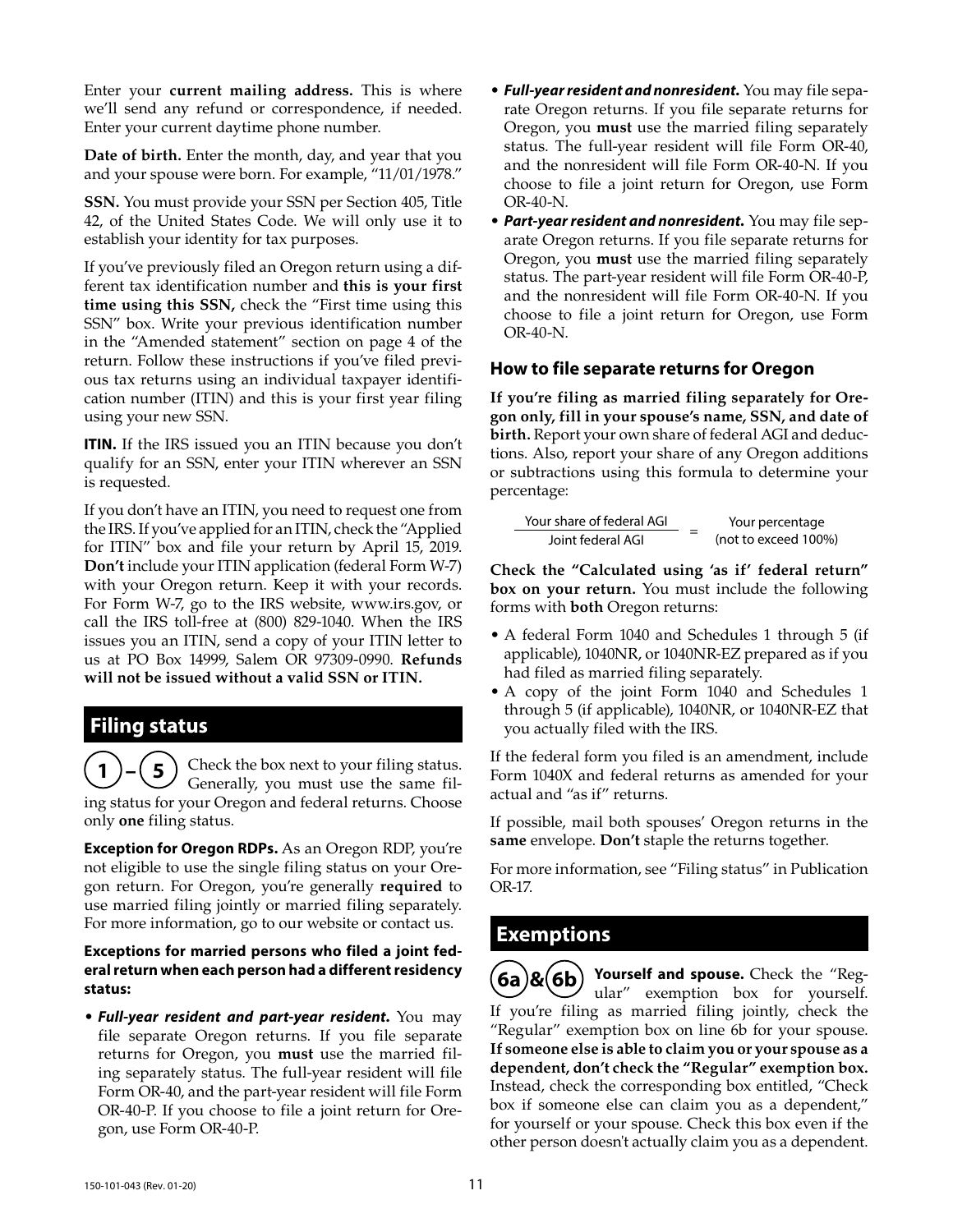Enter your **current mailing address.** This is where we'll send any refund or correspondence, if needed. Enter your current daytime phone number.

**Date of birth.** Enter the month, day, and year that you and your spouse were born. For example, "11/01/1978."

**SSN.** You must provide your SSN per Section 405, Title 42, of the United States Code. We will only use it to establish your identity for tax purposes.

If you've previously filed an Oregon return using a different tax identification number and **this is your first time using this SSN,** check the "First time using this SSN" box. Write your previous identification number in the "Amended statement" section on page 4 of the return. Follow these instructions if you've filed previous tax returns using an individual taxpayer identification number (ITIN) and this is your first year filing using your new SSN.

**ITIN.** If the IRS issued you an ITIN because you don't qualify for an SSN, enter your ITIN wherever an SSN is requested.

If you don't have an ITIN, you need to request one from the IRS. If you've applied for an ITIN, check the "Applied for ITIN" box and file your return by April 15, 2019. **Don't** include your ITIN application (federal Form W-7) with your Oregon return. Keep it with your records. For Form W-7, go to the IRS website, www.irs.gov, or call the IRS toll-free at (800) 829-1040. When the IRS issues you an ITIN, send a copy of your ITIN letter to us at PO Box 14999, Salem OR 97309-0990. **Refunds will not be issued without a valid SSN or ITIN.**

## Filing status

**1 – 5** Check the box next to your filing status. Generally, you must use the same filing status for your Oregon and federal returns. Choose only **one** filing status.

**Exception for Oregon RDPs.** As an Oregon RDP, you're not eligible to use the single filing status on your Oregon return. For Oregon, you're generally **required** to use married filing jointly or married filing separately. For more information, go to our website or contact us.

**Exceptions for married persons who filed a joint federal return when each person had a different residency status:**

- ***Full-year resident and part-year resident.*** You may file separate Oregon returns. If you file separate returns for Oregon, you **must** use the married filing separately status. The full-year resident will file Form OR-40, and the part-year resident will file Form OR-40-P. If you choose to file a joint return for Oregon, use Form OR-40-P.
- ***Full-year resident and nonresident.*** You may file separate Oregon returns. If you file separate returns for Oregon, you **must** use the married filing separately status. The full-year resident will file Form OR-40, and the nonresident will file Form OR-40-N. If you choose to file a joint return for Oregon, use Form OR-40-N.
- ***Part-year resident and nonresident.*** You may file separate Oregon returns. If you file separate returns for Oregon, you **must** use the married filing separately status. The part-year resident will file Form OR-40-P, and the nonresident will file Form OR-40-N. If you choose to file a joint return for Oregon, use Form OR-40-N.

### How to file separate returns for Oregon

**If you're filing as married filing separately for Oregon only, fill in your spouse's name, SSN, and date of birth.** Report your own share of federal AGI and deductions. Also, report your share of any Oregon additions or subtractions using this formula to determine your percentage:

$$\frac{\text{Your share of federal AGI}}{\text{Joint federal AGI}} = \text{Your percentage (not to exceed 100\%)}$$

**Check the "Calculated using 'as if' federal return" box on your return.** You must include the following forms with **both** Oregon returns:

- A federal Form 1040 and Schedules 1 through 5 (if applicable), 1040NR, or 1040NR-EZ prepared as if you had filed as married filing separately.
- A copy of the joint Form 1040 and Schedules 1 through 5 (if applicable), 1040NR, or 1040NR-EZ that you actually filed with the IRS.

If the federal form you filed is an amendment, include Form 1040X and federal returns as amended for your actual and "as if" returns.

If possible, mail both spouses' Oregon returns in the **same** envelope. **Don't** staple the returns together.

For more information, see "Filing status" in Publication OR-17.

## Exemptions

**6a & 6b** **Yourself and spouse.** Check the "Regular" exemption box for yourself. If you're filing as married filing jointly, check the "Regular" exemption box on line 6b for your spouse. **If someone else is able to claim you or your spouse as a dependent, don't check the "Regular" exemption box.** Instead, check the corresponding box entitled, "Check box if someone else can claim you as a dependent," for yourself or your spouse. Check this box even if the other person doesn't actually claim you as a dependent.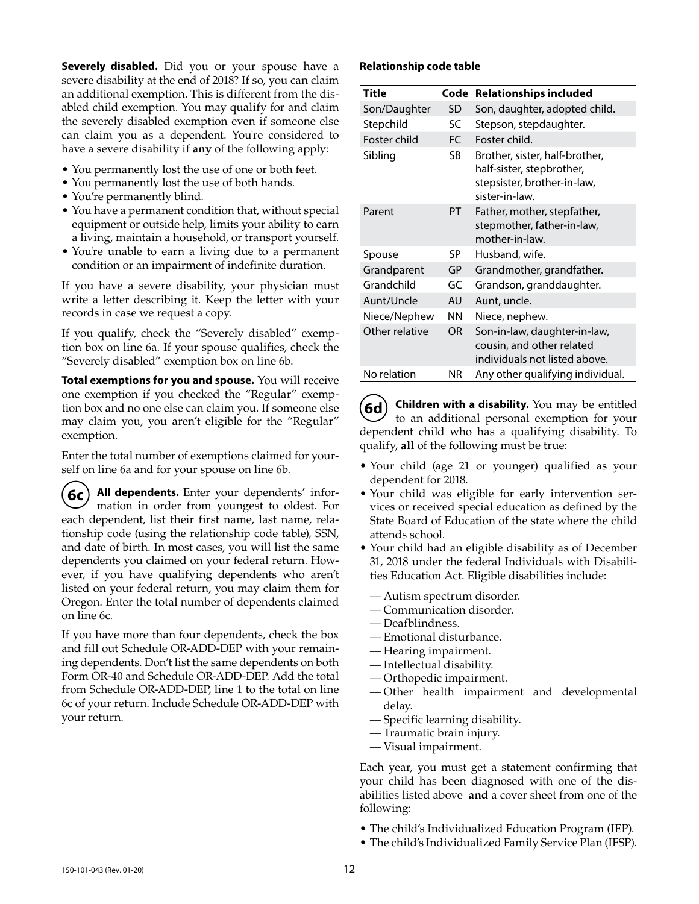**Severely disabled.** Did you or your spouse have a severe disability at the end of 2018? If so, you can claim an additional exemption. This is different from the disabled child exemption. You may qualify for and claim the severely disabled exemption even if someone else can claim you as a dependent. You're considered to have a severe disability if **any** of the following apply:

- You permanently lost the use of one or both feet.
- You permanently lost the use of both hands.
- You're permanently blind.
- You have a permanent condition that, without special equipment or outside help, limits your ability to earn a living, maintain a household, or transport yourself.
- You're unable to earn a living due to a permanent condition or an impairment of indefinite duration.

If you have a severe disability, your physician must write a letter describing it. Keep the letter with your records in case we request a copy.

If you qualify, check the "Severely disabled" exemption box on line 6a. If your spouse qualifies, check the "Severely disabled" exemption box on line 6b.

**Total exemptions for you and spouse.** You will receive one exemption if you checked the "Regular" exemption box and no one else can claim you. If someone else may claim you, you aren't eligible for the "Regular" exemption.

Enter the total number of exemptions claimed for yourself on line 6a and for your spouse on line 6b.

**6c** **All dependents.** Enter your dependents' information in order from youngest to oldest. For each dependent, list their first name, last name, relationship code (using the relationship code table), SSN, and date of birth. In most cases, you will list the same dependents you claimed on your federal return. However, if you have qualifying dependents who aren't listed on your federal return, you may claim them for Oregon. Enter the total number of dependents claimed on line 6c.

If you have more than four dependents, check the box and fill out Schedule OR-ADD-DEP with your remaining dependents. Don't list the same dependents on both Form OR-40 and Schedule OR-ADD-DEP. Add the total from Schedule OR-ADD-DEP, line 1 to the total on line 6c of your return. Include Schedule OR-ADD-DEP with your return.

**Relationship code table**

| Title | Code | Relationships included |
|---|---|---|
| Son/Daughter | SD | Son, daughter, adopted child. |
| Stepchild | SC | Stepson, stepdaughter. |
| Foster child | FC | Foster child. |
| Sibling | SB | Brother, sister, half-brother, half-sister, stepbrother, stepsister, brother-in-law, sister-in-law. |
| Parent | PT | Father, mother, stepfather, stepmother, father-in-law, mother-in-law. |
| Spouse | SP | Husband, wife. |
| Grandparent | GP | Grandmother, grandfather. |
| Grandchild | GC | Grandson, granddaughter. |
| Aunt/Uncle | AU | Aunt, uncle. |
| Niece/Nephew | NN | Niece, nephew. |
| Other relative | OR | Son-in-law, daughter-in-law, cousin, and other related individuals not listed above. |
| No relation | NR | Any other qualifying individual. |

**6d** **Children with a disability.** You may be entitled to an additional personal exemption for your dependent child who has a qualifying disability. To qualify, **all** of the following must be true:

- Your child (age 21 or younger) qualified as your dependent for 2018.
- Your child was eligible for early intervention services or received special education as defined by the State Board of Education of the state where the child attends school.
- Your child had an eligible disability as of December 31, 2018 under the federal Individuals with Disabilities Education Act. Eligible disabilities include:
  - — Autism spectrum disorder.
  - — Communication disorder.
  - — Deafblindness.
  - — Emotional disturbance.
  - — Hearing impairment.
  - — Intellectual disability.
  - — Orthopedic impairment.
  - — Other health impairment and developmental delay.
  - — Specific learning disability.
  - — Traumatic brain injury.
  - — Visual impairment.

Each year, you must get a statement confirming that your child has been diagnosed with one of the disabilities listed above **and** a cover sheet from one of the following:

- The child's Individualized Education Program (IEP).
- The child's Individualized Family Service Plan (IFSP).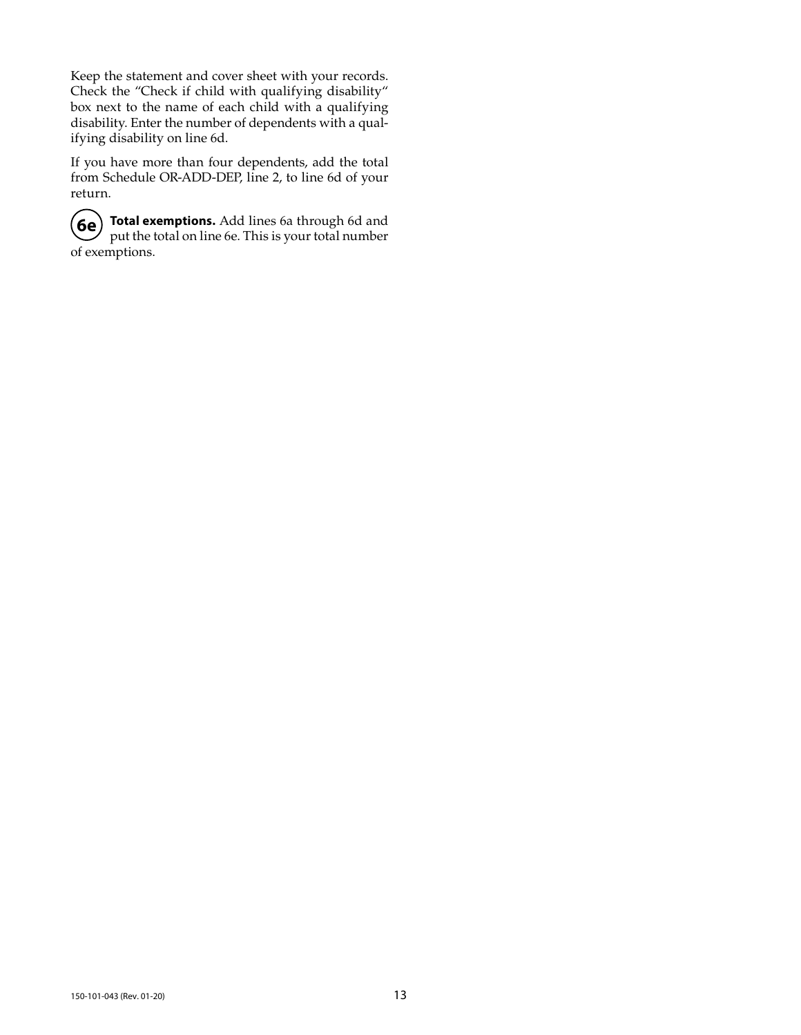Keep the statement and cover sheet with your records. Check the "Check if child with qualifying disability" box next to the name of each child with a qualifying disability. Enter the number of dependents with a qualifying disability on line 6d.

If you have more than four dependents, add the total from Schedule OR-ADD-DEP, line 2, to line 6d of your return.

**6e** **Total exemptions.** Add lines 6a through 6d and put the total on line 6e. This is your total number of exemptions.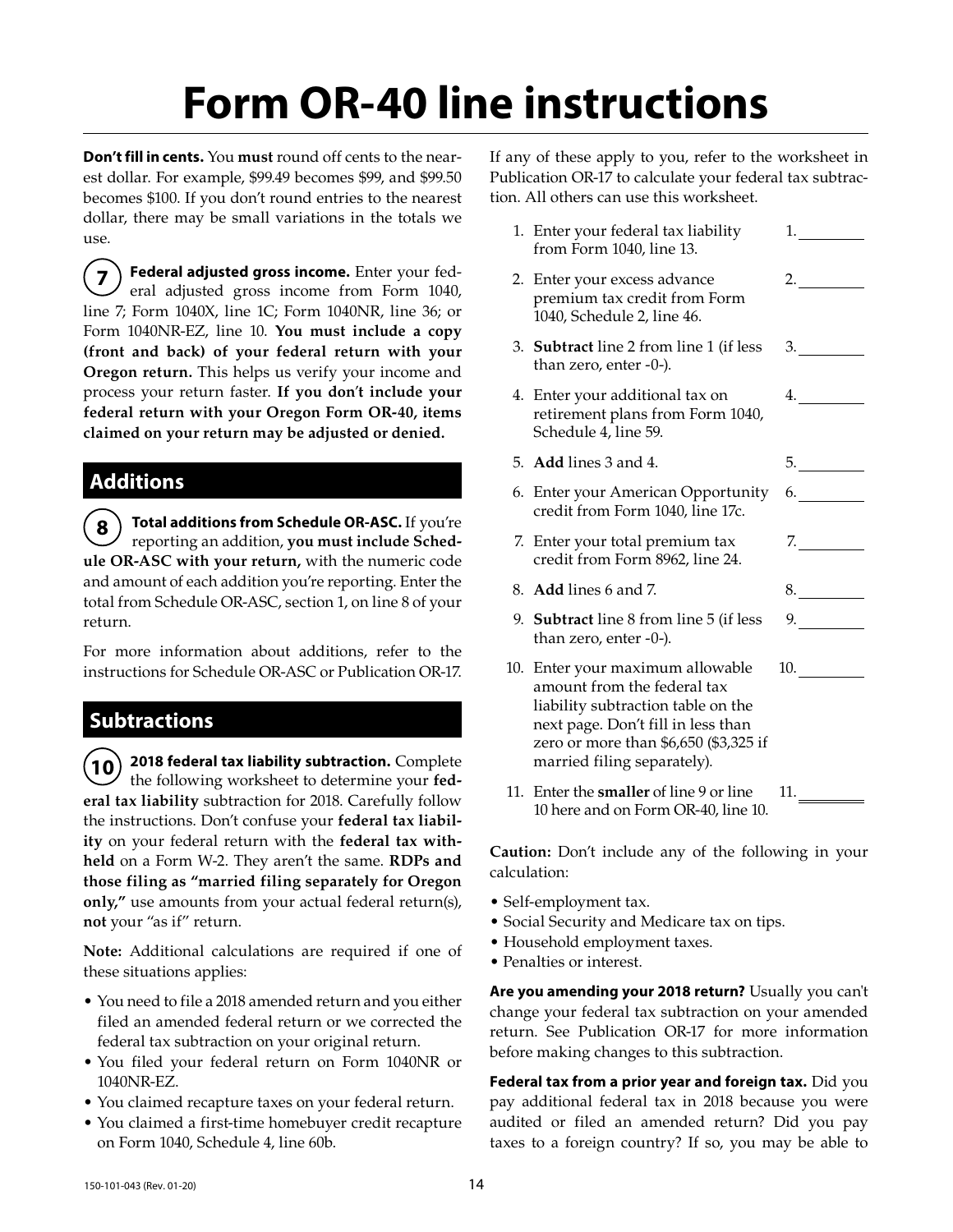# Form OR-40 line instructions

**Don't fill in cents.** You **must** round off cents to the nearest dollar. For example, $99.49 becomes $99, and $99.50 becomes $100. If you don't round entries to the nearest dollar, there may be small variations in the totals we use.

**7** **Federal adjusted gross income.** Enter your federal adjusted gross income from Form 1040, line 7; Form 1040X, line 1C; Form 1040NR, line 36; or Form 1040NR-EZ, line 10. **You must include a copy (front and back) of your federal return with your Oregon return.** This helps us verify your income and process your return faster. **If you don't include your federal return with your Oregon Form OR-40, items claimed on your return may be adjusted or denied.**

## Additions

**8** **Total additions from Schedule OR-ASC.** If you're reporting an addition, **you must include Schedule OR-ASC with your return,** with the numeric code and amount of each addition you're reporting. Enter the total from Schedule OR-ASC, section 1, on line 8 of your return.

For more information about additions, refer to the instructions for Schedule OR-ASC or Publication OR-17.

## Subtractions

**10** **2018 federal tax liability subtraction.** Complete the following worksheet to determine your **federal tax liability** subtraction for 2018. Carefully follow the instructions. Don't confuse your **federal tax liability** on your federal return with the **federal tax withheld** on a Form W-2. They aren't the same. **RDPs and those filing as "married filing separately for Oregon only,"** use amounts from your actual federal return(s), **not** your "as if" return.

**Note:** Additional calculations are required if one of these situations applies:

- You need to file a 2018 amended return and you either filed an amended federal return or we corrected the federal tax subtraction on your original return.
- You filed your federal return on Form 1040NR or 1040NR-EZ.
- You claimed recapture taxes on your federal return.
- You claimed a first-time homebuyer credit recapture on Form 1040, Schedule 4, line 60b.

If any of these apply to you, refer to the worksheet in Publication OR-17 to calculate your federal tax subtraction. All others can use this worksheet.

1. Enter your federal tax liability from Form 1040, line 13. 1. ________
2. Enter your excess advance premium tax credit from Form 1040, Schedule 2, line 46. 2. ________
3. **Subtract** line 2 from line 1 (if less than zero, enter -0-). 3. ________
4. Enter your additional tax on retirement plans from Form 1040, Schedule 4, line 59. 4. ________
5. **Add** lines 3 and 4. 5. ________
6. Enter your American Opportunity credit from Form 1040, line 17c. 6. ________
7. Enter your total premium tax credit from Form 8962, line 24. 7. ________
8. **Add** lines 6 and 7. 8. ________
9. **Subtract** line 8 from line 5 (if less than zero, enter -0-). 9. ________
10. Enter your maximum allowable amount from the federal tax liability subtraction table on the next page. Don't fill in less than zero or more than $6,650 ($3,325 if married filing separately). 10. ________
11. Enter the **smaller** of line 9 or line 10 here and on Form OR-40, line 10. 11. ________

**Caution:** Don't include any of the following in your calculation:

- Self-employment tax.
- Social Security and Medicare tax on tips.
- Household employment taxes.
- Penalties or interest.

**Are you amending your 2018 return?** Usually you can't change your federal tax subtraction on your amended return. See Publication OR-17 for more information before making changes to this subtraction.

**Federal tax from a prior year and foreign tax.** Did you pay additional federal tax in 2018 because you were audited or filed an amended return? Did you pay taxes to a foreign country? If so, you may be able to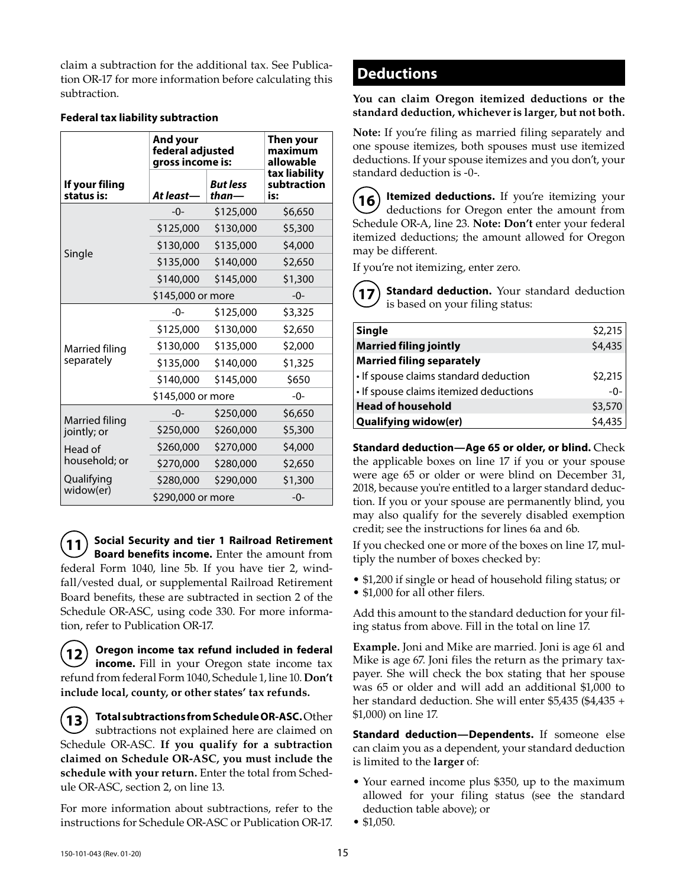claim a subtraction for the additional tax. See Publication OR-17 for more information before calculating this subtraction.

**Federal tax liability subtraction**

| If your filing status is: | And your federal adjusted gross income is: At least— | *But less than—* | Then your maximum allowable tax liability subtraction is: |
|---|---|---|---|
| Single | -0- | $125,000 | $6,650 |
| | $125,000 | $130,000 | $5,300 |
| | $130,000 | $135,000 | $4,000 |
| | $135,000 | $140,000 | $2,650 |
| | $140,000 | $145,000 | $1,300 |
| | $145,000 or more | | -0- |
| Married filing separately | -0- | $125,000 | $3,325 |
| | $125,000 | $130,000 | $2,650 |
| | $130,000 | $135,000 | $2,000 |
| | $135,000 | $140,000 | $1,325 |
| | $140,000 | $145,000 | $650 |
| | $145,000 or more | | -0- |
| Married filing jointly; or Head of household; or Qualifying widow(er) | -0- | $250,000 | $6,650 |
| | $250,000 | $260,000 | $5,300 |
| | $260,000 | $270,000 | $4,000 |
| | $270,000 | $280,000 | $2,650 |
| | $280,000 | $290,000 | $1,300 |
| | $290,000 or more | | -0- |

**11** **Social Security and tier 1 Railroad Retirement Board benefits income.** Enter the amount from federal Form 1040, line 5b. If you have tier 2, windfall/vested dual, or supplemental Railroad Retirement Board benefits, these are subtracted in section 2 of the Schedule OR-ASC, using code 330. For more information, refer to Publication OR-17.

**12** **Oregon income tax refund included in federal income.** Fill in your Oregon state income tax refund from federal Form 1040, Schedule 1, line 10. **Don't include local, county, or other states' tax refunds.**

**13** **Total subtractions from Schedule OR-ASC.** Other subtractions not explained here are claimed on Schedule OR-ASC. **If you qualify for a subtraction claimed on Schedule OR-ASC, you must include the schedule with your return.** Enter the total from Schedule OR-ASC, section 2, on line 13.

For more information about subtractions, refer to the instructions for Schedule OR-ASC or Publication OR-17.

## Deductions

**You can claim Oregon itemized deductions or the standard deduction, whichever is larger, but not both.**

**Note:** If you're filing as married filing separately and one spouse itemizes, both spouses must use itemized deductions. If your spouse itemizes and you don't, your standard deduction is -0-.

**16** **Itemized deductions.** If you're itemizing your deductions for Oregon enter the amount from Schedule OR-A, line 23. **Note: Don't** enter your federal itemized deductions; the amount allowed for Oregon may be different.

If you're not itemizing, enter zero.

**17** **Standard deduction.** Your standard deduction is based on your filing status:

| Filing status | Amount |
|---|---|
| **Single** | $2,215 |
| **Married filing jointly** | $4,435 |
| **Married filing separately** | |
| • If spouse claims standard deduction | $2,215 |
| • If spouse claims itemized deductions | -0- |
| **Head of household** | $3,570 |
| **Qualifying widow(er)** | $4,435 |

**Standard deduction—Age 65 or older, or blind.** Check the applicable boxes on line 17 if you or your spouse were age 65 or older or were blind on December 31, 2018, because you're entitled to a larger standard deduction. If you or your spouse are permanently blind, you may also qualify for the severely disabled exemption credit; see the instructions for lines 6a and 6b.

If you checked one or more of the boxes on line 17, multiply the number of boxes checked by:

- $1,200 if single or head of household filing status; or
- $1,000 for all other filers.

Add this amount to the standard deduction for your filing status from above. Fill in the total on line 17.

**Example.** Joni and Mike are married. Joni is age 61 and Mike is age 67. Joni files the return as the primary taxpayer. She will check the box stating that her spouse was 65 or older and will add an additional $1,000 to her standard deduction. She will enter $5,435 ($4,435 + $1,000) on line 17.

**Standard deduction—Dependents.** If someone else can claim you as a dependent, your standard deduction is limited to the **larger** of:

- Your earned income plus $350, up to the maximum allowed for your filing status (see the standard deduction table above); or
- $1,050.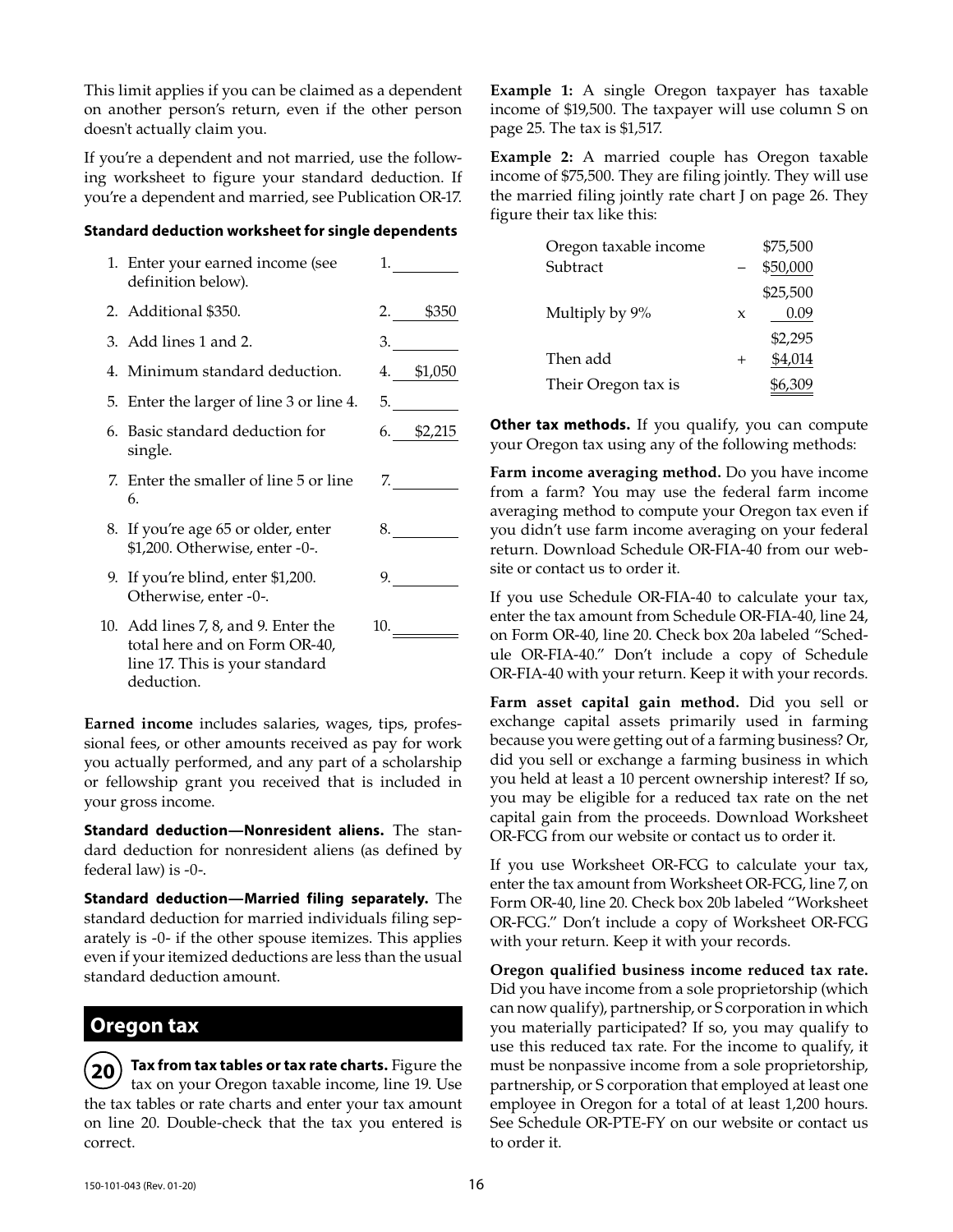This limit applies if you can be claimed as a dependent on another person's return, even if the other person doesn't actually claim you.

If you're a dependent and not married, use the following worksheet to figure your standard deduction. If you're a dependent and married, see Publication OR-17.

**Standard deduction worksheet for single dependents**

| | | |
|---|---|---|
| 1. | Enter your earned income (see definition below). | 1. ________ |
| 2. | Additional $350. | 2. $350 |
| 3. | Add lines 1 and 2. | 3. ________ |
| 4. | Minimum standard deduction. | 4. $1,050 |
| 5. | Enter the larger of line 3 or line 4. | 5. ________ |
| 6. | Basic standard deduction for single. | 6. $2,215 |
| 7. | Enter the smaller of line 5 or line 6. | 7. ________ |
| 8. | If you're age 65 or older, enter $1,200. Otherwise, enter -0-. | 8. ________ |
| 9. | If you're blind, enter $1,200. Otherwise, enter -0-. | 9. ________ |
| 10. | Add lines 7, 8, and 9. Enter the total here and on Form OR-40, line 17. This is your standard deduction. | 10. ________ |

**Earned income** includes salaries, wages, tips, professional fees, or other amounts received as pay for work you actually performed, and any part of a scholarship or fellowship grant you received that is included in your gross income.

**Standard deduction—Nonresident aliens.** The standard deduction for nonresident aliens (as defined by federal law) is -0-.

**Standard deduction—Married filing separately.** The standard deduction for married individuals filing separately is -0- if the other spouse itemizes. This applies even if your itemized deductions are less than the usual standard deduction amount.

## Oregon tax

**20** **Tax from tax tables or tax rate charts.** Figure the tax on your Oregon taxable income, line 19. Use the tax tables or rate charts and enter your tax amount on line 20. Double-check that the tax you entered is correct.

**Example 1:** A single Oregon taxpayer has taxable income of $19,500. The taxpayer will use column S on page 25. The tax is $1,517.

**Example 2:** A married couple has Oregon taxable income of $75,500. They are filing jointly. They will use the married filing jointly rate chart J on page 26. They figure their tax like this:

| | | |
|---|---|---|
| Oregon taxable income | | $75,500 |
| Subtract | – | $50,000 |
| | | $25,500 |
| Multiply by 9% | x | 0.09 |
| | | $2,295 |
| Then add | + | $4,014 |
| Their Oregon tax is | | $6,309 |

**Other tax methods.** If you qualify, you can compute your Oregon tax using any of the following methods:

**Farm income averaging method.** Do you have income from a farm? You may use the federal farm income averaging method to compute your Oregon tax even if you didn't use farm income averaging on your federal return. Download Schedule OR-FIA-40 from our website or contact us to order it.

If you use Schedule OR-FIA-40 to calculate your tax, enter the tax amount from Schedule OR-FIA-40, line 24, on Form OR-40, line 20. Check box 20a labeled "Schedule OR-FIA-40." Don't include a copy of Schedule OR-FIA-40 with your return. Keep it with your records.

**Farm asset capital gain method.** Did you sell or exchange capital assets primarily used in farming because you were getting out of a farming business? Or, did you sell or exchange a farming business in which you held at least a 10 percent ownership interest? If so, you may be eligible for a reduced tax rate on the net capital gain from the proceeds. Download Worksheet OR-FCG from our website or contact us to order it.

If you use Worksheet OR-FCG to calculate your tax, enter the tax amount from Worksheet OR-FCG, line 7, on Form OR-40, line 20. Check box 20b labeled "Worksheet OR-FCG." Don't include a copy of Worksheet OR-FCG with your return. Keep it with your records.

**Oregon qualified business income reduced tax rate.** Did you have income from a sole proprietorship (which can now qualify), partnership, or S corporation in which you materially participated? If so, you may qualify to use this reduced tax rate. For the income to qualify, it must be nonpassive income from a sole proprietorship, partnership, or S corporation that employed at least one employee in Oregon for a total of at least 1,200 hours. See Schedule OR-PTE-FY on our website or contact us to order it.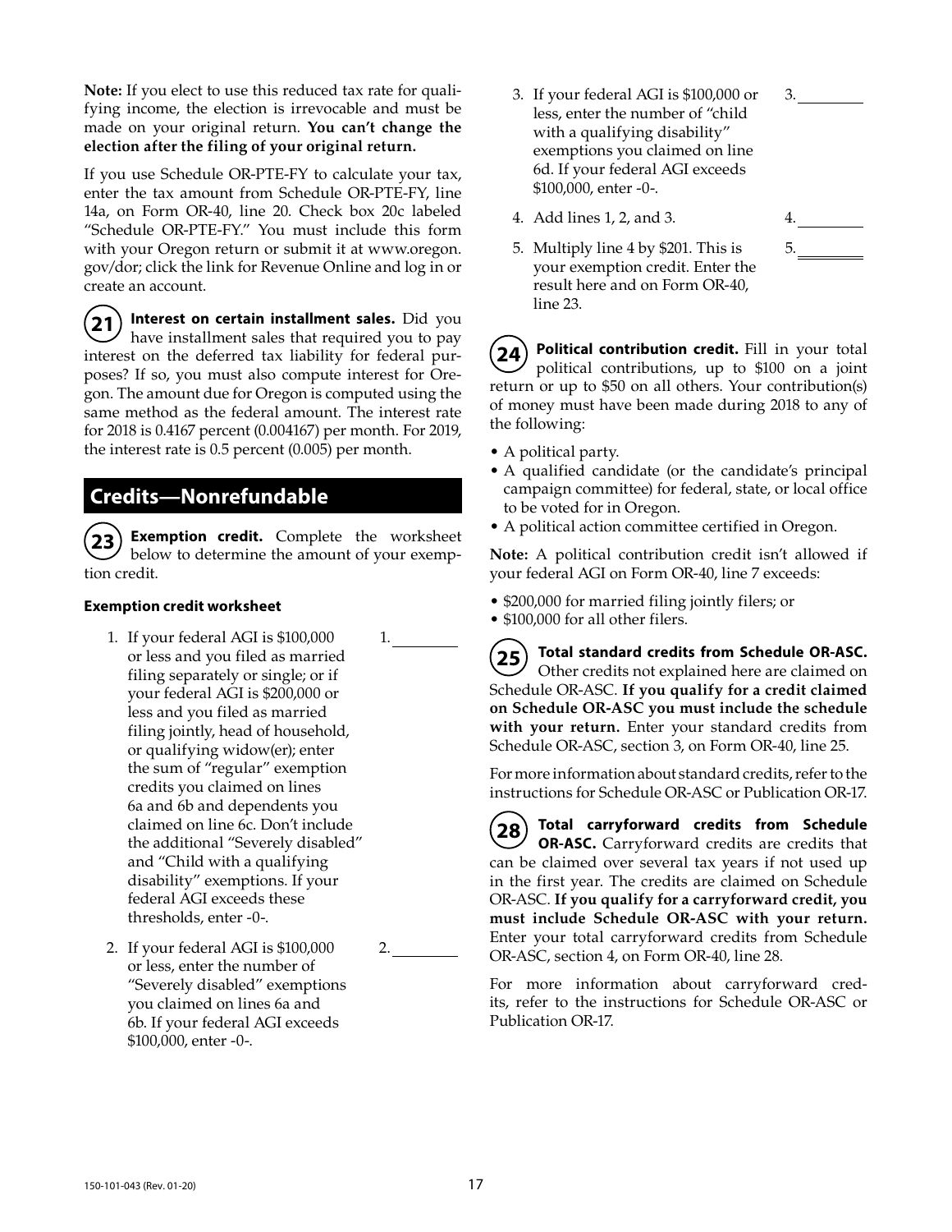**Note:** If you elect to use this reduced tax rate for qualifying income, the election is irrevocable and must be made on your original return. **You can't change the election after the filing of your original return.**

If you use Schedule OR-PTE-FY to calculate your tax, enter the tax amount from Schedule OR-PTE-FY, line 14a, on Form OR-40, line 20. Check box 20c labeled "Schedule OR-PTE-FY." You must include this form with your Oregon return or submit it at www.oregon.gov/dor; click the link for Revenue Online and log in or create an account.

**21** **Interest on certain installment sales.** Did you have installment sales that required you to pay interest on the deferred tax liability for federal purposes? If so, you must also compute interest for Oregon. The amount due for Oregon is computed using the same method as the federal amount. The interest rate for 2018 is 0.4167 percent (0.004167) per month. For 2019, the interest rate is 0.5 percent (0.005) per month.

## Credits—Nonrefundable

**23** **Exemption credit.** Complete the worksheet below to determine the amount of your exemption credit.

### Exemption credit worksheet

1. If your federal AGI is $100,000 or less and you filed as married filing separately or single; or if your federal AGI is $200,000 or less and you filed as married filing jointly, head of household, or qualifying widow(er); enter the sum of "regular" exemption credits you claimed on lines 6a and 6b and dependents you claimed on line 6c. Don't include the additional "Severely disabled" and "Child with a qualifying disability" exemptions. If your federal AGI exceeds these thresholds, enter -0-. 1. ________
2. If your federal AGI is $100,000 or less, enter the number of "Severely disabled" exemptions you claimed on lines 6a and 6b. If your federal AGI exceeds $100,000, enter -0-. 2. ________
3. If your federal AGI is $100,000 or less, enter the number of "child with a qualifying disability" exemptions you claimed on line 6d. If your federal AGI exceeds $100,000, enter -0-. 3. ________
4. Add lines 1, 2, and 3. 4. ________
5. Multiply line 4 by $201. This is your exemption credit. Enter the result here and on Form OR-40, line 23. 5. ________

**24** **Political contribution credit.** Fill in your total political contributions, up to $100 on a joint return or up to $50 on all others. Your contribution(s) of money must have been made during 2018 to any of the following:

- A political party.
- A qualified candidate (or the candidate's principal campaign committee) for federal, state, or local office to be voted for in Oregon.
- A political action committee certified in Oregon.

**Note:** A political contribution credit isn't allowed if your federal AGI on Form OR-40, line 7 exceeds:

- $200,000 for married filing jointly filers; or
- $100,000 for all other filers.

**25** **Total standard credits from Schedule OR-ASC.** Other credits not explained here are claimed on Schedule OR-ASC. **If you qualify for a credit claimed on Schedule OR-ASC you must include the schedule with your return.** Enter your standard credits from Schedule OR-ASC, section 3, on Form OR-40, line 25.

For more information about standard credits, refer to the instructions for Schedule OR-ASC or Publication OR-17.

**28** **Total carryforward credits from Schedule OR-ASC.** Carryforward credits are credits that can be claimed over several tax years if not used up in the first year. The credits are claimed on Schedule OR-ASC. **If you qualify for a carryforward credit, you must include Schedule OR-ASC with your return.** Enter your total carryforward credits from Schedule OR-ASC, section 4, on Form OR-40, line 28.

For more information about carryforward credits, refer to the instructions for Schedule OR-ASC or Publication OR-17.

150-101-043 (Rev. 01-20)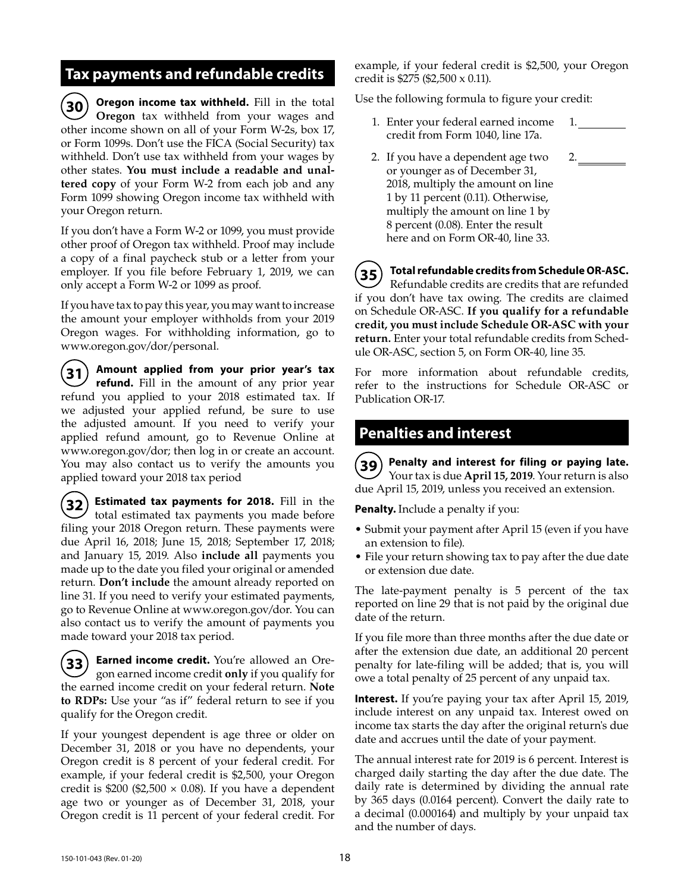## Tax payments and refundable credits

**30** **Oregon income tax withheld.** Fill in the total **Oregon** tax withheld from your wages and other income shown on all of your Form W-2s, box 17, or Form 1099s. Don't use the FICA (Social Security) tax withheld. Don't use tax withheld from your wages by other states. **You must include a readable and unaltered copy** of your Form W-2 from each job and any Form 1099 showing Oregon income tax withheld with your Oregon return.

If you don't have a Form W-2 or 1099, you must provide other proof of Oregon tax withheld. Proof may include a copy of a final paycheck stub or a letter from your employer. If you file before February 1, 2019, we can only accept a Form W-2 or 1099 as proof.

If you have tax to pay this year, you may want to increase the amount your employer withholds from your 2019 Oregon wages. For withholding information, go to www.oregon.gov/dor/personal.

**31** **Amount applied from your prior year's tax refund.** Fill in the amount of any prior year refund you applied to your 2018 estimated tax. If we adjusted your applied refund, be sure to use the adjusted amount. If you need to verify your applied refund amount, go to Revenue Online at www.oregon.gov/dor; then log in or create an account. You may also contact us to verify the amounts you applied toward your 2018 tax period

**32** **Estimated tax payments for 2018.** Fill in the total estimated tax payments you made before filing your 2018 Oregon return. These payments were due April 16, 2018; June 15, 2018; September 17, 2018; and January 15, 2019. Also **include all** payments you made up to the date you filed your original or amended return. **Don't include** the amount already reported on line 31. If you need to verify your estimated payments, go to Revenue Online at www.oregon.gov/dor. You can also contact us to verify the amount of payments you made toward your 2018 tax period.

**33** **Earned income credit.** You're allowed an Oregon earned income credit **only** if you qualify for the earned income credit on your federal return. **Note to RDPs:** Use your "as if" federal return to see if you qualify for the Oregon credit.

If your youngest dependent is age three or older on December 31, 2018 or you have no dependents, your Oregon credit is 8 percent of your federal credit. For example, if your federal credit is $2,500, your Oregon credit is $200 ($2,500 × 0.08). If you have a dependent age two or younger as of December 31, 2018, your Oregon credit is 11 percent of your federal credit. For example, if your federal credit is $2,500, your Oregon credit is $275 ($2,500 x 0.11).

Use the following formula to figure your credit:

1. Enter your federal earned income credit from Form 1040, line 17a. 1. ________
2. If you have a dependent age two or younger as of December 31, 2018, multiply the amount on line 1 by 11 percent (0.11). Otherwise, multiply the amount on line 1 by 8 percent (0.08). Enter the result here and on Form OR-40, line 33. 2. ________

**35** **Total refundable credits from Schedule OR-ASC.** Refundable credits are credits that are refunded if you don't have tax owing. The credits are claimed on Schedule OR-ASC. **If you qualify for a refundable credit, you must include Schedule OR-ASC with your return.** Enter your total refundable credits from Schedule OR-ASC, section 5, on Form OR-40, line 35.

For more information about refundable credits, refer to the instructions for Schedule OR-ASC or Publication OR-17.

## Penalties and interest

**39** **Penalty and interest for filing or paying late.** Your tax is due **April 15, 2019**. Your return is also due April 15, 2019, unless you received an extension.

**Penalty.** Include a penalty if you:

- Submit your payment after April 15 (even if you have an extension to file).
- File your return showing tax to pay after the due date or extension due date.

The late-payment penalty is 5 percent of the tax reported on line 29 that is not paid by the original due date of the return.

If you file more than three months after the due date or after the extension due date, an additional 20 percent penalty for late-filing will be added; that is, you will owe a total penalty of 25 percent of any unpaid tax.

**Interest.** If you're paying your tax after April 15, 2019, include interest on any unpaid tax. Interest owed on income tax starts the day after the original return's due date and accrues until the date of your payment.

The annual interest rate for 2019 is 6 percent. Interest is charged daily starting the day after the due date. The daily rate is determined by dividing the annual rate by 365 days (0.0164 percent). Convert the daily rate to a decimal (0.000164) and multiply by your unpaid tax and the number of days.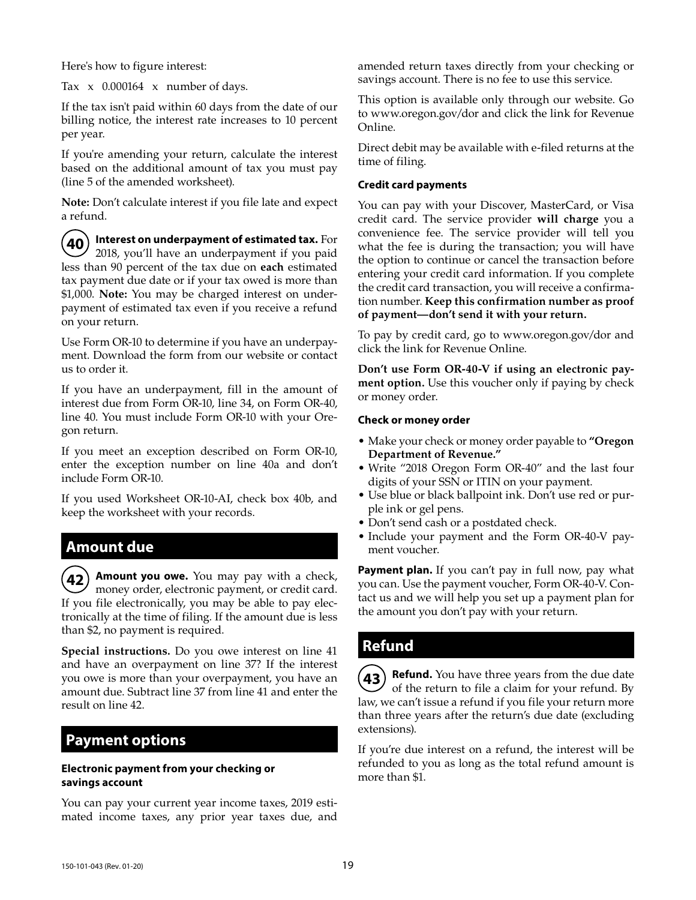Here's how to figure interest:

Tax x 0.000164 x number of days.

If the tax isn't paid within 60 days from the date of our billing notice, the interest rate increases to 10 percent per year.

If you're amending your return, calculate the interest based on the additional amount of tax you must pay (line 5 of the amended worksheet).

**Note:** Don't calculate interest if you file late and expect a refund.

**40** **Interest on underpayment of estimated tax.** For 2018, you'll have an underpayment if you paid less than 90 percent of the tax due on **each** estimated tax payment due date or if your tax owed is more than $1,000. **Note:** You may be charged interest on underpayment of estimated tax even if you receive a refund on your return.

Use Form OR-10 to determine if you have an underpayment. Download the form from our website or contact us to order it.

If you have an underpayment, fill in the amount of interest due from Form OR-10, line 34, on Form OR-40, line 40. You must include Form OR-10 with your Oregon return.

If you meet an exception described on Form OR-10, enter the exception number on line 40a and don't include Form OR-10.

If you used Worksheet OR-10-AI, check box 40b, and keep the worksheet with your records.

## Amount due

**42** **Amount you owe.** You may pay with a check, money order, electronic payment, or credit card. If you file electronically, you may be able to pay electronically at the time of filing. If the amount due is less than $2, no payment is required.

**Special instructions.** Do you owe interest on line 41 and have an overpayment on line 37? If the interest you owe is more than your overpayment, you have an amount due. Subtract line 37 from line 41 and enter the result on line 42.

## Payment options

### Electronic payment from your checking or savings account

You can pay your current year income taxes, 2019 estimated income taxes, any prior year taxes due, and amended return taxes directly from your checking or savings account. There is no fee to use this service.

This option is available only through our website. Go to www.oregon.gov/dor and click the link for Revenue Online.

Direct debit may be available with e-filed returns at the time of filing.

### Credit card payments

You can pay with your Discover, MasterCard, or Visa credit card. The service provider **will charge** you a convenience fee. The service provider will tell you what the fee is during the transaction; you will have the option to continue or cancel the transaction before entering your credit card information. If you complete the credit card transaction, you will receive a confirmation number. **Keep this confirmation number as proof of payment—don't send it with your return.**

To pay by credit card, go to www.oregon.gov/dor and click the link for Revenue Online.

**Don't use Form OR-40-V if using an electronic payment option.** Use this voucher only if paying by check or money order.

### Check or money order

- Make your check or money order payable to **"Oregon Department of Revenue."**
- Write "2018 Oregon Form OR-40" and the last four digits of your SSN or ITIN on your payment.
- Use blue or black ballpoint ink. Don't use red or purple ink or gel pens.
- Don't send cash or a postdated check.
- Include your payment and the Form OR-40-V payment voucher.

**Payment plan.** If you can't pay in full now, pay what you can. Use the payment voucher, Form OR-40-V. Contact us and we will help you set up a payment plan for the amount you don't pay with your return.

## Refund

**43** **Refund.** You have three years from the due date of the return to file a claim for your refund. By law, we can't issue a refund if you file your return more than three years after the return's due date (excluding extensions).

If you're due interest on a refund, the interest will be refunded to you as long as the total refund amount is more than $1.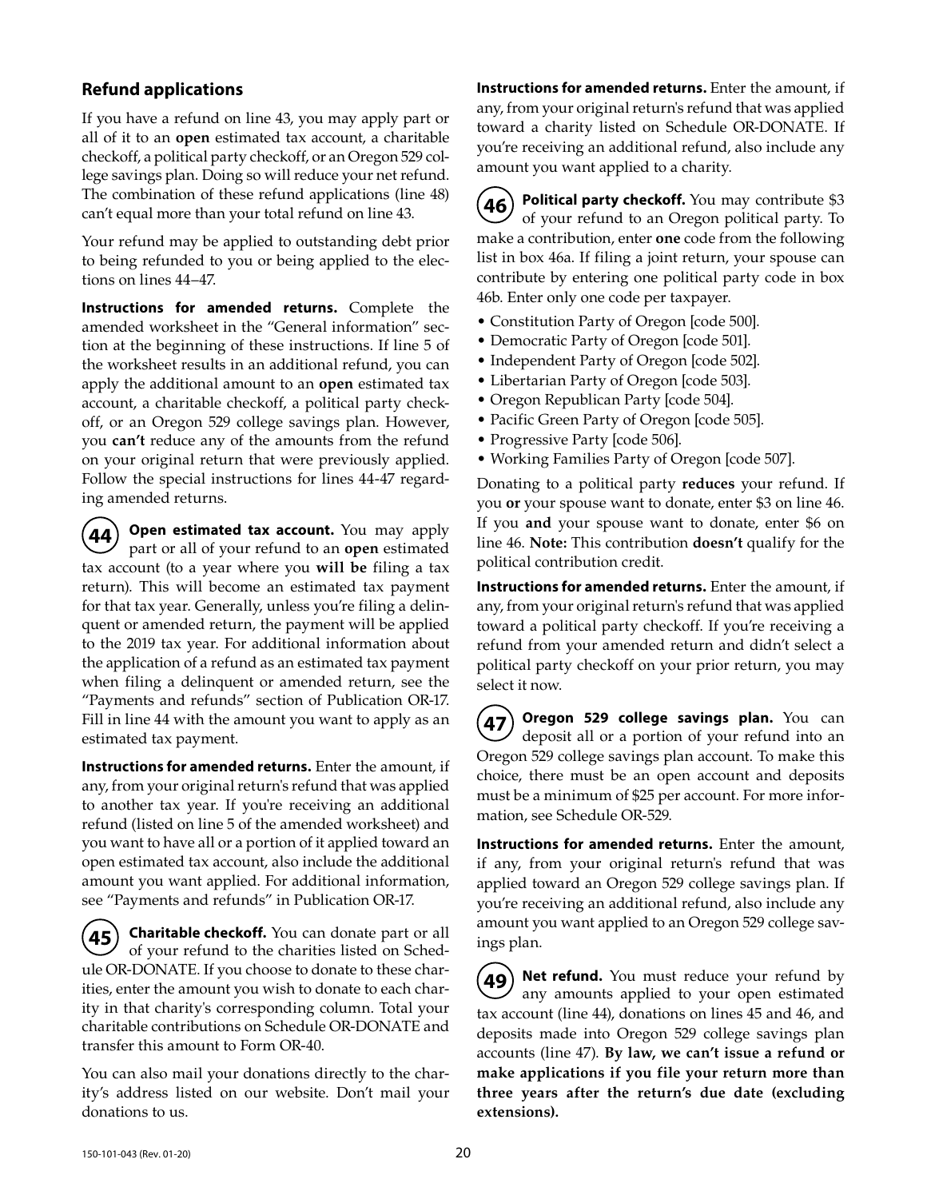## Refund applications

If you have a refund on line 43, you may apply part or all of it to an **open** estimated tax account, a charitable checkoff, a political party checkoff, or an Oregon 529 college savings plan. Doing so will reduce your net refund. The combination of these refund applications (line 48) can't equal more than your total refund on line 43.

Your refund may be applied to outstanding debt prior to being refunded to you or being applied to the elections on lines 44–47.

**Instructions for amended returns.** Complete the amended worksheet in the "General information" section at the beginning of these instructions. If line 5 of the worksheet results in an additional refund, you can apply the additional amount to an **open** estimated tax account, a charitable checkoff, a political party checkoff, or an Oregon 529 college savings plan. However, you **can't** reduce any of the amounts from the refund on your original return that were previously applied. Follow the special instructions for lines 44-47 regarding amended returns.

**44** **Open estimated tax account.** You may apply part or all of your refund to an **open** estimated tax account (to a year where you **will be** filing a tax return). This will become an estimated tax payment for that tax year. Generally, unless you're filing a delinquent or amended return, the payment will be applied to the 2019 tax year. For additional information about the application of a refund as an estimated tax payment when filing a delinquent or amended return, see the "Payments and refunds" section of Publication OR-17. Fill in line 44 with the amount you want to apply as an estimated tax payment.

**Instructions for amended returns.** Enter the amount, if any, from your original return's refund that was applied to another tax year. If you're receiving an additional refund (listed on line 5 of the amended worksheet) and you want to have all or a portion of it applied toward an open estimated tax account, also include the additional amount you want applied. For additional information, see "Payments and refunds" in Publication OR-17.

**45** **Charitable checkoff.** You can donate part or all of your refund to the charities listed on Schedule OR-DONATE. If you choose to donate to these charities, enter the amount you wish to donate to each charity in that charity's corresponding column. Total your charitable contributions on Schedule OR-DONATE and transfer this amount to Form OR-40.

You can also mail your donations directly to the charity's address listed on our website. Don't mail your donations to us.

**Instructions for amended returns.** Enter the amount, if any, from your original return's refund that was applied toward a charity listed on Schedule OR-DONATE. If you're receiving an additional refund, also include any amount you want applied to a charity.

**46** **Political party checkoff.** You may contribute $3 of your refund to an Oregon political party. To make a contribution, enter **one** code from the following list in box 46a. If filing a joint return, your spouse can contribute by entering one political party code in box 46b. Enter only one code per taxpayer.

- Constitution Party of Oregon [code 500].
- Democratic Party of Oregon [code 501].
- Independent Party of Oregon [code 502].
- Libertarian Party of Oregon [code 503].
- Oregon Republican Party [code 504].
- Pacific Green Party of Oregon [code 505].
- Progressive Party [code 506].
- Working Families Party of Oregon [code 507].

Donating to a political party **reduces** your refund. If you **or** your spouse want to donate, enter $3 on line 46. If you **and** your spouse want to donate, enter $6 on line 46. **Note:** This contribution **doesn't** qualify for the political contribution credit.

**Instructions for amended returns.** Enter the amount, if any, from your original return's refund that was applied toward a political party checkoff. If you're receiving a refund from your amended return and didn't select a political party checkoff on your prior return, you may select it now.

**47** **Oregon 529 college savings plan.** You can deposit all or a portion of your refund into an Oregon 529 college savings plan account. To make this choice, there must be an open account and deposits must be a minimum of $25 per account. For more information, see Schedule OR-529.

**Instructions for amended returns.** Enter the amount, if any, from your original return's refund that was applied toward an Oregon 529 college savings plan. If you're receiving an additional refund, also include any amount you want applied to an Oregon 529 college savings plan.

**49** **Net refund.** You must reduce your refund by any amounts applied to your open estimated tax account (line 44), donations on lines 45 and 46, and deposits made into Oregon 529 college savings plan accounts (line 47). **By law, we can't issue a refund or make applications if you file your return more than three years after the return's due date (excluding extensions).**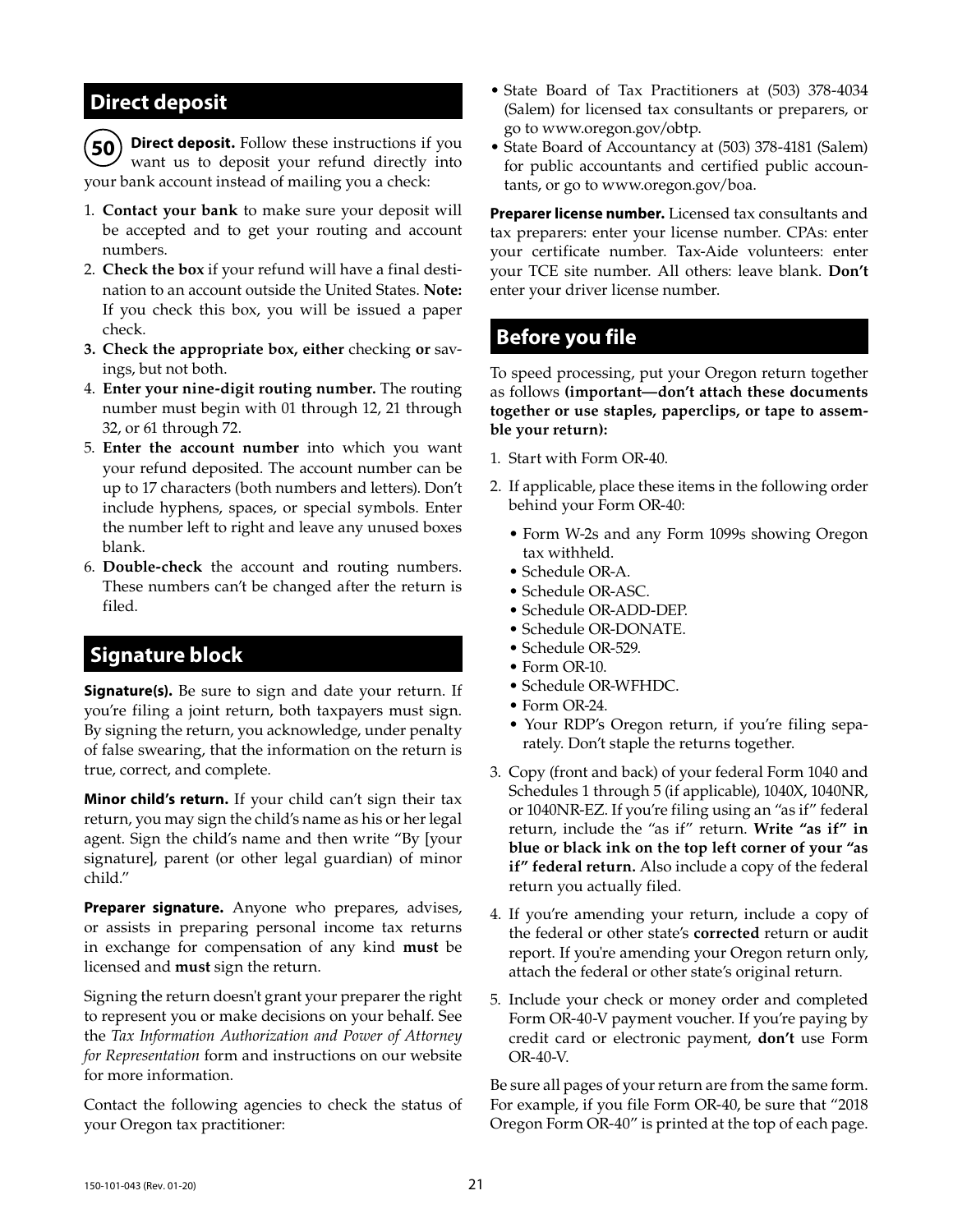## Direct deposit

**50** **Direct deposit.** Follow these instructions if you want us to deposit your refund directly into your bank account instead of mailing you a check:

1. **Contact your bank** to make sure your deposit will be accepted and to get your routing and account numbers.
2. **Check the box** if your refund will have a final destination to an account outside the United States. **Note:** If you check this box, you will be issued a paper check.
3. **Check the appropriate box, either** checking **or** savings, but not both.
4. **Enter your nine-digit routing number.** The routing number must begin with 01 through 12, 21 through 32, or 61 through 72.
5. **Enter the account number** into which you want your refund deposited. The account number can be up to 17 characters (both numbers and letters). Don't include hyphens, spaces, or special symbols. Enter the number left to right and leave any unused boxes blank.
6. **Double-check** the account and routing numbers. These numbers can't be changed after the return is filed.

## Signature block

**Signature(s).** Be sure to sign and date your return. If you're filing a joint return, both taxpayers must sign. By signing the return, you acknowledge, under penalty of false swearing, that the information on the return is true, correct, and complete.

**Minor child's return.** If your child can't sign their tax return, you may sign the child's name as his or her legal agent. Sign the child's name and then write "By [your signature], parent (or other legal guardian) of minor child."

**Preparer signature.** Anyone who prepares, advises, or assists in preparing personal income tax returns in exchange for compensation of any kind **must** be licensed and **must** sign the return.

Signing the return doesn't grant your preparer the right to represent you or make decisions on your behalf. See the *Tax Information Authorization and Power of Attorney for Representation* form and instructions on our website for more information.

Contact the following agencies to check the status of your Oregon tax practitioner:

- State Board of Tax Practitioners at (503) 378-4034 (Salem) for licensed tax consultants or preparers, or go to www.oregon.gov/obtp.
- State Board of Accountancy at (503) 378-4181 (Salem) for public accountants and certified public accountants, or go to www.oregon.gov/boa.

**Preparer license number.** Licensed tax consultants and tax preparers: enter your license number. CPAs: enter your certificate number. Tax-Aide volunteers: enter your TCE site number. All others: leave blank. **Don't** enter your driver license number.

## Before you file

To speed processing, put your Oregon return together as follows **(important—don't attach these documents together or use staples, paperclips, or tape to assemble your return):**

1. Start with Form OR-40.
2. If applicable, place these items in the following order behind your Form OR-40:
   - Form W-2s and any Form 1099s showing Oregon tax withheld.
   - Schedule OR-A.
   - Schedule OR-ASC.
   - Schedule OR-ADD-DEP.
   - Schedule OR-DONATE.
   - Schedule OR-529.
   - Form OR-10.
   - Schedule OR-WFHDC.
   - Form OR-24.
   - Your RDP's Oregon return, if you're filing separately. Don't staple the returns together.
3. Copy (front and back) of your federal Form 1040 and Schedules 1 through 5 (if applicable), 1040X, 1040NR, or 1040NR-EZ. If you're filing using an "as if" federal return, include the "as if" return. **Write "as if" in blue or black ink on the top left corner of your "as if" federal return.** Also include a copy of the federal return you actually filed.
4. If you're amending your return, include a copy of the federal or other state's **corrected** return or audit report. If you're amending your Oregon return only, attach the federal or other state's original return.
5. Include your check or money order and completed Form OR-40-V payment voucher. If you're paying by credit card or electronic payment, **don't** use Form OR-40-V.

Be sure all pages of your return are from the same form. For example, if you file Form OR-40, be sure that "2018 Oregon Form OR-40" is printed at the top of each page.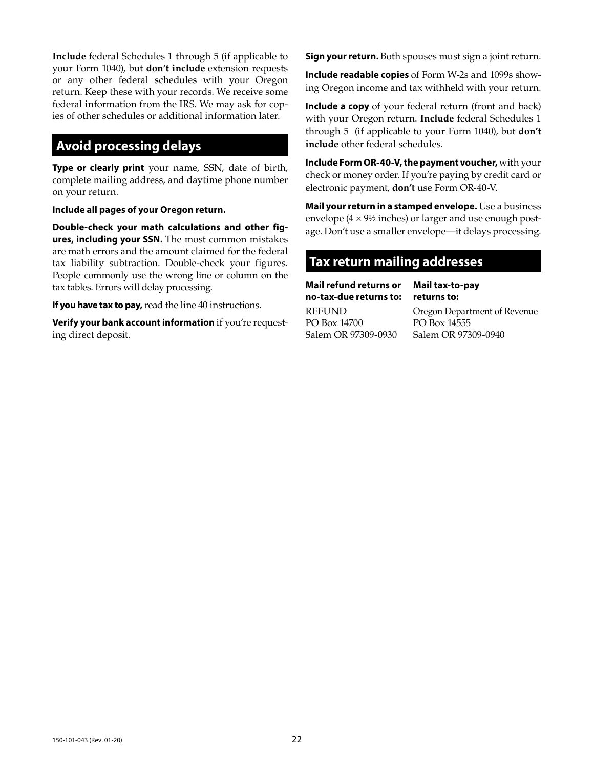**Include** federal Schedules 1 through 5 (if applicable to your Form 1040), but **don't include** extension requests or any other federal schedules with your Oregon return. Keep these with your records. We receive some federal information from the IRS. We may ask for copies of other schedules or additional information later.

## Avoid processing delays

**Type or clearly print** your name, SSN, date of birth, complete mailing address, and daytime phone number on your return.

**Include all pages of your Oregon return.**

**Double-check your math calculations and other figures, including your SSN.** The most common mistakes are math errors and the amount claimed for the federal tax liability subtraction. Double-check your figures. People commonly use the wrong line or column on the tax tables. Errors will delay processing.

**If you have tax to pay,** read the line 40 instructions.

**Verify your bank account information** if you're requesting direct deposit.

**Sign your return.** Both spouses must sign a joint return.

**Include readable copies** of Form W-2s and 1099s showing Oregon income and tax withheld with your return.

**Include a copy** of your federal return (front and back) with your Oregon return. **Include** federal Schedules 1 through 5 (if applicable to your Form 1040), but **don't include** other federal schedules.

**Include Form OR-40-V, the payment voucher,** with your check or money order. If you're paying by credit card or electronic payment, **don't** use Form OR-40-V.

**Mail your return in a stamped envelope.** Use a business envelope (4 × 9½ inches) or larger and use enough postage. Don't use a smaller envelope—it delays processing.

## Tax return mailing addresses

**Mail refund returns or no-tax-due returns to:**

REFUND
PO Box 14700
Salem OR 97309-0930

**Mail tax-to-pay returns to:**

Oregon Department of Revenue
PO Box 14555
Salem OR 97309-0940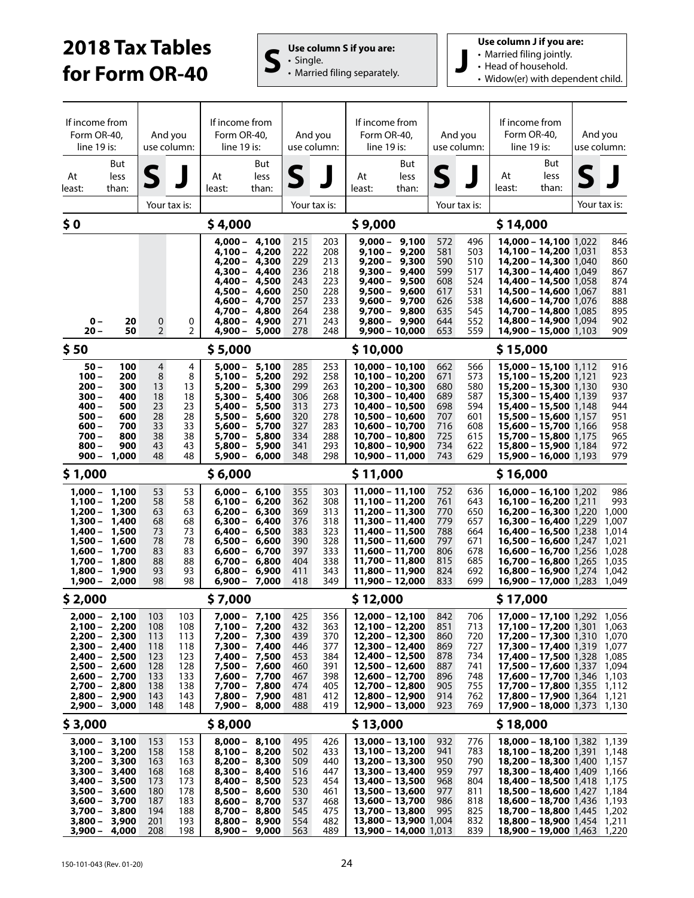# 2018 Tax Tables for Form OR-40

**S** Use column S if you are:
- Single.
- Married filing separately.

**J** Use column J if you are:
- Married filing jointly.
- Head of household.
- Widow(er) with dependent child.

| If income from Form OR-40, line 19 is: At least: | But less than: | And you use column: S | J | If income from Form OR-40, line 19 is: At least: | But less than: | And you use column: S | J | If income from Form OR-40, line 19 is: At least: | But less than: | And you use column: S | J | If income from Form OR-40, line 19 is: At least: | But less than: | And you use column: S | J |
|---|---|---|---|---|---|---|---|---|---|---|---|---|---|---|---|
| | | Your tax is: | | | | Your tax is: | | | | Your tax is: | | | | Your tax is: | |
| **$ 0** | | | | **$ 4,000** | | | | **$ 9,000** | | | | **$ 14,000** | | | |
| | | | | 4,000 | 4,100 | 215 | 203 | 9,000 | 9,100 | 572 | 496 | 14,000 | 14,100 | 1,022 | 846 |
| | | | | 4,100 | 4,200 | 222 | 208 | 9,100 | 9,200 | 581 | 503 | 14,100 | 14,200 | 1,031 | 853 |
| | | | | 4,200 | 4,300 | 229 | 213 | 9,200 | 9,300 | 590 | 510 | 14,200 | 14,300 | 1,040 | 860 |
| | | | | 4,300 | 4,400 | 236 | 218 | 9,300 | 9,400 | 599 | 517 | 14,300 | 14,400 | 1,049 | 867 |
| | | | | 4,400 | 4,500 | 243 | 223 | 9,400 | 9,500 | 608 | 524 | 14,400 | 14,500 | 1,058 | 874 |
| | | | | 4,500 | 4,600 | 250 | 228 | 9,500 | 9,600 | 617 | 531 | 14,500 | 14,600 | 1,067 | 881 |
| | | | | 4,600 | 4,700 | 257 | 233 | 9,600 | 9,700 | 626 | 538 | 14,600 | 14,700 | 1,076 | 888 |
| | | | | 4,700 | 4,800 | 264 | 238 | 9,700 | 9,800 | 635 | 545 | 14,700 | 14,800 | 1,085 | 895 |
| 0 | 20 | 0 | 0 | 4,800 | 4,900 | 271 | 243 | 9,800 | 9,900 | 644 | 552 | 14,800 | 14,900 | 1,094 | 902 |
| 20 | 50 | 2 | 2 | 4,900 | 5,000 | 278 | 248 | 9,900 | 10,000 | 653 | 559 | 14,900 | 15,000 | 1,103 | 909 |
| **$ 50** | | | | **$ 5,000** | | | | **$ 10,000** | | | | **$ 15,000** | | | |
| 50 | 100 | 4 | 4 | 5,000 | 5,100 | 285 | 253 | 10,000 | 10,100 | 662 | 566 | 15,000 | 15,100 | 1,112 | 916 |
| 100 | 200 | 8 | 8 | 5,100 | 5,200 | 292 | 258 | 10,100 | 10,200 | 671 | 573 | 15,100 | 15,200 | 1,121 | 923 |
| 200 | 300 | 13 | 13 | 5,200 | 5,300 | 299 | 263 | 10,200 | 10,300 | 680 | 580 | 15,200 | 15,300 | 1,130 | 930 |
| 300 | 400 | 18 | 18 | 5,300 | 5,400 | 306 | 268 | 10,300 | 10,400 | 689 | 587 | 15,300 | 15,400 | 1,139 | 937 |
| 400 | 500 | 23 | 23 | 5,400 | 5,500 | 313 | 273 | 10,400 | 10,500 | 698 | 594 | 15,400 | 15,500 | 1,148 | 944 |
| 500 | 600 | 28 | 28 | 5,500 | 5,600 | 320 | 278 | 10,500 | 10,600 | 707 | 601 | 15,500 | 15,600 | 1,157 | 951 |
| 600 | 700 | 33 | 33 | 5,600 | 5,700 | 327 | 283 | 10,600 | 10,700 | 716 | 608 | 15,600 | 15,700 | 1,166 | 958 |
| 700 | 800 | 38 | 38 | 5,700 | 5,800 | 334 | 288 | 10,700 | 10,800 | 725 | 615 | 15,700 | 15,800 | 1,175 | 965 |
| 800 | 900 | 43 | 43 | 5,800 | 5,900 | 341 | 293 | 10,800 | 10,900 | 734 | 622 | 15,800 | 15,900 | 1,184 | 972 |
| 900 | 1,000 | 48 | 48 | 5,900 | 6,000 | 348 | 298 | 10,900 | 11,000 | 743 | 629 | 15,900 | 16,000 | 1,193 | 979 |
| **$ 1,000** | | | | **$ 6,000** | | | | **$ 11,000** | | | | **$ 16,000** | | | |
| 1,000 | 1,100 | 53 | 53 | 6,000 | 6,100 | 355 | 303 | 11,000 | 11,100 | 752 | 636 | 16,000 | 16,100 | 1,202 | 986 |
| 1,100 | 1,200 | 58 | 58 | 6,100 | 6,200 | 362 | 308 | 11,100 | 11,200 | 761 | 643 | 16,100 | 16,200 | 1,211 | 993 |
| 1,200 | 1,300 | 63 | 63 | 6,200 | 6,300 | 369 | 313 | 11,200 | 11,300 | 770 | 650 | 16,200 | 16,300 | 1,220 | 1,000 |
| 1,300 | 1,400 | 68 | 68 | 6,300 | 6,400 | 376 | 318 | 11,300 | 11,400 | 779 | 657 | 16,300 | 16,400 | 1,229 | 1,007 |
| 1,400 | 1,500 | 73 | 73 | 6,400 | 6,500 | 383 | 323 | 11,400 | 11,500 | 788 | 664 | 16,400 | 16,500 | 1,238 | 1,014 |
| 1,500 | 1,600 | 78 | 78 | 6,500 | 6,600 | 390 | 328 | 11,500 | 11,600 | 797 | 671 | 16,500 | 16,600 | 1,247 | 1,021 |
| 1,600 | 1,700 | 83 | 83 | 6,600 | 6,700 | 397 | 333 | 11,600 | 11,700 | 806 | 678 | 16,600 | 16,700 | 1,256 | 1,028 |
| 1,700 | 1,800 | 88 | 88 | 6,700 | 6,800 | 404 | 338 | 11,700 | 11,800 | 815 | 685 | 16,700 | 16,800 | 1,265 | 1,035 |
| 1,800 | 1,900 | 93 | 93 | 6,800 | 6,900 | 411 | 343 | 11,800 | 11,900 | 824 | 692 | 16,800 | 16,900 | 1,274 | 1,042 |
| 1,900 | 2,000 | 98 | 98 | 6,900 | 7,000 | 418 | 349 | 11,900 | 12,000 | 833 | 699 | 16,900 | 17,000 | 1,283 | 1,049 |
| **$ 2,000** | | | | **$ 7,000** | | | | **$ 12,000** | | | | **$ 17,000** | | | |
| 2,000 | 2,100 | 103 | 103 | 7,000 | 7,100 | 425 | 356 | 12,000 | 12,100 | 842 | 706 | 17,000 | 17,100 | 1,292 | 1,056 |
| 2,100 | 2,200 | 108 | 108 | 7,100 | 7,200 | 432 | 363 | 12,100 | 12,200 | 851 | 713 | 17,100 | 17,200 | 1,301 | 1,063 |
| 2,200 | 2,300 | 113 | 113 | 7,200 | 7,300 | 439 | 370 | 12,200 | 12,300 | 860 | 720 | 17,200 | 17,300 | 1,310 | 1,070 |
| 2,300 | 2,400 | 118 | 118 | 7,300 | 7,400 | 446 | 377 | 12,300 | 12,400 | 869 | 727 | 17,300 | 17,400 | 1,319 | 1,077 |
| 2,400 | 2,500 | 123 | 123 | 7,400 | 7,500 | 453 | 384 | 12,400 | 12,500 | 878 | 734 | 17,400 | 17,500 | 1,328 | 1,085 |
| 2,500 | 2,600 | 128 | 128 | 7,500 | 7,600 | 460 | 391 | 12,500 | 12,600 | 887 | 741 | 17,500 | 17,600 | 1,337 | 1,094 |
| 2,600 | 2,700 | 133 | 133 | 7,600 | 7,700 | 467 | 398 | 12,600 | 12,700 | 896 | 748 | 17,600 | 17,700 | 1,346 | 1,103 |
| 2,700 | 2,800 | 138 | 138 | 7,700 | 7,800 | 474 | 405 | 12,700 | 12,800 | 905 | 755 | 17,700 | 17,800 | 1,355 | 1,112 |
| 2,800 | 2,900 | 143 | 143 | 7,800 | 7,900 | 481 | 412 | 12,800 | 12,900 | 914 | 762 | 17,800 | 17,900 | 1,364 | 1,121 |
| 2,900 | 3,000 | 148 | 148 | 7,900 | 8,000 | 488 | 419 | 12,900 | 13,000 | 923 | 769 | 17,900 | 18,000 | 1,373 | 1,130 |
| **$ 3,000** | | | | **$ 8,000** | | | | **$ 13,000** | | | | **$ 18,000** | | | |
| 3,000 | 3,100 | 153 | 153 | 8,000 | 8,100 | 495 | 426 | 13,000 | 13,100 | 932 | 776 | 18,000 | 18,100 | 1,382 | 1,139 |
| 3,100 | 3,200 | 158 | 158 | 8,100 | 8,200 | 502 | 433 | 13,100 | 13,200 | 941 | 783 | 18,100 | 18,200 | 1,391 | 1,148 |
| 3,200 | 3,300 | 163 | 163 | 8,200 | 8,300 | 509 | 440 | 13,200 | 13,300 | 950 | 790 | 18,200 | 18,300 | 1,400 | 1,157 |
| 3,300 | 3,400 | 168 | 168 | 8,300 | 8,400 | 516 | 447 | 13,300 | 13,400 | 959 | 797 | 18,300 | 18,400 | 1,409 | 1,166 |
| 3,400 | 3,500 | 173 | 173 | 8,400 | 8,500 | 523 | 454 | 13,400 | 13,500 | 968 | 804 | 18,400 | 18,500 | 1,418 | 1,175 |
| 3,500 | 3,600 | 180 | 178 | 8,500 | 8,600 | 530 | 461 | 13,500 | 13,600 | 977 | 811 | 18,500 | 18,600 | 1,427 | 1,184 |
| 3,600 | 3,700 | 187 | 183 | 8,600 | 8,700 | 537 | 468 | 13,600 | 13,700 | 986 | 818 | 18,600 | 18,700 | 1,436 | 1,193 |
| 3,700 | 3,800 | 194 | 188 | 8,700 | 8,800 | 545 | 475 | 13,700 | 13,800 | 995 | 825 | 18,700 | 18,800 | 1,445 | 1,202 |
| 3,800 | 3,900 | 201 | 193 | 8,800 | 8,900 | 554 | 482 | 13,800 | 13,900 | 1,004 | 832 | 18,800 | 18,900 | 1,454 | 1,211 |
| 3,900 | 4,000 | 208 | 198 | 8,900 | 9,000 | 563 | 489 | 13,900 | 14,000 | 1,013 | 839 | 18,900 | 19,000 | 1,463 | 1,220 |

150-101-043 (Rev. 01-20)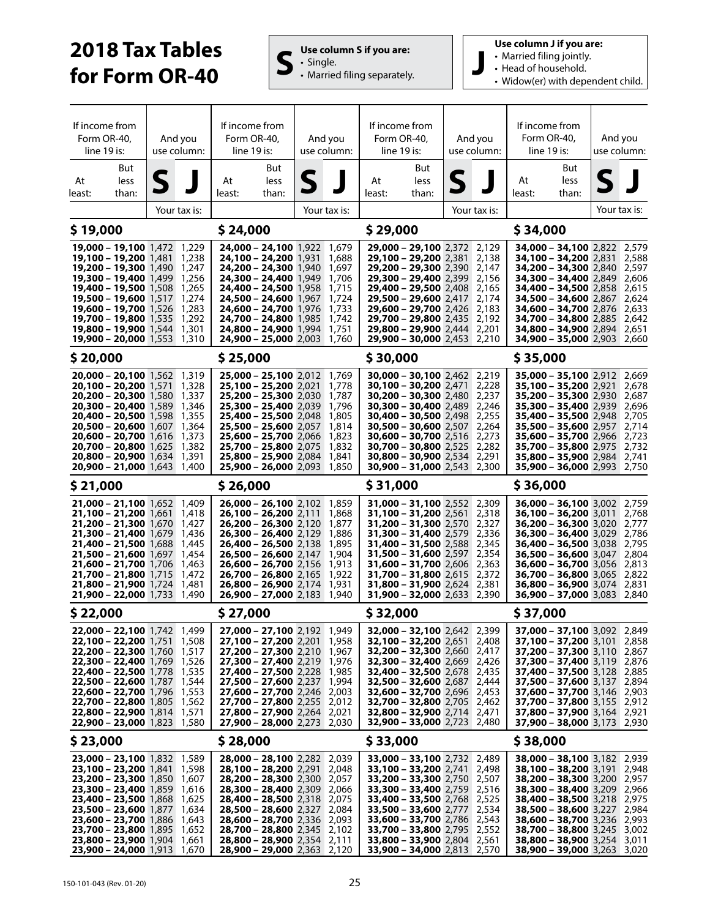# 2018 Tax Tables for Form OR-40

**S** Use column S if you are:
- Single.
- Married filing separately.

**J** Use column J if you are:
- Married filing jointly.
- Head of household.
- Widow(er) with dependent child.

| If income from Form OR-40, line 19 is: At least: | But less than: | And you use column: S | J | If income from Form OR-40, line 19 is: At least: | But less than: | And you use column: S | J | If income from Form OR-40, line 19 is: At least: | But less than: | And you use column: S | J | If income from Form OR-40, line 19 is: At least: | But less than: | And you use column: S | J |
|---|---|---|---|---|---|---|---|---|---|---|---|---|---|---|---|
| | | Your tax is: | | | | Your tax is: | | | | Your tax is: | | | | Your tax is: | |
| **$ 19,000** | | | | **$ 24,000** | | | | **$ 29,000** | | | | **$ 34,000** | | | |
| 19,000 | 19,100 | 1,472 | 1,229 | 24,000 | 24,100 | 1,922 | 1,679 | 29,000 | 29,100 | 2,372 | 2,129 | 34,000 | 34,100 | 2,822 | 2,579 |
| 19,100 | 19,200 | 1,481 | 1,238 | 24,100 | 24,200 | 1,931 | 1,688 | 29,100 | 29,200 | 2,381 | 2,138 | 34,100 | 34,200 | 2,831 | 2,588 |
| 19,200 | 19,300 | 1,490 | 1,247 | 24,200 | 24,300 | 1,940 | 1,697 | 29,200 | 29,300 | 2,390 | 2,147 | 34,200 | 34,300 | 2,840 | 2,597 |
| 19,300 | 19,400 | 1,499 | 1,256 | 24,300 | 24,400 | 1,949 | 1,706 | 29,300 | 29,400 | 2,399 | 2,156 | 34,300 | 34,400 | 2,849 | 2,606 |
| 19,400 | 19,500 | 1,508 | 1,265 | 24,400 | 24,500 | 1,958 | 1,715 | 29,400 | 29,500 | 2,408 | 2,165 | 34,400 | 34,500 | 2,858 | 2,615 |
| 19,500 | 19,600 | 1,517 | 1,274 | 24,500 | 24,600 | 1,967 | 1,724 | 29,500 | 29,600 | 2,417 | 2,174 | 34,500 | 34,600 | 2,867 | 2,624 |
| 19,600 | 19,700 | 1,526 | 1,283 | 24,600 | 24,700 | 1,976 | 1,733 | 29,600 | 29,700 | 2,426 | 2,183 | 34,600 | 34,700 | 2,876 | 2,633 |
| 19,700 | 19,800 | 1,535 | 1,292 | 24,700 | 24,800 | 1,985 | 1,742 | 29,700 | 29,800 | 2,435 | 2,192 | 34,700 | 34,800 | 2,885 | 2,642 |
| 19,800 | 19,900 | 1,544 | 1,301 | 24,800 | 24,900 | 1,994 | 1,751 | 29,800 | 29,900 | 2,444 | 2,201 | 34,800 | 34,900 | 2,894 | 2,651 |
| 19,900 | 20,000 | 1,553 | 1,310 | 24,900 | 25,000 | 2,003 | 1,760 | 29,900 | 30,000 | 2,453 | 2,210 | 34,900 | 35,000 | 2,903 | 2,660 |
| **$ 20,000** | | | | **$ 25,000** | | | | **$ 30,000** | | | | **$ 35,000** | | | |
| 20,000 | 20,100 | 1,562 | 1,319 | 25,000 | 25,100 | 2,012 | 1,769 | 30,000 | 30,100 | 2,462 | 2,219 | 35,000 | 35,100 | 2,912 | 2,669 |
| 20,100 | 20,200 | 1,571 | 1,328 | 25,100 | 25,200 | 2,021 | 1,778 | 30,100 | 30,200 | 2,471 | 2,228 | 35,100 | 35,200 | 2,921 | 2,678 |
| 20,200 | 20,300 | 1,580 | 1,337 | 25,200 | 25,300 | 2,030 | 1,787 | 30,200 | 30,300 | 2,480 | 2,237 | 35,200 | 35,300 | 2,930 | 2,687 |
| 20,300 | 20,400 | 1,589 | 1,346 | 25,300 | 25,400 | 2,039 | 1,796 | 30,300 | 30,400 | 2,489 | 2,246 | 35,300 | 35,400 | 2,939 | 2,696 |
| 20,400 | 20,500 | 1,598 | 1,355 | 25,400 | 25,500 | 2,048 | 1,805 | 30,400 | 30,500 | 2,498 | 2,255 | 35,400 | 35,500 | 2,948 | 2,705 |
| 20,500 | 20,600 | 1,607 | 1,364 | 25,500 | 25,600 | 2,057 | 1,814 | 30,500 | 30,600 | 2,507 | 2,264 | 35,500 | 35,600 | 2,957 | 2,714 |
| 20,600 | 20,700 | 1,616 | 1,373 | 25,600 | 25,700 | 2,066 | 1,823 | 30,600 | 30,700 | 2,516 | 2,273 | 35,600 | 35,700 | 2,966 | 2,723 |
| 20,700 | 20,800 | 1,625 | 1,382 | 25,700 | 25,800 | 2,075 | 1,832 | 30,700 | 30,800 | 2,525 | 2,282 | 35,700 | 35,800 | 2,975 | 2,732 |
| 20,800 | 20,900 | 1,634 | 1,391 | 25,800 | 25,900 | 2,084 | 1,841 | 30,800 | 30,900 | 2,534 | 2,291 | 35,800 | 35,900 | 2,984 | 2,741 |
| 20,900 | 21,000 | 1,643 | 1,400 | 25,900 | 26,000 | 2,093 | 1,850 | 30,900 | 31,000 | 2,543 | 2,300 | 35,900 | 36,000 | 2,993 | 2,750 |
| **$ 21,000** | | | | **$ 26,000** | | | | **$ 31,000** | | | | **$ 36,000** | | | |
| 21,000 | 21,100 | 1,652 | 1,409 | 26,000 | 26,100 | 2,102 | 1,859 | 31,000 | 31,100 | 2,552 | 2,309 | 36,000 | 36,100 | 3,002 | 2,759 |
| 21,100 | 21,200 | 1,661 | 1,418 | 26,100 | 26,200 | 2,111 | 1,868 | 31,100 | 31,200 | 2,561 | 2,318 | 36,100 | 36,200 | 3,011 | 2,768 |
| 21,200 | 21,300 | 1,670 | 1,427 | 26,200 | 26,300 | 2,120 | 1,877 | 31,200 | 31,300 | 2,570 | 2,327 | 36,200 | 36,300 | 3,020 | 2,777 |
| 21,300 | 21,400 | 1,679 | 1,436 | 26,300 | 26,400 | 2,129 | 1,886 | 31,300 | 31,400 | 2,579 | 2,336 | 36,300 | 36,400 | 3,029 | 2,786 |
| 21,400 | 21,500 | 1,688 | 1,445 | 26,400 | 26,500 | 2,138 | 1,895 | 31,400 | 31,500 | 2,588 | 2,345 | 36,400 | 36,500 | 3,038 | 2,795 |
| 21,500 | 21,600 | 1,697 | 1,454 | 26,500 | 26,600 | 2,147 | 1,904 | 31,500 | 31,600 | 2,597 | 2,354 | 36,500 | 36,600 | 3,047 | 2,804 |
| 21,600 | 21,700 | 1,706 | 1,463 | 26,600 | 26,700 | 2,156 | 1,913 | 31,600 | 31,700 | 2,606 | 2,363 | 36,600 | 36,700 | 3,056 | 2,813 |
| 21,700 | 21,800 | 1,715 | 1,472 | 26,700 | 26,800 | 2,165 | 1,922 | 31,700 | 31,800 | 2,615 | 2,372 | 36,700 | 36,800 | 3,065 | 2,822 |
| 21,800 | 21,900 | 1,724 | 1,481 | 26,800 | 26,900 | 2,174 | 1,931 | 31,800 | 31,900 | 2,624 | 2,381 | 36,800 | 36,900 | 3,074 | 2,831 |
| 21,900 | 22,000 | 1,733 | 1,490 | 26,900 | 27,000 | 2,183 | 1,940 | 31,900 | 32,000 | 2,633 | 2,390 | 36,900 | 37,000 | 3,083 | 2,840 |
| **$ 22,000** | | | | **$ 27,000** | | | | **$ 32,000** | | | | **$ 37,000** | | | |
| 22,000 | 22,100 | 1,742 | 1,499 | 27,000 | 27,100 | 2,192 | 1,949 | 32,000 | 32,100 | 2,642 | 2,399 | 37,000 | 37,100 | 3,092 | 2,849 |
| 22,100 | 22,200 | 1,751 | 1,508 | 27,100 | 27,200 | 2,201 | 1,958 | 32,100 | 32,200 | 2,651 | 2,408 | 37,100 | 37,200 | 3,101 | 2,858 |
| 22,200 | 22,300 | 1,760 | 1,517 | 27,200 | 27,300 | 2,210 | 1,967 | 32,200 | 32,300 | 2,660 | 2,417 | 37,200 | 37,300 | 3,110 | 2,867 |
| 22,300 | 22,400 | 1,769 | 1,526 | 27,300 | 27,400 | 2,219 | 1,976 | 32,300 | 32,400 | 2,669 | 2,426 | 37,300 | 37,400 | 3,119 | 2,876 |
| 22,400 | 22,500 | 1,778 | 1,535 | 27,400 | 27,500 | 2,228 | 1,985 | 32,400 | 32,500 | 2,678 | 2,435 | 37,400 | 37,500 | 3,128 | 2,885 |
| 22,500 | 22,600 | 1,787 | 1,544 | 27,500 | 27,600 | 2,237 | 1,994 | 32,500 | 32,600 | 2,687 | 2,444 | 37,500 | 37,600 | 3,137 | 2,894 |
| 22,600 | 22,700 | 1,796 | 1,553 | 27,600 | 27,700 | 2,246 | 2,003 | 32,600 | 32,700 | 2,696 | 2,453 | 37,600 | 37,700 | 3,146 | 2,903 |
| 22,700 | 22,800 | 1,805 | 1,562 | 27,700 | 27,800 | 2,255 | 2,012 | 32,700 | 32,800 | 2,705 | 2,462 | 37,700 | 37,800 | 3,155 | 2,912 |
| 22,800 | 22,900 | 1,814 | 1,571 | 27,800 | 27,900 | 2,264 | 2,021 | 32,800 | 32,900 | 2,714 | 2,471 | 37,800 | 37,900 | 3,164 | 2,921 |
| 22,900 | 23,000 | 1,823 | 1,580 | 27,900 | 28,000 | 2,273 | 2,030 | 32,900 | 33,000 | 2,723 | 2,480 | 37,900 | 38,000 | 3,173 | 2,930 |
| **$ 23,000** | | | | **$ 28,000** | | | | **$ 33,000** | | | | **$ 38,000** | | | |
| 23,000 | 23,100 | 1,832 | 1,589 | 28,000 | 28,100 | 2,282 | 2,039 | 33,000 | 33,100 | 2,732 | 2,489 | 38,000 | 38,100 | 3,182 | 2,939 |
| 23,100 | 23,200 | 1,841 | 1,598 | 28,100 | 28,200 | 2,291 | 2,048 | 33,100 | 33,200 | 2,741 | 2,498 | 38,100 | 38,200 | 3,191 | 2,948 |
| 23,200 | 23,300 | 1,850 | 1,607 | 28,200 | 28,300 | 2,300 | 2,057 | 33,200 | 33,300 | 2,750 | 2,507 | 38,200 | 38,300 | 3,200 | 2,957 |
| 23,300 | 23,400 | 1,859 | 1,616 | 28,300 | 28,400 | 2,309 | 2,066 | 33,300 | 33,400 | 2,759 | 2,516 | 38,300 | 38,400 | 3,209 | 2,966 |
| 23,400 | 23,500 | 1,868 | 1,625 | 28,400 | 28,500 | 2,318 | 2,075 | 33,400 | 33,500 | 2,768 | 2,525 | 38,400 | 38,500 | 3,218 | 2,975 |
| 23,500 | 23,600 | 1,877 | 1,634 | 28,500 | 28,600 | 2,327 | 2,084 | 33,500 | 33,600 | 2,777 | 2,534 | 38,500 | 38,600 | 3,227 | 2,984 |
| 23,600 | 23,700 | 1,886 | 1,643 | 28,600 | 28,700 | 2,336 | 2,093 | 33,600 | 33,700 | 2,786 | 2,543 | 38,600 | 38,700 | 3,236 | 2,993 |
| 23,700 | 23,800 | 1,895 | 1,652 | 28,700 | 28,800 | 2,345 | 2,102 | 33,700 | 33,800 | 2,795 | 2,552 | 38,700 | 38,800 | 3,245 | 3,002 |
| 23,800 | 23,900 | 1,904 | 1,661 | 28,800 | 28,900 | 2,354 | 2,111 | 33,800 | 33,900 | 2,804 | 2,561 | 38,800 | 38,900 | 3,254 | 3,011 |
| 23,900 | 24,000 | 1,913 | 1,670 | 28,900 | 29,000 | 2,363 | 2,120 | 33,900 | 34,000 | 2,813 | 2,570 | 38,900 | 39,000 | 3,263 | 3,020 |

150-101-043 (Rev. 01-20)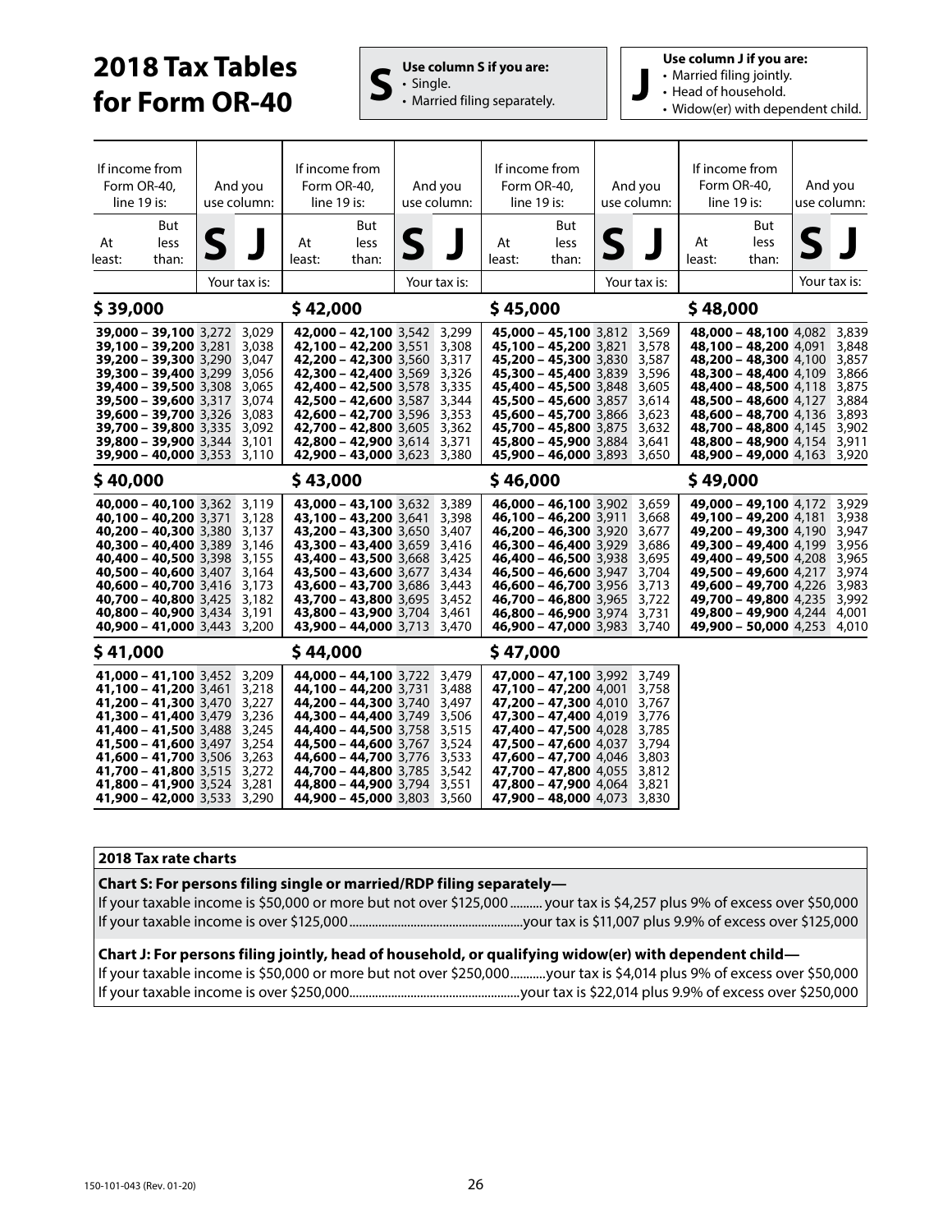# 2018 Tax Tables for Form OR-40

**S** Use column S if you are:
- Single.
- Married filing separately.

**J** Use column J if you are:
- Married filing jointly.
- Head of household.
- Widow(er) with dependent child.

| If income from Form OR-40, line 19 is: At least: | But less than: | And you use column: S | J |
|---|---|---|---|
| | | Your tax is: | |
| **$ 39,000** | | | |
| **39,000** | **39,100** | 3,272 | 3,029 |
| **39,100** | **39,200** | 3,281 | 3,038 |
| **39,200** | **39,300** | 3,290 | 3,047 |
| **39,300** | **39,400** | 3,299 | 3,056 |
| **39,400** | **39,500** | 3,308 | 3,065 |
| **39,500** | **39,600** | 3,317 | 3,074 |
| **39,600** | **39,700** | 3,326 | 3,083 |
| **39,700** | **39,800** | 3,335 | 3,092 |
| **39,800** | **39,900** | 3,344 | 3,101 |
| **39,900** | **40,000** | 3,353 | 3,110 |
| **$ 40,000** | | | |
| **40,000** | **40,100** | 3,362 | 3,119 |
| **40,100** | **40,200** | 3,371 | 3,128 |
| **40,200** | **40,300** | 3,380 | 3,137 |
| **40,300** | **40,400** | 3,389 | 3,146 |
| **40,400** | **40,500** | 3,398 | 3,155 |
| **40,500** | **40,600** | 3,407 | 3,164 |
| **40,600** | **40,700** | 3,416 | 3,173 |
| **40,700** | **40,800** | 3,425 | 3,182 |
| **40,800** | **40,900** | 3,434 | 3,191 |
| **40,900** | **41,000** | 3,443 | 3,200 |
| **$ 41,000** | | | |
| **41,000** | **41,100** | 3,452 | 3,209 |
| **41,100** | **41,200** | 3,461 | 3,218 |
| **41,200** | **41,300** | 3,470 | 3,227 |
| **41,300** | **41,400** | 3,479 | 3,236 |
| **41,400** | **41,500** | 3,488 | 3,245 |
| **41,500** | **41,600** | 3,497 | 3,254 |
| **41,600** | **41,700** | 3,506 | 3,263 |
| **41,700** | **41,800** | 3,515 | 3,272 |
| **41,800** | **41,900** | 3,524 | 3,281 |
| **41,900** | **42,000** | 3,533 | 3,290 |
| **$ 42,000** | | | |
| **42,000** | **42,100** | 3,542 | 3,299 |
| **42,100** | **42,200** | 3,551 | 3,308 |
| **42,200** | **42,300** | 3,560 | 3,317 |
| **42,300** | **42,400** | 3,569 | 3,326 |
| **42,400** | **42,500** | 3,578 | 3,335 |
| **42,500** | **42,600** | 3,587 | 3,344 |
| **42,600** | **42,700** | 3,596 | 3,353 |
| **42,700** | **42,800** | 3,605 | 3,362 |
| **42,800** | **42,900** | 3,614 | 3,371 |
| **42,900** | **43,000** | 3,623 | 3,380 |
| **$ 43,000** | | | |
| **43,000** | **43,100** | 3,632 | 3,389 |
| **43,100** | **43,200** | 3,641 | 3,398 |
| **43,200** | **43,300** | 3,650 | 3,407 |
| **43,300** | **43,400** | 3,659 | 3,416 |
| **43,400** | **43,500** | 3,668 | 3,425 |
| **43,500** | **43,600** | 3,677 | 3,434 |
| **43,600** | **43,700** | 3,686 | 3,443 |
| **43,700** | **43,800** | 3,695 | 3,452 |
| **43,800** | **43,900** | 3,704 | 3,461 |
| **43,900** | **44,000** | 3,713 | 3,470 |
| **$ 44,000** | | | |
| **44,000** | **44,100** | 3,722 | 3,479 |
| **44,100** | **44,200** | 3,731 | 3,488 |
| **44,200** | **44,300** | 3,740 | 3,497 |
| **44,300** | **44,400** | 3,749 | 3,506 |
| **44,400** | **44,500** | 3,758 | 3,515 |
| **44,500** | **44,600** | 3,767 | 3,524 |
| **44,600** | **44,700** | 3,776 | 3,533 |
| **44,700** | **44,800** | 3,785 | 3,542 |
| **44,800** | **44,900** | 3,794 | 3,551 |
| **44,900** | **45,000** | 3,803 | 3,560 |
| **$ 45,000** | | | |
| **45,000** | **45,100** | 3,812 | 3,569 |
| **45,100** | **45,200** | 3,821 | 3,578 |
| **45,200** | **45,300** | 3,830 | 3,587 |
| **45,300** | **45,400** | 3,839 | 3,596 |
| **45,400** | **45,500** | 3,848 | 3,605 |
| **45,500** | **45,600** | 3,857 | 3,614 |
| **45,600** | **45,700** | 3,866 | 3,623 |
| **45,700** | **45,800** | 3,875 | 3,632 |
| **45,800** | **45,900** | 3,884 | 3,641 |
| **45,900** | **46,000** | 3,893 | 3,650 |
| **$ 46,000** | | | |
| **46,000** | **46,100** | 3,902 | 3,659 |
| **46,100** | **46,200** | 3,911 | 3,668 |
| **46,200** | **46,300** | 3,920 | 3,677 |
| **46,300** | **46,400** | 3,929 | 3,686 |
| **46,400** | **46,500** | 3,938 | 3,695 |
| **46,500** | **46,600** | 3,947 | 3,704 |
| **46,600** | **46,700** | 3,956 | 3,713 |
| **46,700** | **46,800** | 3,965 | 3,722 |
| **46,800** | **46,900** | 3,974 | 3,731 |
| **46,900** | **47,000** | 3,983 | 3,740 |
| **$ 47,000** | | | |
| **47,000** | **47,100** | 3,992 | 3,749 |
| **47,100** | **47,200** | 4,001 | 3,758 |
| **47,200** | **47,300** | 4,010 | 3,767 |
| **47,300** | **47,400** | 4,019 | 3,776 |
| **47,400** | **47,500** | 4,028 | 3,785 |
| **47,500** | **47,600** | 4,037 | 3,794 |
| **47,600** | **47,700** | 4,046 | 3,803 |
| **47,700** | **47,800** | 4,055 | 3,812 |
| **47,800** | **47,900** | 4,064 | 3,821 |
| **47,900** | **48,000** | 4,073 | 3,830 |
| **$ 48,000** | | | |
| **48,000** | **48,100** | 4,082 | 3,839 |
| **48,100** | **48,200** | 4,091 | 3,848 |
| **48,200** | **48,300** | 4,100 | 3,857 |
| **48,300** | **48,400** | 4,109 | 3,866 |
| **48,400** | **48,500** | 4,118 | 3,875 |
| **48,500** | **48,600** | 4,127 | 3,884 |
| **48,600** | **48,700** | 4,136 | 3,893 |
| **48,700** | **48,800** | 4,145 | 3,902 |
| **48,800** | **48,900** | 4,154 | 3,911 |
| **48,900** | **49,000** | 4,163 | 3,920 |
| **$ 49,000** | | | |
| **49,000** | **49,100** | 4,172 | 3,929 |
| **49,100** | **49,200** | 4,181 | 3,938 |
| **49,200** | **49,300** | 4,190 | 3,947 |
| **49,300** | **49,400** | 4,199 | 3,956 |
| **49,400** | **49,500** | 4,208 | 3,965 |
| **49,500** | **49,600** | 4,217 | 3,974 |
| **49,600** | **49,700** | 4,226 | 3,983 |
| **49,700** | **49,800** | 4,235 | 3,992 |
| **49,800** | **49,900** | 4,244 | 4,001 |
| **49,900** | **50,000** | 4,253 | 4,010 |

## 2018 Tax rate charts

**Chart S: For persons filing single or married/RDP filing separately—**

If your taxable income is $50,000 or more but not over $125,000 .......... your tax is $4,257 plus 9% of excess over $50,000

If your taxable income is over $125,000 .......... your tax is $11,007 plus 9.9% of excess over $125,000

**Chart J: For persons filing jointly, head of household, or qualifying widow(er) with dependent child—**

If your taxable income is $50,000 or more but not over $250,000 .......... your tax is $4,014 plus 9% of excess over $50,000

If your taxable income is over $250,000 .......... your tax is $22,014 plus 9.9% of excess over $250,000

150-101-043 (Rev. 01-20)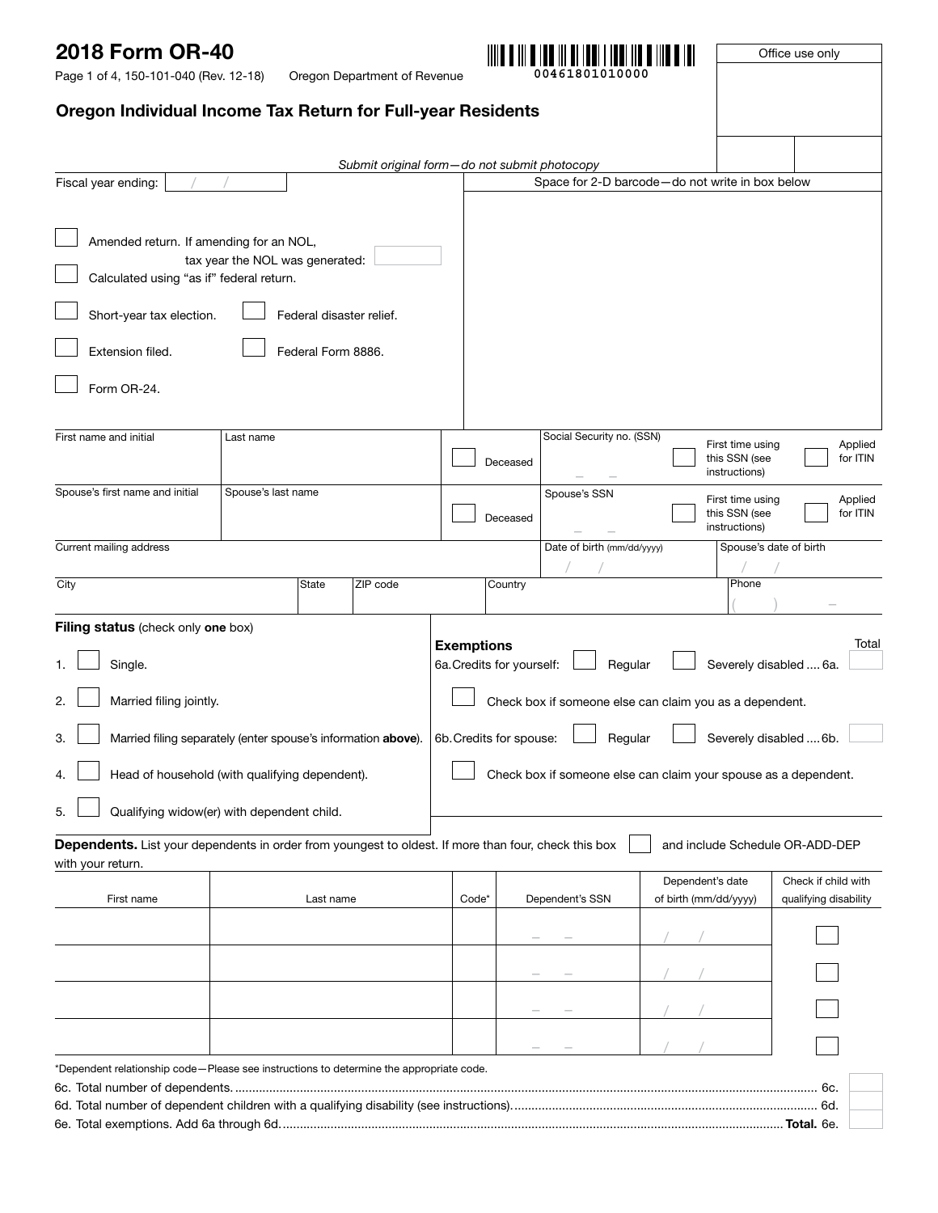# 2018 Form OR-40

150-101-040 (Rev. 12-18) Oregon Department of Revenue

00461801010000

Office use only

## Oregon Individual Income Tax Return for Full-year Residents

*Submit original form—do not submit photocopy*

Fiscal year ending: / /

Space for 2-D barcode—do not write in box below

- ☐ Amended return. If amending for an NOL, tax year the NOL was generated:
- ☐ Calculated using "as if" federal return.
- ☐ Short-year tax election.
- ☐ Federal disaster relief.
- ☐ Extension filed.
- ☐ Federal Form 8886.
- ☐ Form OR-24.

| First name and initial | Last name | ☐ Deceased | Social Security no. (SSN) – – | ☐ First time using this SSN (see instructions) | ☐ Applied for ITIN |
|---|---|---|---|---|---|
| Spouse's first name and initial | Spouse's last name | ☐ Deceased | Spouse's SSN – – | ☐ First time using this SSN (see instructions) | ☐ Applied for ITIN |

| Current mailing address | | | | Date of birth (mm/dd/yyyy) / / | Spouse's date of birth / / |
|---|---|---|---|---|---|
| City | State | ZIP code | Country | | Phone ( ) – |

**Filing status** (check only **one** box)

1. ☐ Single.
2. ☐ Married filing jointly.
3. ☐ Married filing separately (enter spouse's information **above**).
4. ☐ Head of household (with qualifying dependent).
5. ☐ Qualifying widow(er) with dependent child.

**Exemptions** Total

6a. Credits for yourself: ☐ Regular ☐ Severely disabled .... 6a.

☐ Check box if someone else can claim you as a dependent.

6b. Credits for spouse: ☐ Regular ☐ Severely disabled .... 6b.

☐ Check box if someone else can claim your spouse as a dependent.

**Dependents.** List your dependents in order from youngest to oldest. If more than four, check this box ☐ and include Schedule OR-ADD-DEP with your return.

| First name | Last name | Code* | Dependent's SSN | Dependent's date of birth (mm/dd/yyyy) | Check if child with qualifying disability |
|---|---|---|---|---|---|
| | | | – – | / / | ☐ |
| | | | – – | / / | ☐ |
| | | | – – | / / | ☐ |
| | | | – – | / / | ☐ |

*Dependent relationship code—Please see instructions to determine the appropriate code.

6c. Total number of dependents. .......... 6c.

6d. Total number of dependent children with a qualifying disability (see instructions). .......... 6d.

6e. Total exemptions. Add 6a through 6d. .......... **Total.** 6e.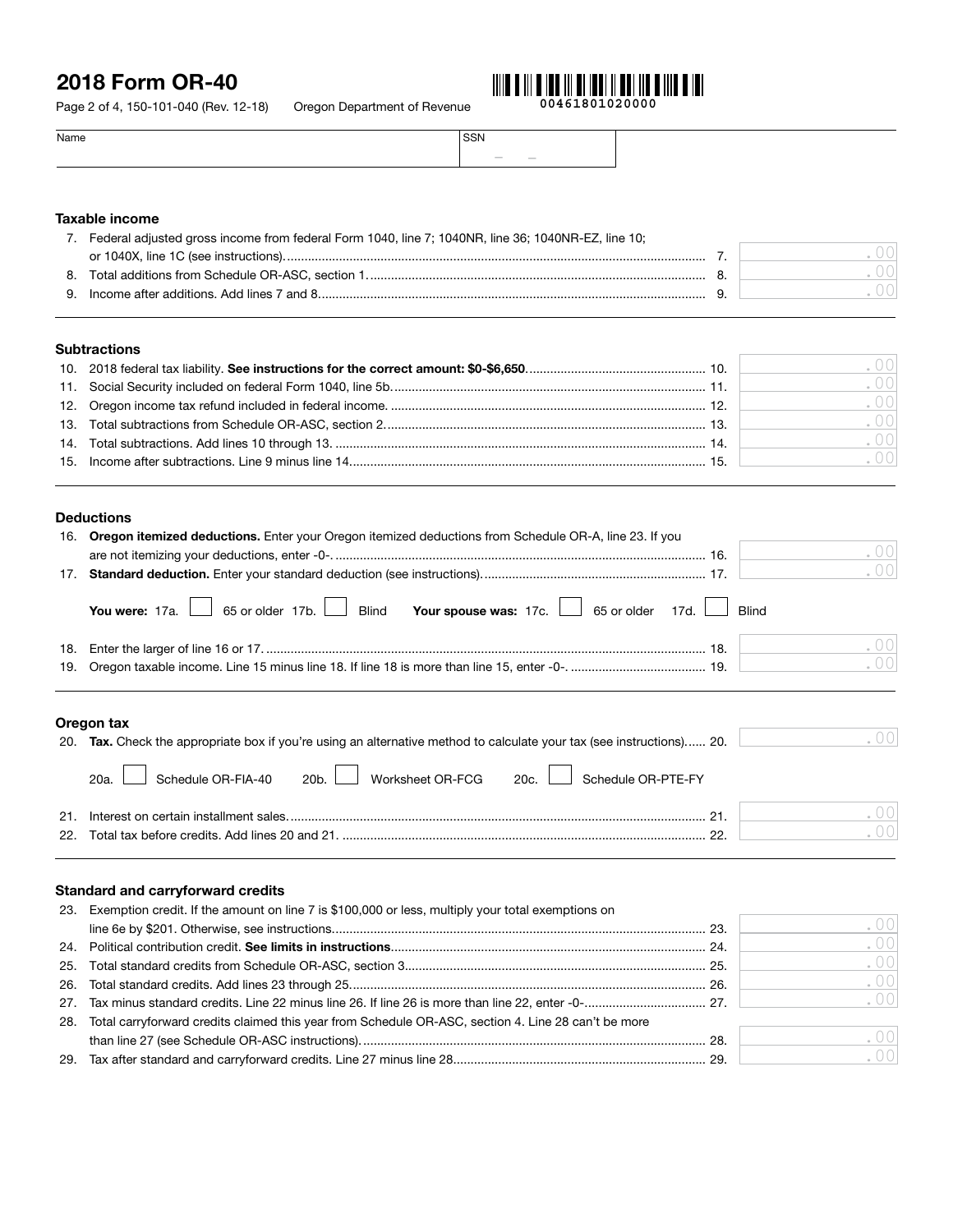# 2018 Form OR-40

Page 2 of 4, 150-101-040 (Rev. 12-18) Oregon Department of Revenue

00461801020000

| Name | SSN |
|---|---|
| | – – |

### Taxable income

| | | |
|---|---|---|
| 7. Federal adjusted gross income from federal Form 1040, line 7; 1040NR, line 36; 1040NR-EZ, line 10; or 1040X, line 1C (see instructions) | 7. | .00 |
| 8. Total additions from Schedule OR-ASC, section 1 | 8. | .00 |
| 9. Income after additions. Add lines 7 and 8 | 9. | .00 |

### Subtractions

| | | |
|---|---|---|
| 10. 2018 federal tax liability. **See instructions for the correct amount: $0-$6,650** | 10. | .00 |
| 11. Social Security included on federal Form 1040, line 5b | 11. | .00 |
| 12. Oregon income tax refund included in federal income. | 12. | .00 |
| 13. Total subtractions from Schedule OR-ASC, section 2 | 13. | .00 |
| 14. Total subtractions. Add lines 10 through 13. | 14. | .00 |
| 15. Income after subtractions. Line 9 minus line 14 | 15. | .00 |

### Deductions

| | | |
|---|---|---|
| 16. **Oregon itemized deductions.** Enter your Oregon itemized deductions from Schedule OR-A, line 23. If you are not itemizing your deductions, enter -0-. | 16. | .00 |
| 17. **Standard deduction.** Enter your standard deduction (see instructions) | 17. | .00 |

**You were:** 17a. ☐ 65 or older 17b. ☐ Blind **Your spouse was:** 17c. ☐ 65 or older 17d. ☐ Blind

| | | |
|---|---|---|
| 18. Enter the larger of line 16 or 17. | 18. | .00 |
| 19. Oregon taxable income. Line 15 minus line 18. If line 18 is more than line 15, enter -0-. | 19. | .00 |

### Oregon tax

| | | |
|---|---|---|
| 20. **Tax.** Check the appropriate box if you're using an alternative method to calculate your tax (see instructions) | 20. | .00 |

20a. ☐ Schedule OR-FIA-40 20b. ☐ Worksheet OR-FCG 20c. ☐ Schedule OR-PTE-FY

| | | |
|---|---|---|
| 21. Interest on certain installment sales. | 21. | .00 |
| 22. Total tax before credits. Add lines 20 and 21. | 22. | .00 |

### Standard and carryforward credits

| | | |
|---|---|---|
| 23. Exemption credit. If the amount on line 7 is $100,000 or less, multiply your total exemptions on line 6e by $201. Otherwise, see instructions | 23. | .00 |
| 24. Political contribution credit. **See limits in instructions** | 24. | .00 |
| 25. Total standard credits from Schedule OR-ASC, section 3 | 25. | .00 |
| 26. Total standard credits. Add lines 23 through 25 | 26. | .00 |
| 27. Tax minus standard credits. Line 22 minus line 26. If line 26 is more than line 22, enter -0- | 27. | .00 |
| 28. Total carryforward credits claimed this year from Schedule OR-ASC, section 4. Line 28 can't be more than line 27 (see Schedule OR-ASC instructions). | 28. | .00 |
| 29. Tax after standard and carryforward credits. Line 27 minus line 28 | 29. | .00 |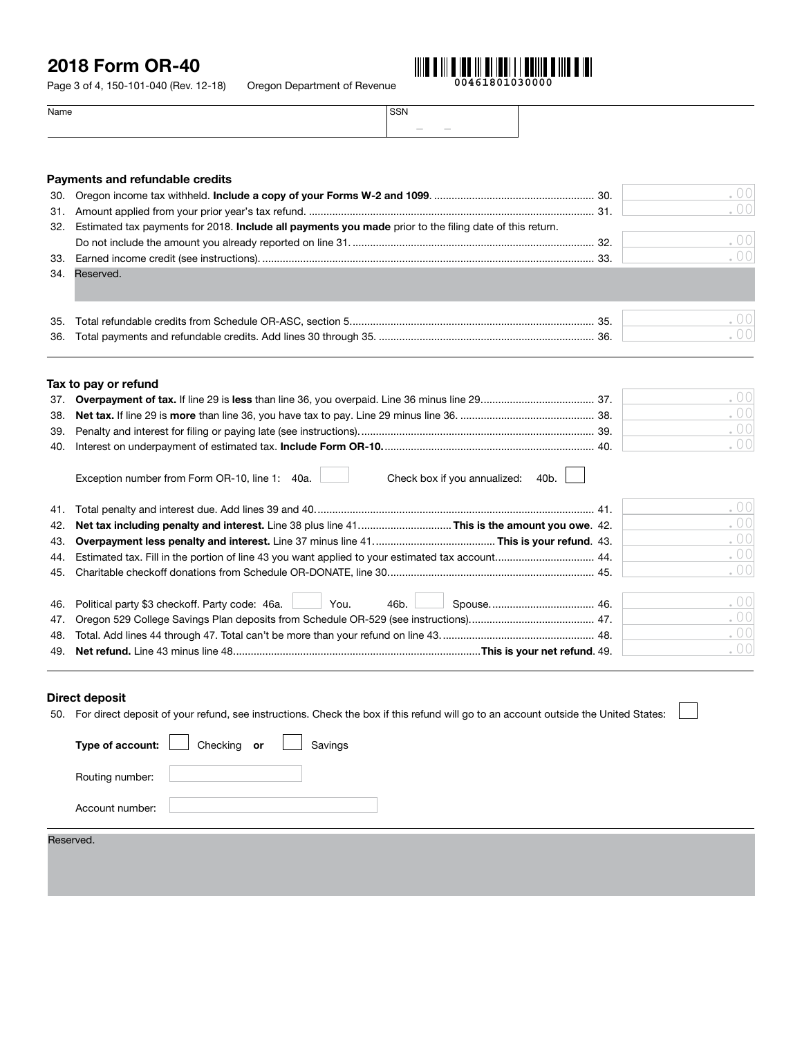# 2018 Form OR-40

Page 3 of 4, 150-101-040 (Rev. 12-18) Oregon Department of Revenue

00461801030000

| Name | SSN |
|---|---|
| | – – |

## Payments and refundable credits

| Line | Description | | Amount |
|---|---|---|---|
| 30. | Oregon income tax withheld. **Include a copy of your Forms W-2 and 1099**. | 30. | .00 |
| 31. | Amount applied from your prior year's tax refund. | 31. | .00 |
| 32. | Estimated tax payments for 2018. **Include all payments you made** prior to the filing date of this return. Do not include the amount you already reported on line 31. | 32. | .00 |
| 33. | Earned income credit (see instructions). | 33. | .00 |
| 34. | Reserved. | | |
| 35. | Total refundable credits from Schedule OR-ASC, section 5. | 35. | .00 |
| 36. | Total payments and refundable credits. Add lines 30 through 35. | 36. | .00 |

## Tax to pay or refund

| Line | Description | | Amount |
|---|---|---|---|
| 37. | **Overpayment of tax.** If line 29 is **less** than line 36, you overpaid. Line 36 minus line 29. | 37. | .00 |
| 38. | **Net tax.** If line 29 is **more** than line 36, you have tax to pay. Line 29 minus line 36. | 38. | .00 |
| 39. | Penalty and interest for filing or paying late (see instructions). | 39. | .00 |
| 40. | Interest on underpayment of estimated tax. **Include Form OR-10.** | 40. | .00 |

Exception number from Form OR-10, line 1: 40a. ☐ Check box if you annualized: 40b. ☐

| Line | Description | | Amount |
|---|---|---|---|
| 41. | Total penalty and interest due. Add lines 39 and 40. | 41. | .00 |
| 42. | **Net tax including penalty and interest.** Line 38 plus line 41. **This is the amount you owe**. | 42. | .00 |
| 43. | **Overpayment less penalty and interest.** Line 37 minus line 41. **This is your refund**. | 43. | .00 |
| 44. | Estimated tax. Fill in the portion of line 43 you want applied to your estimated tax account. | 44. | .00 |
| 45. | Charitable checkoff donations from Schedule OR-DONATE, line 30. | 45. | .00 |
| 46. | Political party $3 checkoff. Party code: 46a. ☐ You. 46b. ☐ Spouse. | 46. | .00 |
| 47. | Oregon 529 College Savings Plan deposits from Schedule OR-529 (see instructions). | 47. | .00 |
| 48. | Total. Add lines 44 through 47. Total can't be more than your refund on line 43. | 48. | .00 |
| 49. | **Net refund.** Line 43 minus line 48. **This is your net refund**. | 49. | .00 |

## Direct deposit

50. For direct deposit of your refund, see instructions. Check the box if this refund will go to an account outside the United States: ☐

**Type of account:** ☐ Checking **or** ☐ Savings

Routing number: 

Account number: 

Reserved.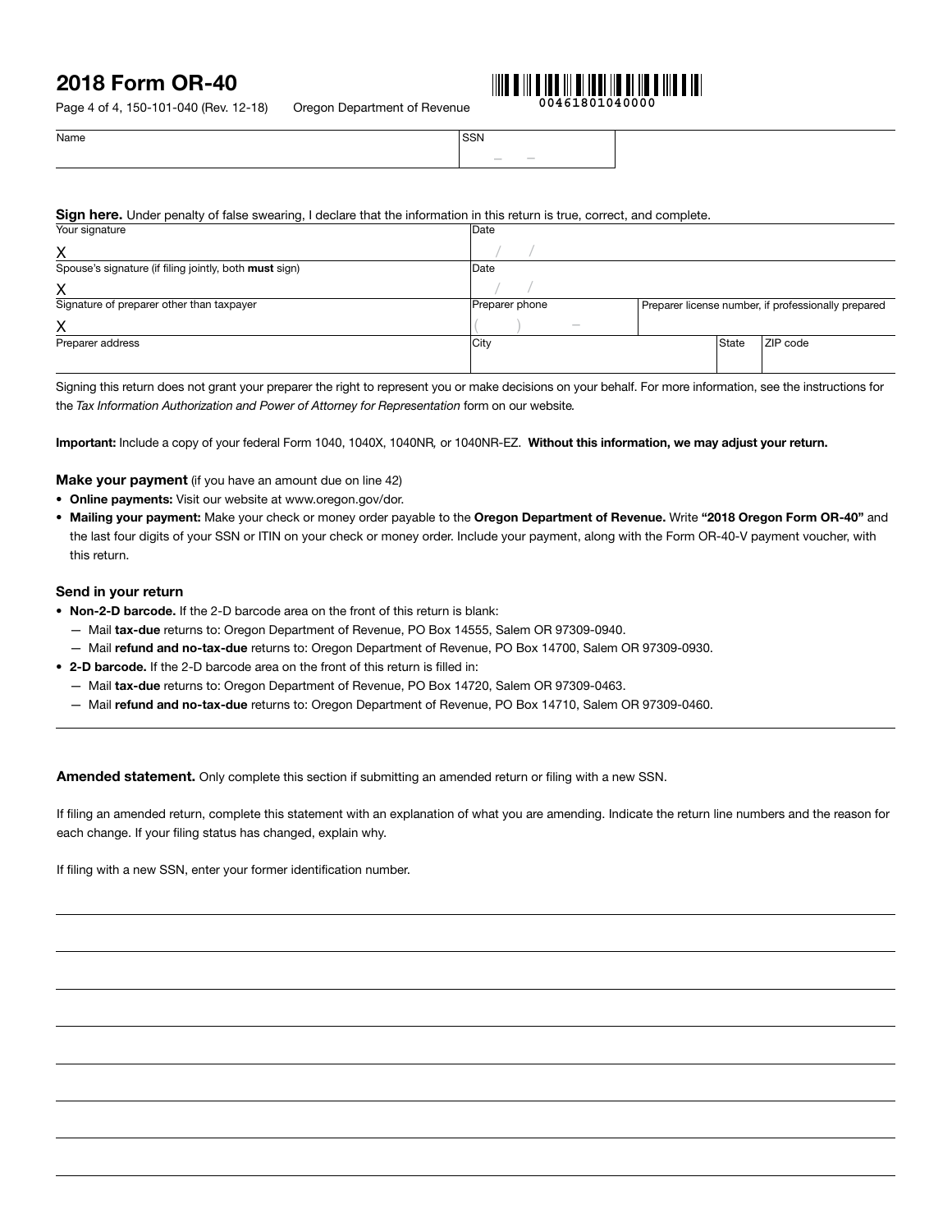# 2018 Form OR-40

Page 4 of 4, 150-101-040 (Rev. 12-18) Oregon Department of Revenue

00461801040000

| Name | SSN |
|---|---|
| | – – |

**Sign here.** Under penalty of false swearing, I declare that the information in this return is true, correct, and complete.

| Your signature | Date | | | |
|---|---|---|---|---|
| X | / / | | | |
| Spouse's signature (if filing jointly, both **must** sign) | Date | | | |
| X | / / | | | |
| Signature of preparer other than taxpayer | Preparer phone | Preparer license number, if professionally prepared | | |
| X | ( ) – | | | |
| Preparer address | City | | State | ZIP code |

Signing this return does not grant your preparer the right to represent you or make decisions on your behalf. For more information, see the instructions for the *Tax Information Authorization and Power of Attorney for Representation* form on our website.

**Important:** Include a copy of your federal Form 1040, 1040X, 1040NR, or 1040NR-EZ. **Without this information, we may adjust your return.**

### Make your payment (if you have an amount due on line 42)

- **Online payments:** Visit our website at www.oregon.gov/dor.
- **Mailing your payment:** Make your check or money order payable to the **Oregon Department of Revenue.** Write **"2018 Oregon Form OR-40"** and the last four digits of your SSN or ITIN on your check or money order. Include your payment, along with the Form OR-40-V payment voucher, with this return.

### Send in your return

- **Non-2-D barcode.** If the 2-D barcode area on the front of this return is blank:
  - — Mail **tax-due** returns to: Oregon Department of Revenue, PO Box 14555, Salem OR 97309-0940.
  - — Mail **refund and no-tax-due** returns to: Oregon Department of Revenue, PO Box 14700, Salem OR 97309-0930.
- **2-D barcode.** If the 2-D barcode area on the front of this return is filled in:
  - — Mail **tax-due** returns to: Oregon Department of Revenue, PO Box 14720, Salem OR 97309-0463.
  - — Mail **refund and no-tax-due** returns to: Oregon Department of Revenue, PO Box 14710, Salem OR 97309-0460.

---

**Amended statement.** Only complete this section if submitting an amended return or filing with a new SSN.

If filing an amended return, complete this statement with an explanation of what you are amending. Indicate the return line numbers and the reason for each change. If your filing status has changed, explain why.

If filing with a new SSN, enter your former identification number.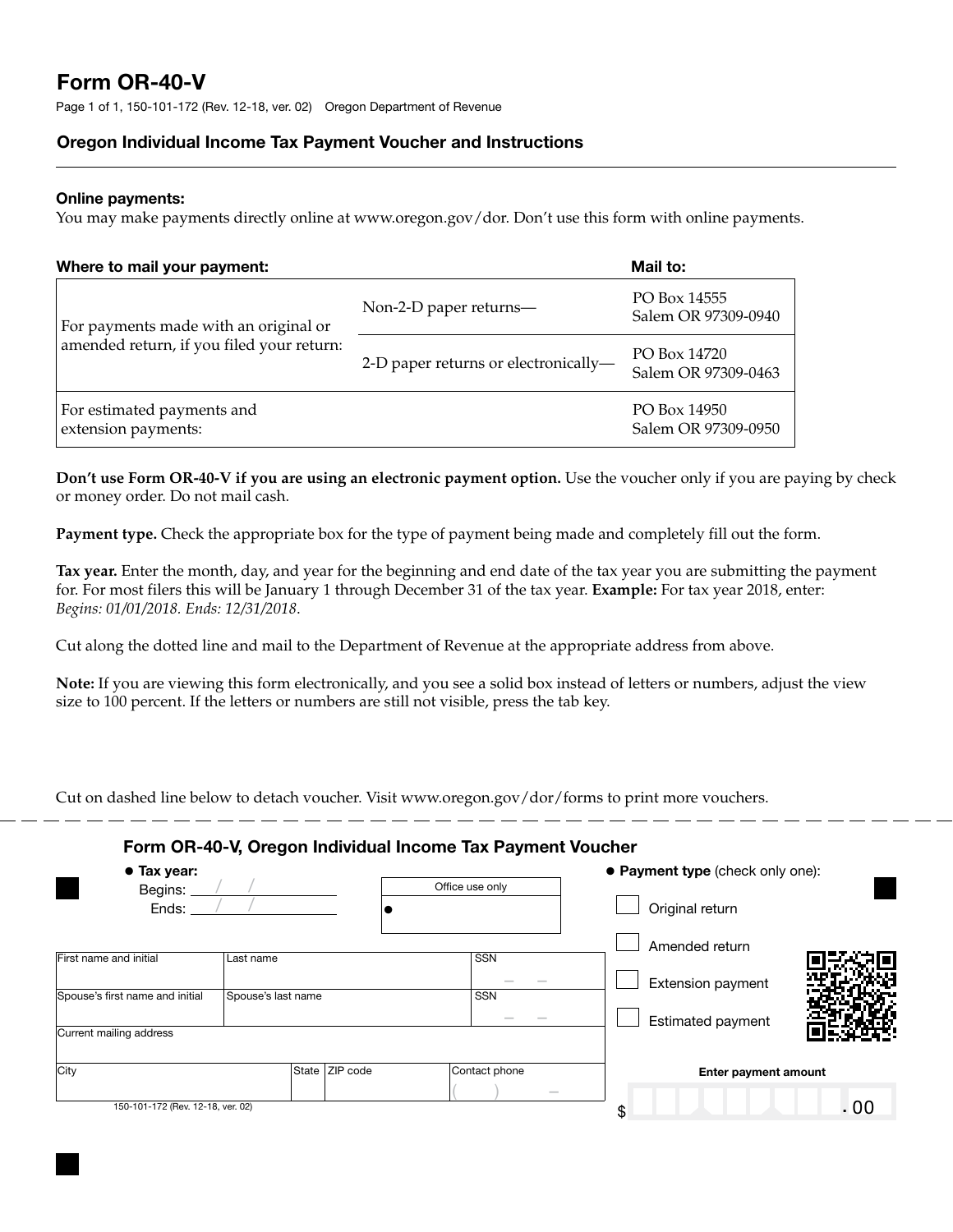# Form OR-40-V

Page 1 of 1, 150-101-172 (Rev. 12-18, ver. 02) Oregon Department of Revenue

## Oregon Individual Income Tax Payment Voucher and Instructions

**Online payments:**
You may make payments directly online at www.oregon.gov/dor. Don't use this form with online payments.

| Where to mail your payment: | | Mail to: |
|---|---|---|
| For payments made with an original or amended return, if you filed your return: | Non-2-D paper returns— | PO Box 14555<br>Salem OR 97309-0940 |
| | 2-D paper returns or electronically— | PO Box 14720<br>Salem OR 97309-0463 |
| For estimated payments and extension payments: | | PO Box 14950<br>Salem OR 97309-0950 |

**Don't use Form OR-40-V if you are using an electronic payment option.** Use the voucher only if you are paying by check or money order. Do not mail cash.

**Payment type.** Check the appropriate box for the type of payment being made and completely fill out the form.

**Tax year.** Enter the month, day, and year for the beginning and end date of the tax year you are submitting the payment for. For most filers this will be January 1 through December 31 of the tax year. **Example:** For tax year 2018, enter: *Begins: 01/01/2018. Ends: 12/31/2018.*

Cut along the dotted line and mail to the Department of Revenue at the appropriate address from above.

**Note:** If you are viewing this form electronically, and you see a solid box instead of letters or numbers, adjust the view size to 100 percent. If the letters or numbers are still not visible, press the tab key.

Cut on dashed line below to detach voucher. Visit www.oregon.gov/dor/forms to print more vouchers.

---

### Form OR-40-V, Oregon Individual Income Tax Payment Voucher

- **Tax year:**
  Begins: ___ / ___ / ______
  Ends: ___ / ___ / ______

Office use only

- **Payment type** (check only one):
  - ☐ Original return
  - ☐ Amended return
  - ☐ Extension payment
  - ☐ Estimated payment

| First name and initial | Last name | | SSN |
|---|---|---|---|
| Spouse's first name and initial | Spouse's last name | | SSN |
| Current mailing address | | | |
| City | State | ZIP code | Contact phone ( ) – |

**Enter payment amount**

$ ______________ .00

150-101-172 (Rev. 12-18, ver. 02)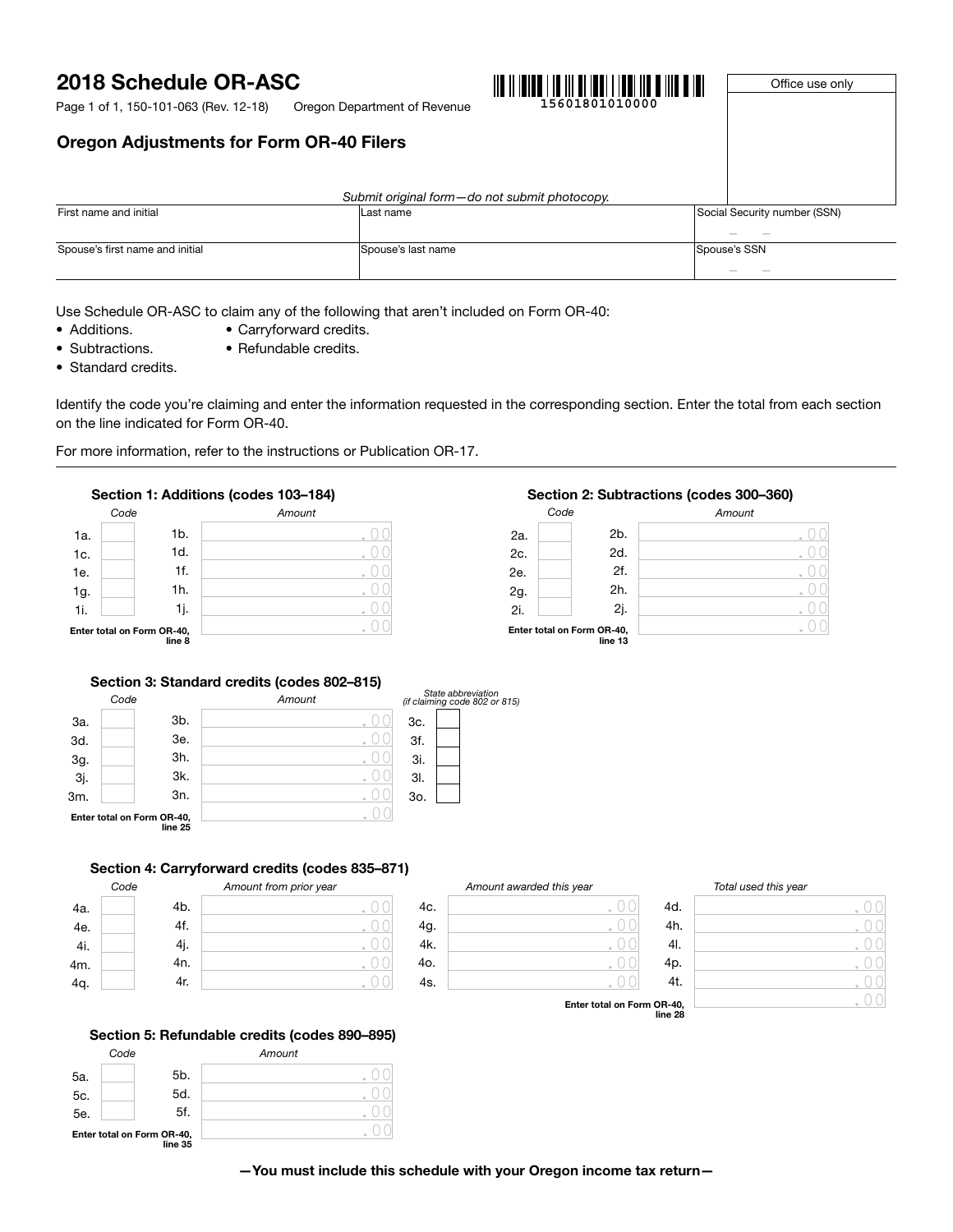# 2018 Schedule OR-ASC

Page 1 of 1, 150-101-063 (Rev. 12-18) Oregon Department of Revenue

15601801010000

Office use only

## Oregon Adjustments for Form OR-40 Filers

*Submit original form—do not submit photocopy.*

| First name and initial | Last name | Social Security number (SSN) |
|---|---|---|
| | | – – |
| **Spouse's first name and initial** | **Spouse's last name** | **Spouse's SSN** |
| | | – – |

Use Schedule OR-ASC to claim any of the following that aren't included on Form OR-40:

- Additions.
- Subtractions.
- Standard credits.
- Carryforward credits.
- Refundable credits.

Identify the code you're claiming and enter the information requested in the corresponding section. Enter the total from each section on the line indicated for Form OR-40.

For more information, refer to the instructions or Publication OR-17.

### Section 1: Additions (codes 103–184)

| | Code | | Amount |
|---|---|---|---|
| 1a. | | 1b. | .00 |
| 1c. | | 1d. | .00 |
| 1e. | | 1f. | .00 |
| 1g. | | 1h. | .00 |
| 1i. | | 1j. | .00 |
| **Enter total on Form OR-40, line 8** | | | .00 |

### Section 2: Subtractions (codes 300–360)

| | Code | | Amount |
|---|---|---|---|
| 2a. | | 2b. | .00 |
| 2c. | | 2d. | .00 |
| 2e. | | 2f. | .00 |
| 2g. | | 2h. | .00 |
| 2i. | | 2j. | .00 |
| **Enter total on Form OR-40, line 13** | | | .00 |

### Section 3: Standard credits (codes 802–815)

| | Code | | Amount | | State abbreviation (if claiming code 802 or 815) |
|---|---|---|---|---|---|
| 3a. | | 3b. | .00 | 3c. | |
| 3d. | | 3e. | .00 | 3f. | |
| 3g. | | 3h. | .00 | 3i. | |
| 3j. | | 3k. | .00 | 3l. | |
| 3m. | | 3n. | .00 | 3o. | |
| **Enter total on Form OR-40, line 25** | | | .00 | | |

### Section 4: Carryforward credits (codes 835–871)

| | Code | | Amount from prior year | | Amount awarded this year | | Total used this year |
|---|---|---|---|---|---|---|---|
| 4a. | | 4b. | .00 | 4c. | .00 | 4d. | .00 |
| 4e. | | 4f. | .00 | 4g. | .00 | 4h. | .00 |
| 4i. | | 4j. | .00 | 4k. | .00 | 4l. | .00 |
| 4m. | | 4n. | .00 | 4o. | .00 | 4p. | .00 |
| 4q. | | 4r. | .00 | 4s. | .00 | 4t. | .00 |
| | | | | | **Enter total on Form OR-40, line 28** | | .00 |

### Section 5: Refundable credits (codes 890–895)

| | Code | | Amount |
|---|---|---|---|
| 5a. | | 5b. | .00 |
| 5c. | | 5d. | .00 |
| 5e. | | 5f. | .00 |
| **Enter total on Form OR-40, line 35** | | | .00 |

**—You must include this schedule with your Oregon income tax return—**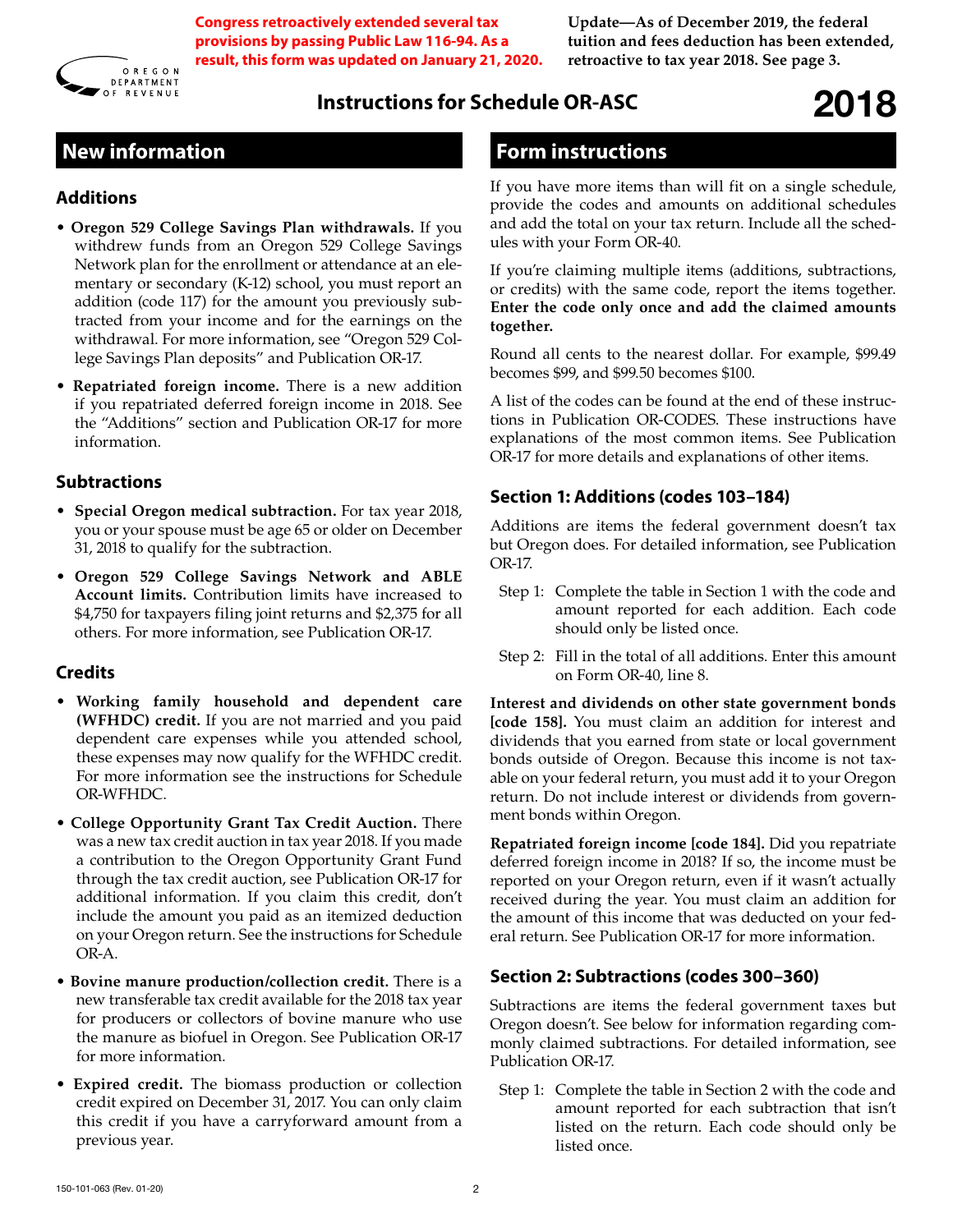Congress retroactively extended several tax provisions by passing Public Law 116-94. As a result, this form was updated on January 21, 2020.

**Update—As of December 2019, the federal tuition and fees deduction has been extended, retroactive to tax year 2018. See page 3.**

# Instructions for Schedule OR-ASC 2018

## New information

### Additions

- **Oregon 529 College Savings Plan withdrawals.** If you withdrew funds from an Oregon 529 College Savings Network plan for the enrollment or attendance at an elementary or secondary (K-12) school, you must report an addition (code 117) for the amount you previously subtracted from your income and for the earnings on the withdrawal. For more information, see "Oregon 529 College Savings Plan deposits" and Publication OR-17.
- **Repatriated foreign income.** There is a new addition if you repatriated deferred foreign income in 2018. See the "Additions" section and Publication OR-17 for more information.

### Subtractions

- **Special Oregon medical subtraction.** For tax year 2018, you or your spouse must be age 65 or older on December 31, 2018 to qualify for the subtraction.
- **Oregon 529 College Savings Network and ABLE Account limits.** Contribution limits have increased to $4,750 for taxpayers filing joint returns and $2,375 for all others. For more information, see Publication OR-17.

### Credits

- **Working family household and dependent care (WFHDC) credit.** If you are not married and you paid dependent care expenses while you attended school, these expenses may now qualify for the WFHDC credit. For more information see the instructions for Schedule OR-WFHDC.
- **College Opportunity Grant Tax Credit Auction.** There was a new tax credit auction in tax year 2018. If you made a contribution to the Oregon Opportunity Grant Fund through the tax credit auction, see Publication OR-17 for additional information. If you claim this credit, don't include the amount you paid as an itemized deduction on your Oregon return. See the instructions for Schedule OR-A.
- **Bovine manure production/collection credit.** There is a new transferable tax credit available for the 2018 tax year for producers or collectors of bovine manure who use the manure as biofuel in Oregon. See Publication OR-17 for more information.
- **Expired credit.** The biomass production or collection credit expired on December 31, 2017. You can only claim this credit if you have a carryforward amount from a previous year.

## Form instructions

If you have more items than will fit on a single schedule, provide the codes and amounts on additional schedules and add the total on your tax return. Include all the schedules with your Form OR-40.

If you're claiming multiple items (additions, subtractions, or credits) with the same code, report the items together. **Enter the code only once and add the claimed amounts together.**

Round all cents to the nearest dollar. For example, $99.49 becomes $99, and $99.50 becomes $100.

A list of the codes can be found at the end of these instructions in Publication OR-CODES. These instructions have explanations of the most common items. See Publication OR-17 for more details and explanations of other items.

### Section 1: Additions (codes 103–184)

Additions are items the federal government doesn't tax but Oregon does. For detailed information, see Publication OR-17.

Step 1: Complete the table in Section 1 with the code and amount reported for each addition. Each code should only be listed once.

Step 2: Fill in the total of all additions. Enter this amount on Form OR-40, line 8.

**Interest and dividends on other state government bonds [code 158].** You must claim an addition for interest and dividends that you earned from state or local government bonds outside of Oregon. Because this income is not taxable on your federal return, you must add it to your Oregon return. Do not include interest or dividends from government bonds within Oregon.

**Repatriated foreign income [code 184].** Did you repatriate deferred foreign income in 2018? If so, the income must be reported on your Oregon return, even if it wasn't actually received during the year. You must claim an addition for the amount of this income that was deducted on your federal return. See Publication OR-17 for more information.

### Section 2: Subtractions (codes 300–360)

Subtractions are items the federal government taxes but Oregon doesn't. See below for information regarding commonly claimed subtractions. For detailed information, see Publication OR-17.

Step 1: Complete the table in Section 2 with the code and amount reported for each subtraction that isn't listed on the return. Each code should only be listed once.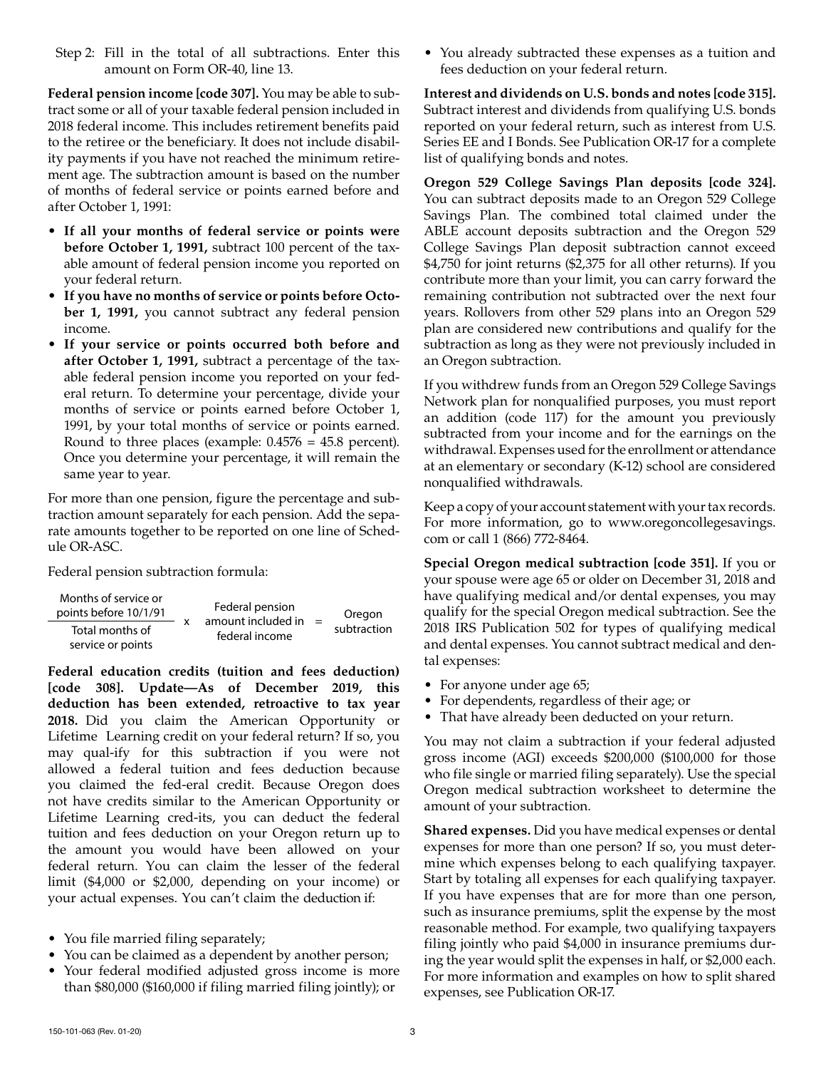Step 2: Fill in the total of all subtractions. Enter this amount on Form OR-40, line 13.

**Federal pension income [code 307].** You may be able to subtract some or all of your taxable federal pension included in 2018 federal income. This includes retirement benefits paid to the retiree or the beneficiary. It does not include disability payments if you have not reached the minimum retirement age. The subtraction amount is based on the number of months of federal service or points earned before and after October 1, 1991:

- **If all your months of federal service or points were before October 1, 1991,** subtract 100 percent of the taxable amount of federal pension income you reported on your federal return.
- **If you have no months of service or points before October 1, 1991,** you cannot subtract any federal pension income.
- **If your service or points occurred both before and after October 1, 1991,** subtract a percentage of the taxable federal pension income you reported on your federal return. To determine your percentage, divide your months of service or points earned before October 1, 1991, by your total months of service or points earned. Round to three places (example: 0.4576 = 45.8 percent). Once you determine your percentage, it will remain the same year to year.

For more than one pension, figure the percentage and subtraction amount separately for each pension. Add the separate amounts together to be reported on one line of Schedule OR-ASC.

Federal pension subtraction formula:

$$\frac{\text{Months of service or points before 10/1/91}}{\text{Total months of service or points}} \times \text{Federal pension amount included in federal income} = \text{Oregon subtraction}$$

**Federal education credits (tuition and fees deduction) [code 308]. Update—As of December 2019, this deduction has been extended, retroactive to tax year 2018.** Did you claim the American Opportunity or Lifetime Learning credit on your federal return? If so, you may qual-ify for this subtraction if you were not allowed a federal tuition and fees deduction because you claimed the fed-eral credit. Because Oregon does not have credits similar to the American Opportunity or Lifetime Learning cred-its, you can deduct the federal tuition and fees deduction on your Oregon return up to the amount you would have been allowed on your federal return. You can claim the lesser of the federal limit ($4,000 or $2,000, depending on your income) or your actual expenses. You can't claim the deduction if:

- You file married filing separately;
- You can be claimed as a dependent by another person;
- Your federal modified adjusted gross income is more than $80,000 ($160,000 if filing married filing jointly); or
- You already subtracted these expenses as a tuition and fees deduction on your federal return.

**Interest and dividends on U.S. bonds and notes [code 315].** Subtract interest and dividends from qualifying U.S. bonds reported on your federal return, such as interest from U.S. Series EE and I Bonds. See Publication OR-17 for a complete list of qualifying bonds and notes.

**Oregon 529 College Savings Plan deposits [code 324].** You can subtract deposits made to an Oregon 529 College Savings Plan. The combined total claimed under the ABLE account deposits subtraction and the Oregon 529 College Savings Plan deposit subtraction cannot exceed $4,750 for joint returns ($2,375 for all other returns). If you contribute more than your limit, you can carry forward the remaining contribution not subtracted over the next four years. Rollovers from other 529 plans into an Oregon 529 plan are considered new contributions and qualify for the subtraction as long as they were not previously included in an Oregon subtraction.

If you withdrew funds from an Oregon 529 College Savings Network plan for nonqualified purposes, you must report an addition (code 117) for the amount you previously subtracted from your income and for the earnings on the withdrawal. Expenses used for the enrollment or attendance at an elementary or secondary (K-12) school are considered nonqualified withdrawals.

Keep a copy of your account statement with your tax records. For more information, go to www.oregoncollegesavings.com or call 1 (866) 772-8464.

**Special Oregon medical subtraction [code 351].** If you or your spouse were age 65 or older on December 31, 2018 and have qualifying medical and/or dental expenses, you may qualify for the special Oregon medical subtraction. See the 2018 IRS Publication 502 for types of qualifying medical and dental expenses. You cannot subtract medical and dental expenses:

- For anyone under age 65;
- For dependents, regardless of their age; or
- That have already been deducted on your return.

You may not claim a subtraction if your federal adjusted gross income (AGI) exceeds $200,000 ($100,000 for those who file single or married filing separately). Use the special Oregon medical subtraction worksheet to determine the amount of your subtraction.

**Shared expenses.** Did you have medical expenses or dental expenses for more than one person? If so, you must determine which expenses belong to each qualifying taxpayer. Start by totaling all expenses for each qualifying taxpayer. If you have expenses that are for more than one person, such as insurance premiums, split the expense by the most reasonable method. For example, two qualifying taxpayers filing jointly who paid $4,000 in insurance premiums during the year would split the expenses in half, or $2,000 each. For more information and examples on how to split shared expenses, see Publication OR-17.

150-101-063 (Rev. 01-20)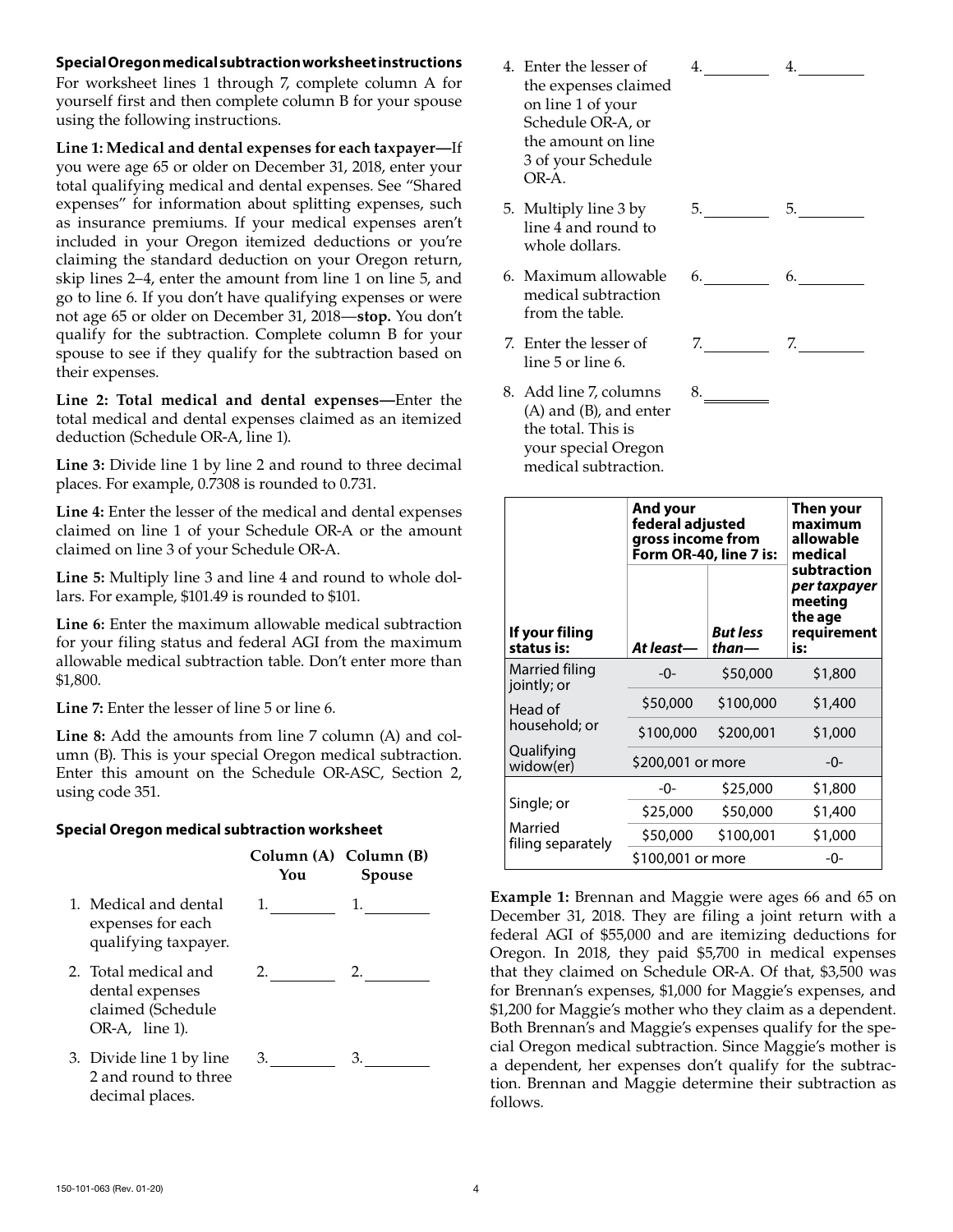**Special Oregon medical subtraction worksheet instructions**

For worksheet lines 1 through 7, complete column A for yourself first and then complete column B for your spouse using the following instructions.

**Line 1: Medical and dental expenses for each taxpayer—**If you were age 65 or older on December 31, 2018, enter your total qualifying medical and dental expenses. See "Shared expenses" for information about splitting expenses, such as insurance premiums. If your medical expenses aren't included in your Oregon itemized deductions or you're claiming the standard deduction on your Oregon return, skip lines 2–4, enter the amount from line 1 on line 5, and go to line 6. If you don't have qualifying expenses or were not age 65 or older on December 31, 2018—**stop.** You don't qualify for the subtraction. Complete column B for your spouse to see if they qualify for the subtraction based on their expenses.

**Line 2: Total medical and dental expenses—**Enter the total medical and dental expenses claimed as an itemized deduction (Schedule OR-A, line 1).

**Line 3:** Divide line 1 by line 2 and round to three decimal places. For example, 0.7308 is rounded to 0.731.

**Line 4:** Enter the lesser of the medical and dental expenses claimed on line 1 of your Schedule OR-A or the amount claimed on line 3 of your Schedule OR-A.

**Line 5:** Multiply line 3 and line 4 and round to whole dollars. For example, $101.49 is rounded to $101.

**Line 6:** Enter the maximum allowable medical subtraction for your filing status and federal AGI from the maximum allowable medical subtraction table. Don't enter more than $1,800.

**Line 7:** Enter the lesser of line 5 or line 6.

**Line 8:** Add the amounts from line 7 column (A) and column (B). This is your special Oregon medical subtraction. Enter this amount on the Schedule OR-ASC, Section 2, using code 351.

**Special Oregon medical subtraction worksheet**

| | Column (A) You | Column (B) Spouse |
|---|---|---|
| 1. Medical and dental expenses for each qualifying taxpayer. | 1. ______ | 1. ______ |
| 2. Total medical and dental expenses claimed (Schedule OR-A, line 1). | 2. ______ | 2. ______ |
| 3. Divide line 1 by line 2 and round to three decimal places. | 3. ______ | 3. ______ |
| 4. Enter the lesser of the expenses claimed on line 1 of your Schedule OR-A, or the amount on line 3 of your Schedule OR-A. | 4. ______ | 4. ______ |
| 5. Multiply line 3 by line 4 and round to whole dollars. | 5. ______ | 5. ______ |
| 6. Maximum allowable medical subtraction from the table. | 6. ______ | 6. ______ |
| 7. Enter the lesser of line 5 or line 6. | 7. ______ | 7. ______ |
| 8. Add line 7, columns (A) and (B), and enter the total. This is your special Oregon medical subtraction. | 8. ______ | |

| If your filing status is: | And your federal adjusted gross income from Form OR-40, line 7 is: At least— | But less than— | Then your maximum allowable medical subtraction *per taxpayer* meeting the age requirement is: |
|---|---|---|---|
| Married filing jointly; or Head of household; or Qualifying widow(er) | -0- | $50,000 | $1,800 |
| | $50,000 | $100,000 | $1,400 |
| | $100,000 | $200,001 | $1,000 |
| | $200,001 or more | | -0- |
| Single; or Married filing separately | -0- | $25,000 | $1,800 |
| | $25,000 | $50,000 | $1,400 |
| | $50,000 | $100,001 | $1,000 |
| | $100,001 or more | | -0- |

**Example 1:** Brennan and Maggie were ages 66 and 65 on December 31, 2018. They are filing a joint return with a federal AGI of $55,000 and are itemizing deductions for Oregon. In 2018, they paid $5,700 in medical expenses that they claimed on Schedule OR-A. Of that, $3,500 was for Brennan's expenses, $1,000 for Maggie's expenses, and $1,200 for Maggie's mother who they claim as a dependent. Both Brennan's and Maggie's expenses qualify for the special Oregon medical subtraction. Since Maggie's mother is a dependent, her expenses don't qualify for the subtraction. Brennan and Maggie determine their subtraction as follows.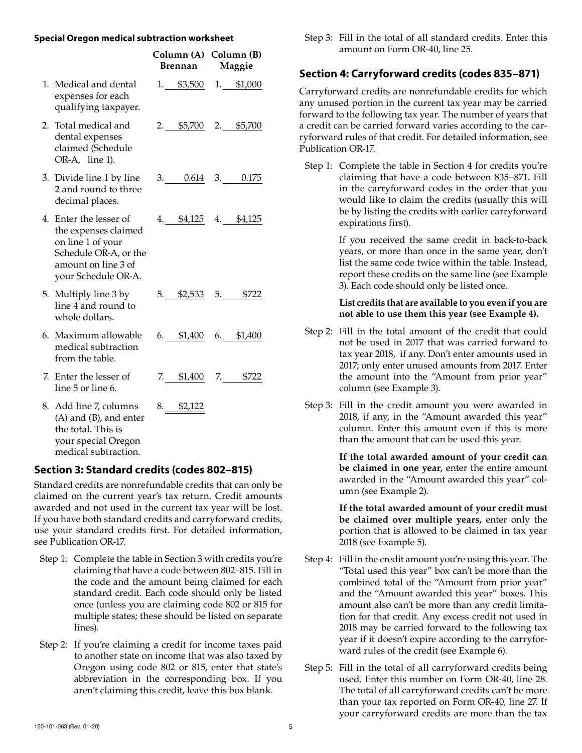**Special Oregon medical subtraction worksheet**

| | Column (A) Brennan | Column (B) Maggie |
|---|---|---|
| 1. Medical and dental expenses for each qualifying taxpayer. | 1. $3,500 | 1. $1,000 |
| 2. Total medical and dental expenses claimed (Schedule OR-A, line 1). | 2. $5,700 | 2. $5,700 |
| 3. Divide line 1 by line 2 and round to three decimal places. | 3. 0.614 | 3. 0.175 |
| 4. Enter the lesser of the expenses claimed on line 1 of your Schedule OR-A, or the amount on line 3 of your Schedule OR-A. | 4. $4,125 | 4. $4,125 |
| 5. Multiply line 3 by line 4 and round to whole dollars. | 5. $2,533 | 5. $722 |
| 6. Maximum allowable medical subtraction from the table. | 6. $1,400 | 6. $1,400 |
| 7. Enter the lesser of line 5 or line 6. | 7. $1,400 | 7. $722 |
| 8. Add line 7, columns (A) and (B), and enter the total. This is your special Oregon medical subtraction. | 8. $2,122 | |

## Section 3: Standard credits (codes 802–815)

Standard credits are nonrefundable credits that can only be claimed on the current year's tax return. Credit amounts awarded and not used in the current tax year will be lost. If you have both standard credits and carryforward credits, use your standard credits first. For detailed information, see Publication OR-17.

Step 1: Complete the table in Section 3 with credits you're claiming that have a code between 802–815. Fill in the code and the amount being claimed for each standard credit. Each code should only be listed once (unless you are claiming code 802 or 815 for multiple states; these should be listed on separate lines).

Step 2: If you're claiming a credit for income taxes paid to another state on income that was also taxed by Oregon using code 802 or 815, enter that state's abbreviation in the corresponding box. If you aren't claiming this credit, leave this box blank.

Step 3: Fill in the total of all standard credits. Enter this amount on Form OR-40, line 25.

## Section 4: Carryforward credits (codes 835–871)

Carryforward credits are nonrefundable credits for which any unused portion in the current tax year may be carried forward to the following tax year. The number of years that a credit can be carried forward varies according to the carryforward rules of that credit. For detailed information, see Publication OR-17.

Step 1: Complete the table in Section 4 for credits you're claiming that have a code between 835–871. Fill in the carryforward codes in the order that you would like to claim the credits (usually this will be by listing the credits with earlier carryforward expirations first).

If you received the same credit in back-to-back years, or more than once in the same year, don't list the same code twice within the table. Instead, report these credits on the same line (see Example 3). Each code should only be listed once.

**List credits that are available to you even if you are not able to use them this year (see Example 4).**

Step 2: Fill in the total amount of the credit that could not be used in 2017 that was carried forward to tax year 2018, if any. Don't enter amounts used in 2017; only enter unused amounts from 2017. Enter the amount into the "Amount from prior year" column (see Example 3).

Step 3: Fill in the credit amount you were awarded in 2018, if any, in the "Amount awarded this year" column. Enter this amount even if this is more than the amount that can be used this year.

**If the total awarded amount of your credit can be claimed in one year,** enter the entire amount awarded in the "Amount awarded this year" column (see Example 2).

**If the total awarded amount of your credit must be claimed over multiple years,** enter only the portion that is allowed to be claimed in tax year 2018 (see Example 5).

Step 4: Fill in the credit amount you're using this year. The "Total used this year" box can't be more than the combined total of the "Amount from prior year" and the "Amount awarded this year" boxes. This amount also can't be more than any credit limitation for that credit. Any excess credit not used in 2018 may be carried forward to the following tax year if it doesn't expire according to the carryforward rules of the credit (see Example 6).

Step 5: Fill in the total of all carryforward credits being used. Enter this number on Form OR-40, line 28. The total of all carryforward credits can't be more than your tax reported on Form OR-40, line 27. If your carryforward credits are more than the tax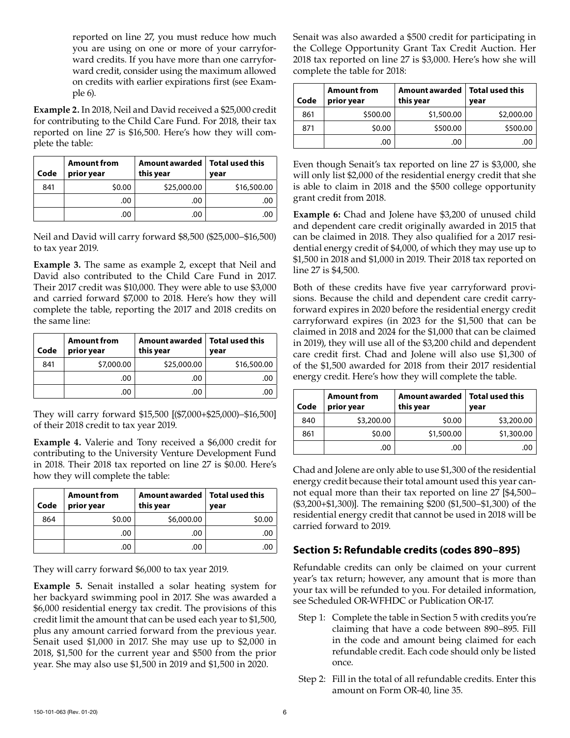reported on line 27, you must reduce how much you are using on one or more of your carryforward credits. If you have more than one carryforward credit, consider using the maximum allowed on credits with earlier expirations first (see Example 6).

**Example 2.** In 2018, Neil and David received a $25,000 credit for contributing to the Child Care Fund. For 2018, their tax reported on line 27 is $16,500. Here's how they will complete the table:

| Code | Amount from prior year | Amount awarded this year | Total used this year |
|---|---|---|---|
| 841 | $0.00 | $25,000.00 | $16,500.00 |
| | .00 | .00 | .00 |
| | .00 | .00 | .00 |

Neil and David will carry forward $8,500 ($25,000–$16,500) to tax year 2019.

**Example 3.** The same as example 2, except that Neil and David also contributed to the Child Care Fund in 2017. Their 2017 credit was $10,000. They were able to use $3,000 and carried forward $7,000 to 2018. Here's how they will complete the table, reporting the 2017 and 2018 credits on the same line:

| Code | Amount from prior year | Amount awarded this year | Total used this year |
|---|---|---|---|
| 841 | $7,000.00 | $25,000.00 | $16,500.00 |
| | .00 | .00 | .00 |
| | .00 | .00 | .00 |

They will carry forward $15,500 [($7,000+$25,000)–$16,500] of their 2018 credit to tax year 2019.

**Example 4.** Valerie and Tony received a $6,000 credit for contributing to the University Venture Development Fund in 2018. Their 2018 tax reported on line 27 is $0.00. Here's how they will complete the table:

| Code | Amount from prior year | Amount awarded this year | Total used this year |
|---|---|---|---|
| 864 | $0.00 | $6,000.00 | $0.00 |
| | .00 | .00 | .00 |
| | .00 | .00 | .00 |

They will carry forward $6,000 to tax year 2019.

**Example 5.** Senait installed a solar heating system for her backyard swimming pool in 2017. She was awarded a $6,000 residential energy tax credit. The provisions of this credit limit the amount that can be used each year to $1,500, plus any amount carried forward from the previous year. Senait used $1,000 in 2017. She may use up to $2,000 in 2018, $1,500 for the current year and $500 from the prior year. She may also use $1,500 in 2019 and $1,500 in 2020.

Senait was also awarded a $500 credit for participating in the College Opportunity Grant Tax Credit Auction. Her 2018 tax reported on line 27 is $3,000. Here's how she will complete the table for 2018:

| Code | Amount from prior year | Amount awarded this year | Total used this year |
|---|---|---|---|
| 861 | $500.00 | $1,500.00 | $2,000.00 |
| 871 | $0.00 | $500.00 | $500.00 |
| | .00 | .00 | .00 |

Even though Senait's tax reported on line 27 is $3,000, she will only list $2,000 of the residential energy credit that she is able to claim in 2018 and the $500 college opportunity grant credit from 2018.

**Example 6:** Chad and Jolene have $3,200 of unused child and dependent care credit originally awarded in 2015 that can be claimed in 2018. They also qualified for a 2017 residential energy credit of $4,000, of which they may use up to $1,500 in 2018 and $1,000 in 2019. Their 2018 tax reported on line 27 is $4,500.

Both of these credits have five year carryforward provisions. Because the child and dependent care credit carryforward expires in 2020 before the residential energy credit carryforward expires (in 2023 for the $1,500 that can be claimed in 2018 and 2024 for the $1,000 that can be claimed in 2019), they will use all of the $3,200 child and dependent care credit first. Chad and Jolene will also use $1,300 of of the $1,500 awarded for 2018 from their 2017 residential energy credit. Here's how they will complete the table.

| Code | Amount from prior year | Amount awarded this year | Total used this year |
|---|---|---|---|
| 840 | $3,200.00 | $0.00 | $3,200.00 |
| 861 | $0.00 | $1,500.00 | $1,300.00 |
| | .00 | .00 | .00 |

Chad and Jolene are only able to use $1,300 of the residential energy credit because their total amount used this year cannot equal more than their tax reported on line 27 [$4,500–($3,200+$1,300)]. The remaining $200 ($1,500–$1,300) of the residential energy credit that cannot be used in 2018 will be carried forward to 2019.

## Section 5: Refundable credits (codes 890–895)

Refundable credits can only be claimed on your current year's tax return; however, any amount that is more than your tax will be refunded to you. For detailed information, see Scheduled OR-WFHDC or Publication OR-17.

Step 1: Complete the table in Section 5 with credits you're claiming that have a code between 890–895. Fill in the code and amount being claimed for each refundable credit. Each code should only be listed once.

Step 2: Fill in the total of all refundable credits. Enter this amount on Form OR-40, line 35.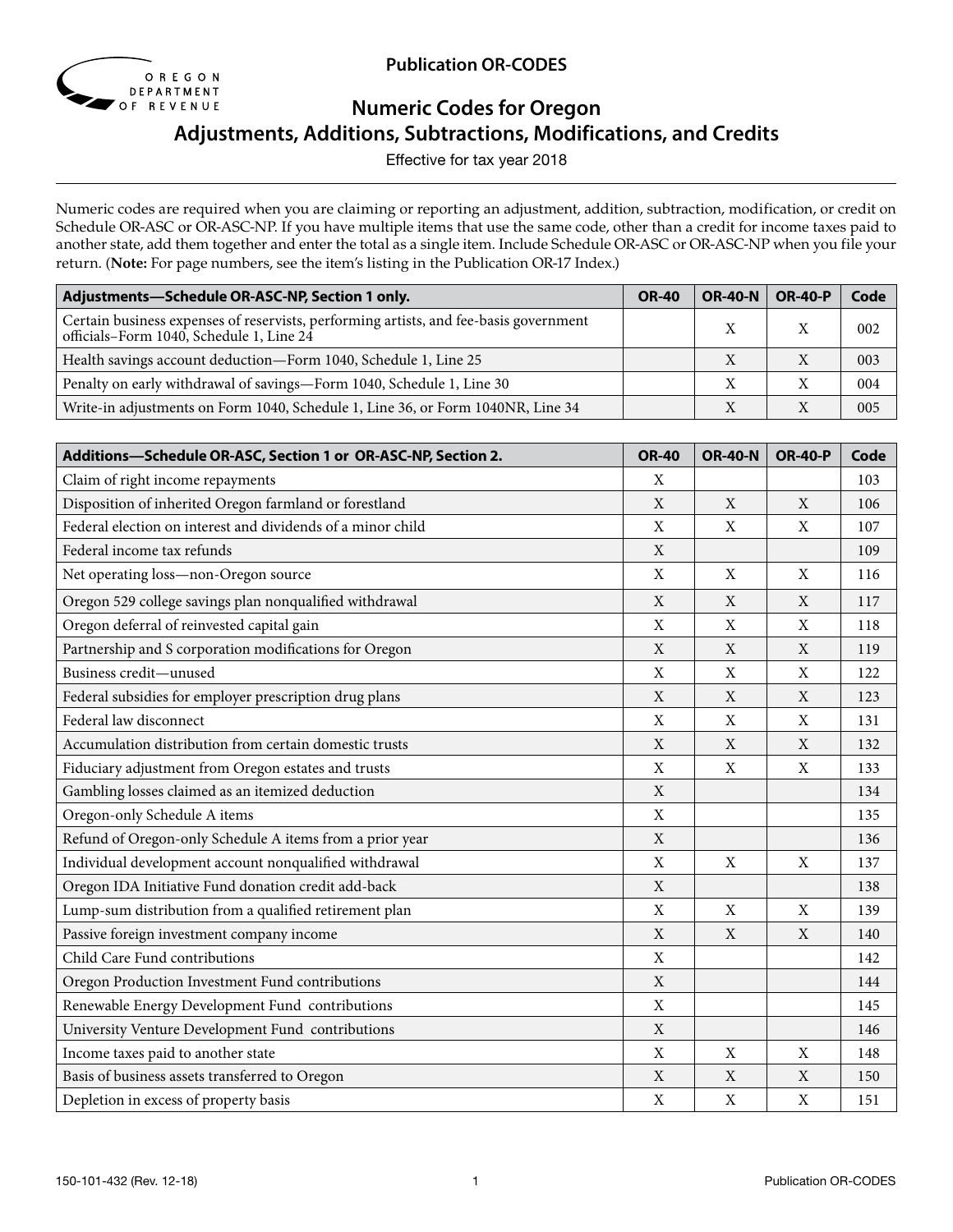**Publication OR-CODES**

# Numeric Codes for Oregon Adjustments, Additions, Subtractions, Modifications, and Credits

Effective for tax year 2018

Numeric codes are required when you are claiming or reporting an adjustment, addition, subtraction, modification, or credit on Schedule OR-ASC or OR-ASC-NP. If you have multiple items that use the same code, other than a credit for income taxes paid to another state, add them together and enter the total as a single item. Include Schedule OR-ASC or OR-ASC-NP when you file your return. (**Note:** For page numbers, see the item's listing in the Publication OR-17 Index.)

| Adjustments—Schedule OR-ASC-NP, Section 1 only. | OR-40 | OR-40-N | OR-40-P | Code |
|---|---|---|---|---|
| Certain business expenses of reservists, performing artists, and fee-basis government officials–Form 1040, Schedule 1, Line 24 | | X | X | 002 |
| Health savings account deduction—Form 1040, Schedule 1, Line 25 | | X | X | 003 |
| Penalty on early withdrawal of savings—Form 1040, Schedule 1, Line 30 | | X | X | 004 |
| Write-in adjustments on Form 1040, Schedule 1, Line 36, or Form 1040NR, Line 34 | | X | X | 005 |

| Additions—Schedule OR-ASC, Section 1 or OR-ASC-NP, Section 2. | OR-40 | OR-40-N | OR-40-P | Code |
|---|---|---|---|---|
| Claim of right income repayments | X | | | 103 |
| Disposition of inherited Oregon farmland or forestland | X | X | X | 106 |
| Federal election on interest and dividends of a minor child | X | X | X | 107 |
| Federal income tax refunds | X | | | 109 |
| Net operating loss—non-Oregon source | X | X | X | 116 |
| Oregon 529 college savings plan nonqualified withdrawal | X | X | X | 117 |
| Oregon deferral of reinvested capital gain | X | X | X | 118 |
| Partnership and S corporation modifications for Oregon | X | X | X | 119 |
| Business credit—unused | X | X | X | 122 |
| Federal subsidies for employer prescription drug plans | X | X | X | 123 |
| Federal law disconnect | X | X | X | 131 |
| Accumulation distribution from certain domestic trusts | X | X | X | 132 |
| Fiduciary adjustment from Oregon estates and trusts | X | X | X | 133 |
| Gambling losses claimed as an itemized deduction | X | | | 134 |
| Oregon-only Schedule A items | X | | | 135 |
| Refund of Oregon-only Schedule A items from a prior year | X | | | 136 |
| Individual development account nonqualified withdrawal | X | X | X | 137 |
| Oregon IDA Initiative Fund donation credit add-back | X | | | 138 |
| Lump-sum distribution from a qualified retirement plan | X | X | X | 139 |
| Passive foreign investment company income | X | X | X | 140 |
| Child Care Fund contributions | X | | | 142 |
| Oregon Production Investment Fund contributions | X | | | 144 |
| Renewable Energy Development Fund contributions | X | | | 145 |
| University Venture Development Fund contributions | X | | | 146 |
| Income taxes paid to another state | X | X | X | 148 |
| Basis of business assets transferred to Oregon | X | X | X | 150 |
| Depletion in excess of property basis | X | X | X | 151 |

150-101-432 (Rev. 12-18)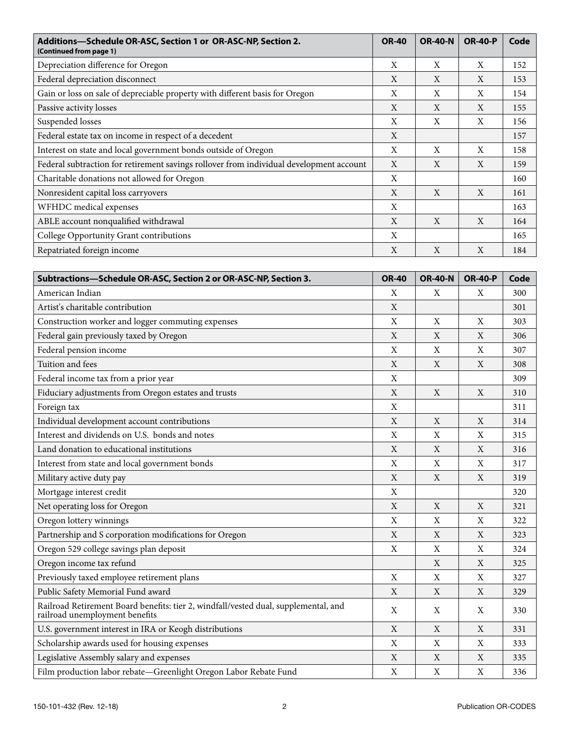| Additions—Schedule OR-ASC, Section 1 or OR-ASC-NP, Section 2. (Continued from page 1) | OR-40 | OR-40-N | OR-40-P | Code |
|---|---|---|---|---|
| Depreciation difference for Oregon | X | X | X | 152 |
| Federal depreciation disconnect | X | X | X | 153 |
| Gain or loss on sale of depreciable property with different basis for Oregon | X | X | X | 154 |
| Passive activity losses | X | X | X | 155 |
| Suspended losses | X | X | X | 156 |
| Federal estate tax on income in respect of a decedent | X | | | 157 |
| Interest on state and local government bonds outside of Oregon | X | X | X | 158 |
| Federal subtraction for retirement savings rollover from individual development account | X | X | X | 159 |
| Charitable donations not allowed for Oregon | X | | | 160 |
| Nonresident capital loss carryovers | X | X | X | 161 |
| WFHDC medical expenses | X | | | 163 |
| ABLE account nonqualified withdrawal | X | X | X | 164 |
| College Opportunity Grant contributions | X | | | 165 |
| Repatriated foreign income | X | X | X | 184 |

| Subtractions—Schedule OR-ASC, Section 2 or OR-ASC-NP, Section 3. | OR-40 | OR-40-N | OR-40-P | Code |
|---|---|---|---|---|
| American Indian | X | X | X | 300 |
| Artist's charitable contribution | X | | | 301 |
| Construction worker and logger commuting expenses | X | X | X | 303 |
| Federal gain previously taxed by Oregon | X | X | X | 306 |
| Federal pension income | X | X | X | 307 |
| Tuition and fees | X | X | X | 308 |
| Federal income tax from a prior year | X | | | 309 |
| Fiduciary adjustments from Oregon estates and trusts | X | X | X | 310 |
| Foreign tax | X | | | 311 |
| Individual development account contributions | X | X | X | 314 |
| Interest and dividends on U.S. bonds and notes | X | X | X | 315 |
| Land donation to educational institutions | X | X | X | 316 |
| Interest from state and local government bonds | X | X | X | 317 |
| Military active duty pay | X | X | X | 319 |
| Mortgage interest credit | X | | | 320 |
| Net operating loss for Oregon | X | X | X | 321 |
| Oregon lottery winnings | X | X | X | 322 |
| Partnership and S corporation modifications for Oregon | X | X | X | 323 |
| Oregon 529 college savings plan deposit | X | X | X | 324 |
| Oregon income tax refund | | X | X | 325 |
| Previously taxed employee retirement plans | X | X | X | 327 |
| Public Safety Memorial Fund award | X | X | X | 329 |
| Railroad Retirement Board benefits: tier 2, windfall/vested dual, supplemental, and railroad unemployment benefits | X | X | X | 330 |
| U.S. government interest in IRA or Keogh distributions | X | X | X | 331 |
| Scholarship awards used for housing expenses | X | X | X | 333 |
| Legislative Assembly salary and expenses | X | X | X | 335 |
| Film production labor rebate—Greenlight Oregon Labor Rebate Fund | X | X | X | 336 |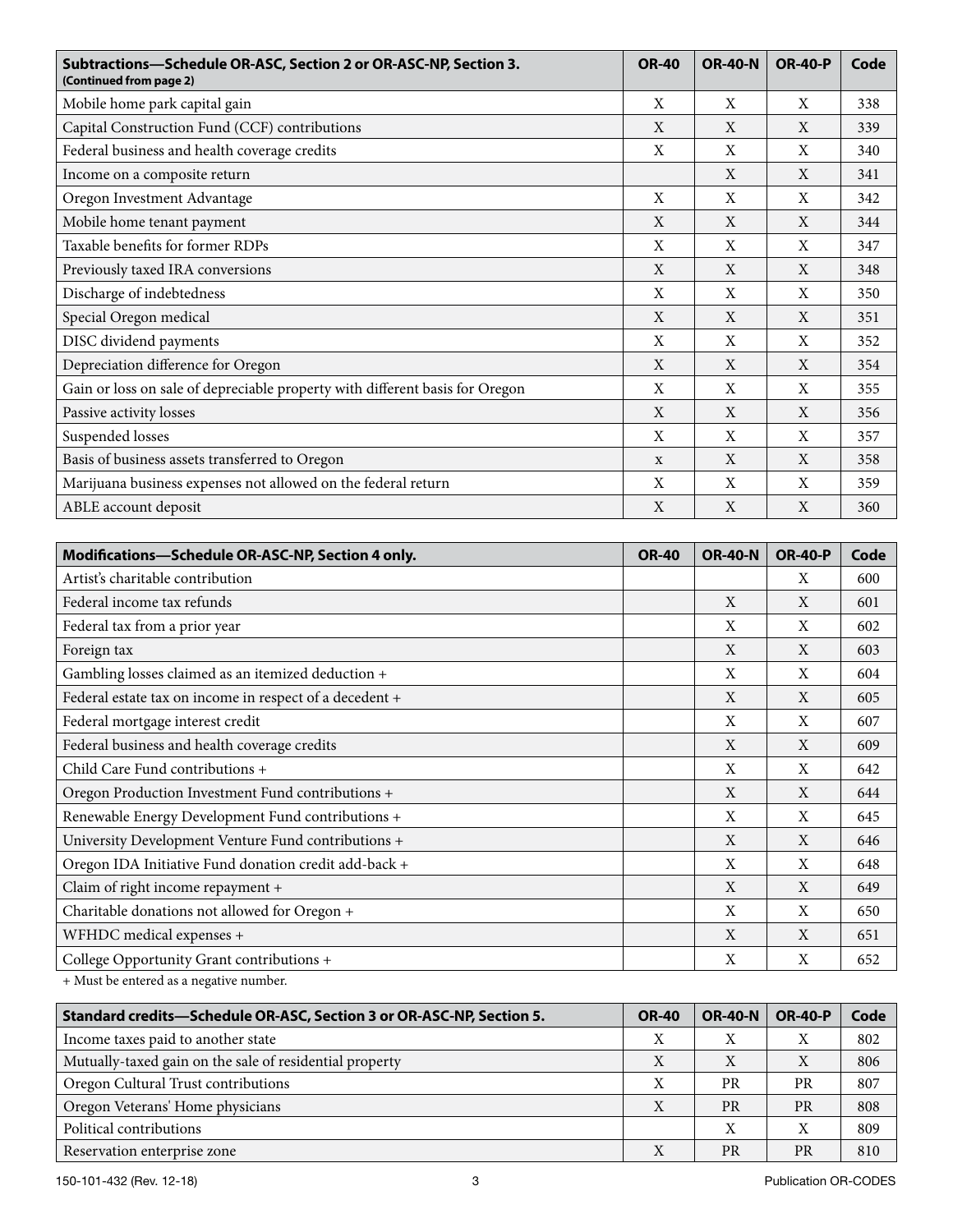| Subtractions—Schedule OR-ASC, Section 2 or OR-ASC-NP, Section 3. (Continued from page 2) | OR-40 | OR-40-N | OR-40-P | Code |
|---|---|---|---|---|
| Mobile home park capital gain | X | X | X | 338 |
| Capital Construction Fund (CCF) contributions | X | X | X | 339 |
| Federal business and health coverage credits | X | X | X | 340 |
| Income on a composite return | | X | X | 341 |
| Oregon Investment Advantage | X | X | X | 342 |
| Mobile home tenant payment | X | X | X | 344 |
| Taxable benefits for former RDPs | X | X | X | 347 |
| Previously taxed IRA conversions | X | X | X | 348 |
| Discharge of indebtedness | X | X | X | 350 |
| Special Oregon medical | X | X | X | 351 |
| DISC dividend payments | X | X | X | 352 |
| Depreciation difference for Oregon | X | X | X | 354 |
| Gain or loss on sale of depreciable property with different basis for Oregon | X | X | X | 355 |
| Passive activity losses | X | X | X | 356 |
| Suspended losses | X | X | X | 357 |
| Basis of business assets transferred to Oregon | x | X | X | 358 |
| Marijuana business expenses not allowed on the federal return | X | X | X | 359 |
| ABLE account deposit | X | X | X | 360 |

| Modifications—Schedule OR-ASC-NP, Section 4 only. | OR-40 | OR-40-N | OR-40-P | Code |
|---|---|---|---|---|
| Artist's charitable contribution | | | X | 600 |
| Federal income tax refunds | | X | X | 601 |
| Federal tax from a prior year | | X | X | 602 |
| Foreign tax | | X | X | 603 |
| Gambling losses claimed as an itemized deduction + | | X | X | 604 |
| Federal estate tax on income in respect of a decedent + | | X | X | 605 |
| Federal mortgage interest credit | | X | X | 607 |
| Federal business and health coverage credits | | X | X | 609 |
| Child Care Fund contributions + | | X | X | 642 |
| Oregon Production Investment Fund contributions + | | X | X | 644 |
| Renewable Energy Development Fund contributions + | | X | X | 645 |
| University Development Venture Fund contributions + | | X | X | 646 |
| Oregon IDA Initiative Fund donation credit add-back + | | X | X | 648 |
| Claim of right income repayment + | | X | X | 649 |
| Charitable donations not allowed for Oregon + | | X | X | 650 |
| WFHDC medical expenses + | | X | X | 651 |
| College Opportunity Grant contributions + | | X | X | 652 |

+ Must be entered as a negative number.

| Standard credits—Schedule OR-ASC, Section 3 or OR-ASC-NP, Section 5. | OR-40 | OR-40-N | OR-40-P | Code |
|---|---|---|---|---|
| Income taxes paid to another state | X | X | X | 802 |
| Mutually-taxed gain on the sale of residential property | X | X | X | 806 |
| Oregon Cultural Trust contributions | X | PR | PR | 807 |
| Oregon Veterans' Home physicians | X | PR | PR | 808 |
| Political contributions | | X | X | 809 |
| Reservation enterprise zone | X | PR | PR | 810 |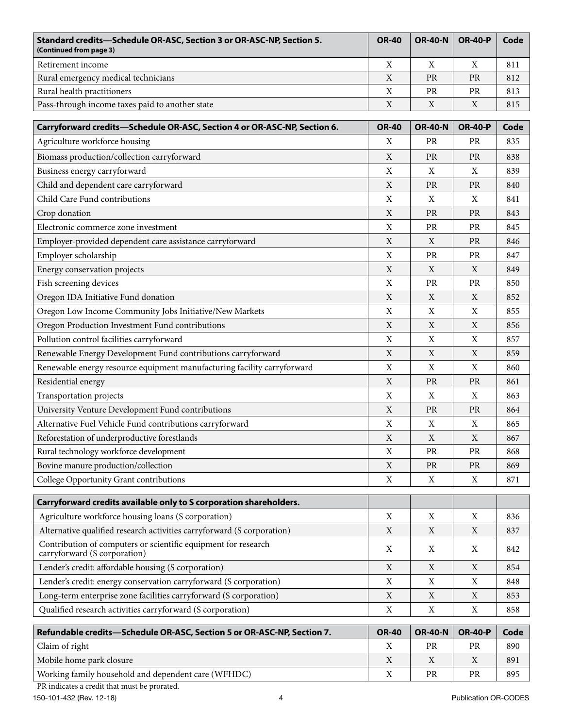| Standard credits—Schedule OR-ASC, Section 3 or OR-ASC-NP, Section 5. (Continued from page 3) | OR-40 | OR-40-N | OR-40-P | Code |
|---|---|---|---|---|
| Retirement income | X | X | X | 811 |
| Rural emergency medical technicians | X | PR | PR | 812 |
| Rural health practitioners | X | PR | PR | 813 |
| Pass-through income taxes paid to another state | X | X | X | 815 |

| Carryforward credits—Schedule OR-ASC, Section 4 or OR-ASC-NP, Section 6. | OR-40 | OR-40-N | OR-40-P | Code |
|---|---|---|---|---|
| Agriculture workforce housing | X | PR | PR | 835 |
| Biomass production/collection carryforward | X | PR | PR | 838 |
| Business energy carryforward | X | X | X | 839 |
| Child and dependent care carryforward | X | PR | PR | 840 |
| Child Care Fund contributions | X | X | X | 841 |
| Crop donation | X | PR | PR | 843 |
| Electronic commerce zone investment | X | PR | PR | 845 |
| Employer-provided dependent care assistance carryforward | X | X | PR | 846 |
| Employer scholarship | X | PR | PR | 847 |
| Energy conservation projects | X | X | X | 849 |
| Fish screening devices | X | PR | PR | 850 |
| Oregon IDA Initiative Fund donation | X | X | X | 852 |
| Oregon Low Income Community Jobs Initiative/New Markets | X | X | X | 855 |
| Oregon Production Investment Fund contributions | X | X | X | 856 |
| Pollution control facilities carryforward | X | X | X | 857 |
| Renewable Energy Development Fund contributions carryforward | X | X | X | 859 |
| Renewable energy resource equipment manufacturing facility carryforward | X | X | X | 860 |
| Residential energy | X | PR | PR | 861 |
| Transportation projects | X | X | X | 863 |
| University Venture Development Fund contributions | X | PR | PR | 864 |
| Alternative Fuel Vehicle Fund contributions carryforward | X | X | X | 865 |
| Reforestation of underproductive forestlands | X | X | X | 867 |
| Rural technology workforce development | X | PR | PR | 868 |
| Bovine manure production/collection | X | PR | PR | 869 |
| College Opportunity Grant contributions | X | X | X | 871 |

| Carryforward credits available only to S corporation shareholders. | | | | |
|---|---|---|---|---|
| Agriculture workforce housing loans (S corporation) | X | X | X | 836 |
| Alternative qualified research activities carryforward (S corporation) | X | X | X | 837 |
| Contribution of computers or scientific equipment for research carryforward (S corporation) | X | X | X | 842 |
| Lender's credit: affordable housing (S corporation) | X | X | X | 854 |
| Lender's credit: energy conservation carryforward (S corporation) | X | X | X | 848 |
| Long-term enterprise zone facilities carryforward (S corporation) | X | X | X | 853 |
| Qualified research activities carryforward (S corporation) | X | X | X | 858 |

| Refundable credits—Schedule OR-ASC, Section 5 or OR-ASC-NP, Section 7. | OR-40 | OR-40-N | OR-40-P | Code |
|---|---|---|---|---|
| Claim of right | X | PR | PR | 890 |
| Mobile home park closure | X | X | X | 891 |
| Working family household and dependent care (WFHDC) | X | PR | PR | 895 |

PR indicates a credit that must be prorated.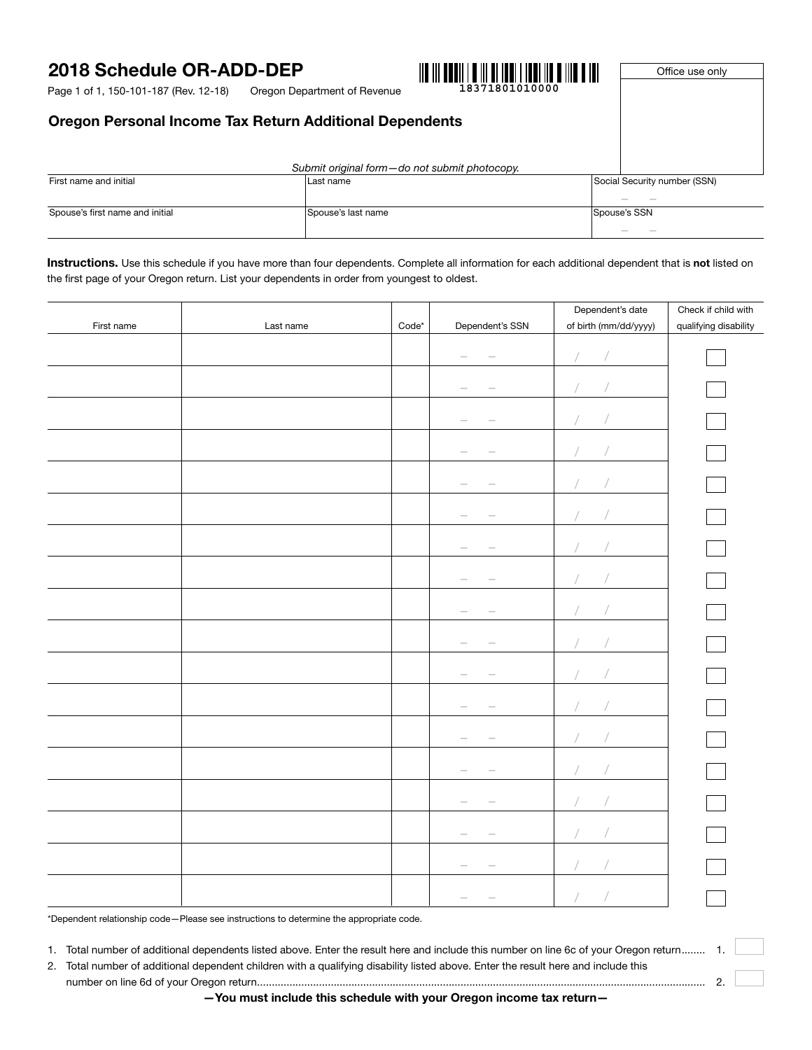# 2018 Schedule OR-ADD-DEP

150-101-187 (Rev. 12-18) Oregon Department of Revenue

18371801010000

Office use only

## Oregon Personal Income Tax Return Additional Dependents

*Submit original form—do not submit photocopy.*

| First name and initial | Last name | Social Security number (SSN) |
|---|---|---|
| | | – – |
| **Spouse's first name and initial** | **Spouse's last name** | **Spouse's SSN** |
| | | – – |

**Instructions.** Use this schedule if you have more than four dependents. Complete all information for each additional dependent that is **not** listed on the first page of your Oregon return. List your dependents in order from youngest to oldest.

| First name | Last name | Code* | Dependent's SSN | Dependent's date of birth (mm/dd/yyyy) | Check if child with qualifying disability |
|---|---|---|---|---|---|
| | | | – – | / / | ☐ |
| | | | – – | / / | ☐ |
| | | | – – | / / | ☐ |
| | | | – – | / / | ☐ |
| | | | – – | / / | ☐ |
| | | | – – | / / | ☐ |
| | | | – – | / / | ☐ |
| | | | – – | / / | ☐ |
| | | | – – | / / | ☐ |
| | | | – – | / / | ☐ |
| | | | – – | / / | ☐ |
| | | | – – | / / | ☐ |
| | | | – – | / / | ☐ |
| | | | – – | / / | ☐ |
| | | | – – | / / | ☐ |
| | | | – – | / / | ☐ |
| | | | – – | / / | ☐ |
| | | | – – | / / | ☐ |

*Dependent relationship code—Please see instructions to determine the appropriate code.

1. Total number of additional dependents listed above. Enter the result here and include this number on line 6c of your Oregon return........ 1. ______
2. Total number of additional dependent children with a qualifying disability listed above. Enter the result here and include this number on line 6d of your Oregon return........ 2. ______

**—You must include this schedule with your Oregon income tax return—**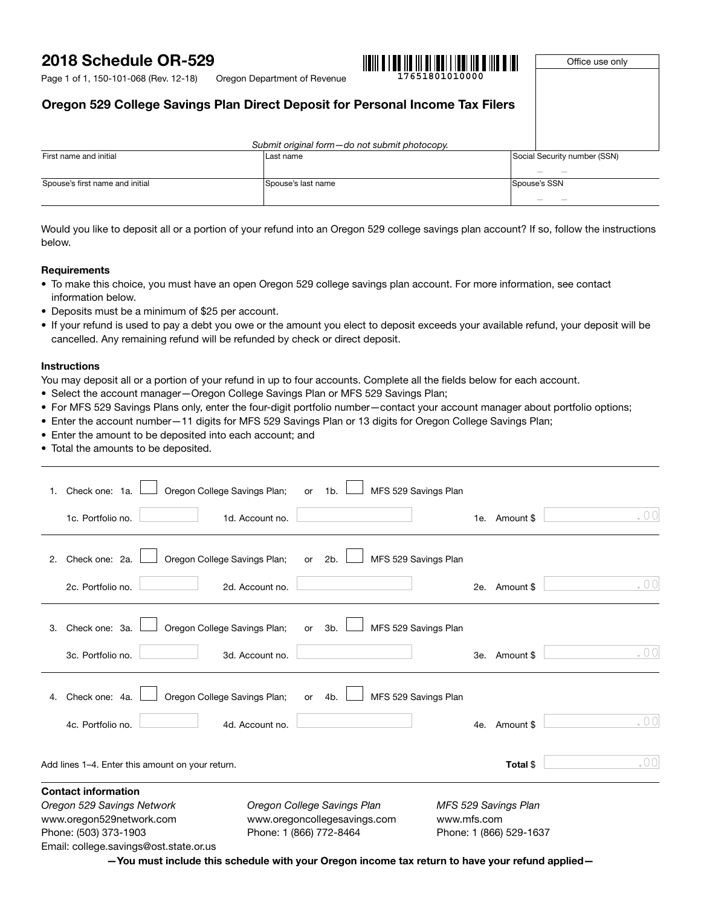# 2018 Schedule OR-529

Page 1 of 1, 150-101-068 (Rev. 12-18) Oregon Department of Revenue

17651801010000

Office use only

## Oregon 529 College Savings Plan Direct Deposit for Personal Income Tax Filers

*Submit original form—do not submit photocopy.*

| First name and initial | Last name | Social Security number (SSN) |
|---|---|---|
| | | – – |
| **Spouse's first name and initial** | **Spouse's last name** | **Spouse's SSN** |
| | | – – |

Would you like to deposit all or a portion of your refund into an Oregon 529 college savings plan account? If so, follow the instructions below.

**Requirements**

- To make this choice, you must have an open Oregon 529 college savings plan account. For more information, see contact information below.
- Deposits must be a minimum of $25 per account.
- If your refund is used to pay a debt you owe or the amount you elect to deposit exceeds your available refund, your deposit will be cancelled. Any remaining refund will be refunded by check or direct deposit.

**Instructions**

You may deposit all or a portion of your refund in up to four accounts. Complete all the fields below for each account.

- Select the account manager—Oregon College Savings Plan or MFS 529 Savings Plan;
- For MFS 529 Savings Plans only, enter the four-digit portfolio number—contact your account manager about portfolio options;
- Enter the account number—11 digits for MFS 529 Savings Plan or 13 digits for Oregon College Savings Plan;
- Enter the amount to be deposited into each account; and
- Total the amounts to be deposited.

1. Check one: 1a. ☐ Oregon College Savings Plan; or 1b. ☐ MFS 529 Savings Plan

   1c. Portfolio no. \_\_\_\_ 1d. Account no. \_\_\_\_ 1e. Amount $ \_\_\_\_ .00

2. Check one: 2a. ☐ Oregon College Savings Plan; or 2b. ☐ MFS 529 Savings Plan

   2c. Portfolio no. \_\_\_\_ 2d. Account no. \_\_\_\_ 2e. Amount $ \_\_\_\_ .00

3. Check one: 3a. ☐ Oregon College Savings Plan; or 3b. ☐ MFS 529 Savings Plan

   3c. Portfolio no. \_\_\_\_ 3d. Account no. \_\_\_\_ 3e. Amount $ \_\_\_\_ .00

4. Check one: 4a. ☐ Oregon College Savings Plan; or 4b. ☐ MFS 529 Savings Plan

   4c. Portfolio no. \_\_\_\_ 4d. Account no. \_\_\_\_ 4e. Amount $ \_\_\_\_ .00

Add lines 1–4. Enter this amount on your return. **Total** $ \_\_\_\_ .00

**Contact information**

*Oregon 529 Savings Network*
www.oregon529network.com
Phone: (503) 373-1903
Email: college.savings@ost.state.or.us

*Oregon College Savings Plan*
www.oregoncollegesavings.com
Phone: 1 (866) 772-8464

*MFS 529 Savings Plan*
www.mfs.com
Phone: 1 (866) 529-1637

**—You must include this schedule with your Oregon income tax return to have your refund applied—**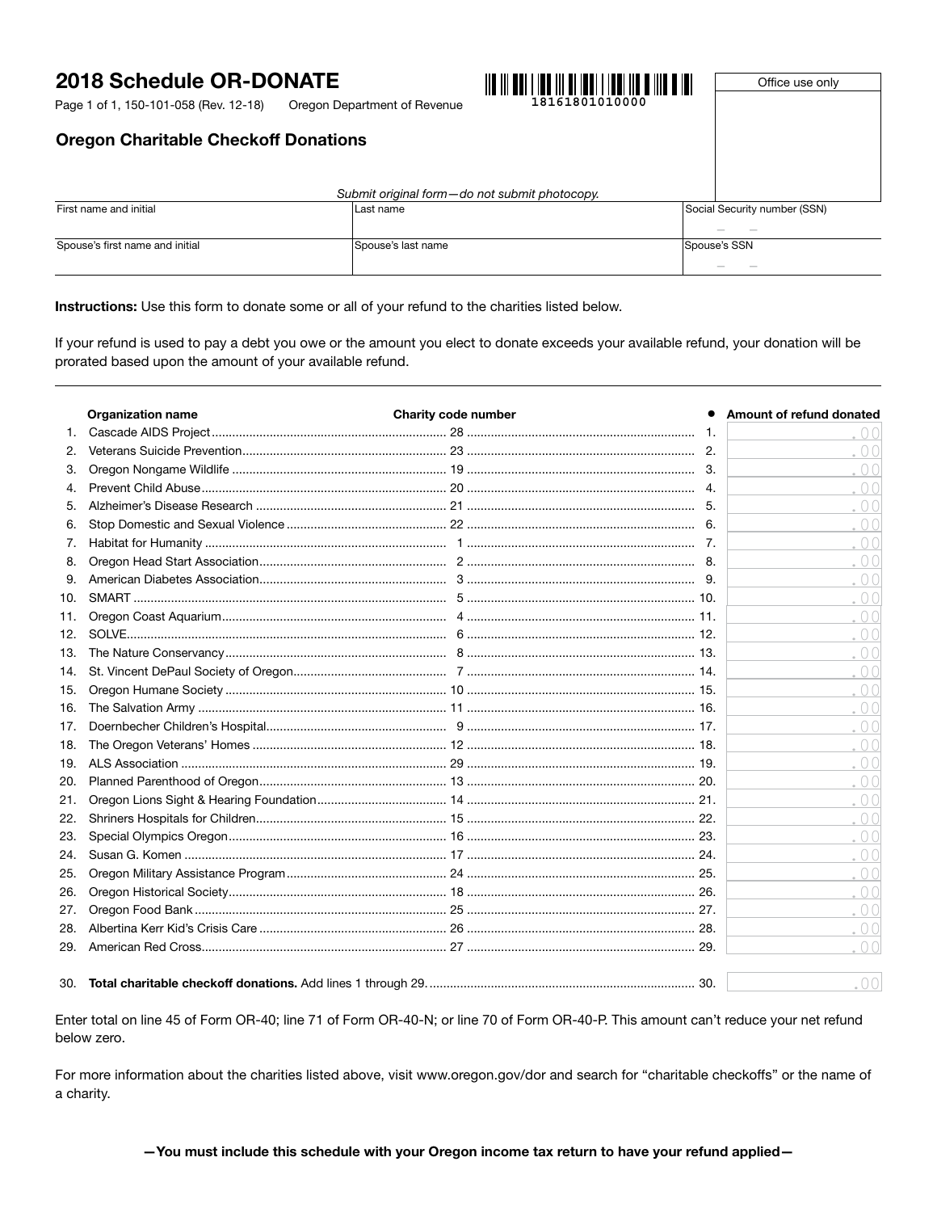# 2018 Schedule OR-DONATE

Page 1 of 1, 150-101-058 (Rev. 12-18) Oregon Department of Revenue

18161801010000

Office use only

## Oregon Charitable Checkoff Donations

*Submit original form—do not submit photocopy.*

| First name and initial | Last name | Social Security number (SSN) |
|---|---|---|
| | | – – |
| **Spouse's first name and initial** | **Spouse's last name** | **Spouse's SSN** |
| | | – – |

**Instructions:** Use this form to donate some or all of your refund to the charities listed below.

If your refund is used to pay a debt you owe or the amount you elect to donate exceeds your available refund, your donation will be prorated based upon the amount of your available refund.

| | Organization name | Charity code number | • | Amount of refund donated |
|---|---|---|---|---|
| 1. | Cascade AIDS Project | 28 | 1. | .00 |
| 2. | Veterans Suicide Prevention | 23 | 2. | .00 |
| 3. | Oregon Nongame Wildlife | 19 | 3. | .00 |
| 4. | Prevent Child Abuse | 20 | 4. | .00 |
| 5. | Alzheimer's Disease Research | 21 | 5. | .00 |
| 6. | Stop Domestic and Sexual Violence | 22 | 6. | .00 |
| 7. | Habitat for Humanity | 1 | 7. | .00 |
| 8. | Oregon Head Start Association | 2 | 8. | .00 |
| 9. | American Diabetes Association | 3 | 9. | .00 |
| 10. | SMART | 5 | 10. | .00 |
| 11. | Oregon Coast Aquarium | 4 | 11. | .00 |
| 12. | SOLVE | 6 | 12. | .00 |
| 13. | The Nature Conservancy | 8 | 13. | .00 |
| 14. | St. Vincent DePaul Society of Oregon | 7 | 14. | .00 |
| 15. | Oregon Humane Society | 10 | 15. | .00 |
| 16. | The Salvation Army | 11 | 16. | .00 |
| 17. | Doernbecher Children's Hospital | 9 | 17. | .00 |
| 18. | The Oregon Veterans' Homes | 12 | 18. | .00 |
| 19. | ALS Association | 29 | 19. | .00 |
| 20. | Planned Parenthood of Oregon | 13 | 20. | .00 |
| 21. | Oregon Lions Sight & Hearing Foundation | 14 | 21. | .00 |
| 22. | Shriners Hospitals for Children | 15 | 22. | .00 |
| 23. | Special Olympics Oregon | 16 | 23. | .00 |
| 24. | Susan G. Komen | 17 | 24. | .00 |
| 25. | Oregon Military Assistance Program | 24 | 25. | .00 |
| 26. | Oregon Historical Society | 18 | 26. | .00 |
| 27. | Oregon Food Bank | 25 | 27. | .00 |
| 28. | Albertina Kerr Kid's Crisis Care | 26 | 28. | .00 |
| 29. | American Red Cross | 27 | 29. | .00 |
| 30. | **Total charitable checkoff donations.** Add lines 1 through 29. | | 30. | .00 |

Enter total on line 45 of Form OR-40; line 71 of Form OR-40-N; or line 70 of Form OR-40-P. This amount can't reduce your net refund below zero.

For more information about the charities listed above, visit www.oregon.gov/dor and search for "charitable checkoffs" or the name of a charity.

**—You must include this schedule with your Oregon income tax return to have your refund applied—**